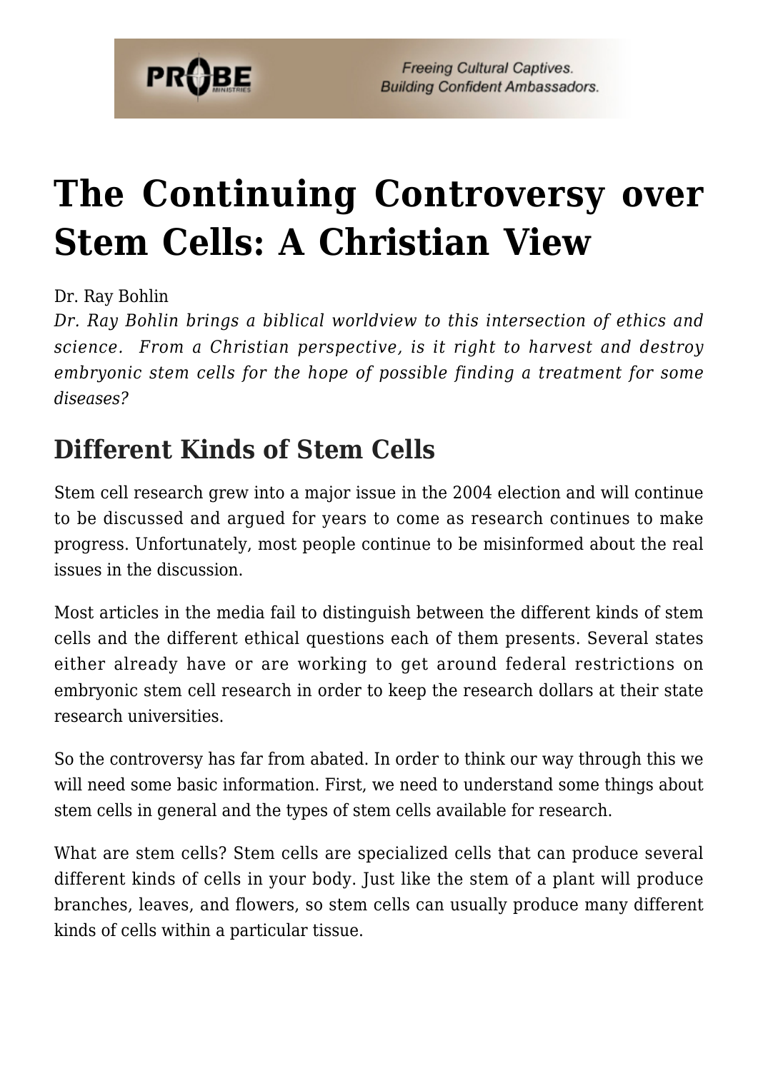# The Continuing Controversy over Stem Cells: A Christian View

Dr. Ray Bohlin

*Dr. Ray Bohlin brings a biblical worldview to this intersection of ethics and science. From a Christian perspective, is it right to harvest and destroy embryonic stem cells for the hope of possible finding a treatment for some diseases?*

## Different Kinds of Stem Cells

Stem cell research grew into a major issue in the 2004 election and will continue to be discussed and argued for years to come as research continues to make progress. Unfortunately, most people continue to be misinformed about the real issues in the discussion.

Most articles in the media fail to distinguish between the different kinds of stem cells and the different ethical questions each of them presents. Several states either already have or are working to get around federal restrictions on embryonic stem cell research in order to keep the research dollars at their state research universities.

So the controversy has far from abated. In order to think our way through this we will need some basic information. First, we need to understand some things about stem cells in general and the types of stem cells available for research.

What are stem cells? Stem cells are specialized cells that can produce several different kinds of cells in your body. Just like the stem of a plant will produce branches, leaves, and flowers, so stem cells can usually produce many different kinds of cells within a particular tissue.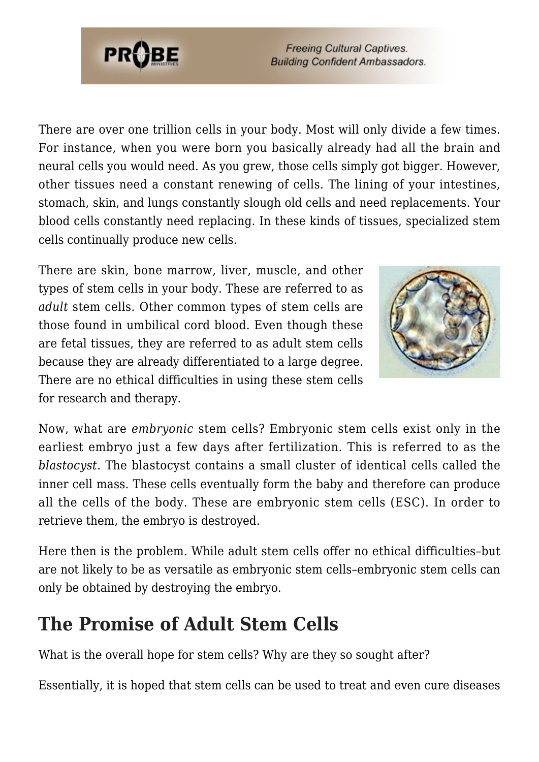There are over one trillion cells in your body. Most will only divide a few times. For instance, when you were born you basically already had all the brain and neural cells you would need. As you grew, those cells simply got bigger. However, other tissues need a constant renewing of cells. The lining of your intestines, stomach, skin, and lungs constantly slough old cells and need replacements. Your blood cells constantly need replacing. In these kinds of tissues, specialized stem cells continually produce new cells.

There are skin, bone marrow, liver, muscle, and other types of stem cells in your body. These are referred to as *adult* stem cells. Other common types of stem cells are those found in umbilical cord blood. Even though these are fetal tissues, they are referred to as adult stem cells because they are already differentiated to a large degree. There are no ethical difficulties in using these stem cells for research and therapy.

Now, what are *embryonic* stem cells? Embryonic stem cells exist only in the earliest embryo just a few days after fertilization. This is referred to as the *blastocyst*. The blastocyst contains a small cluster of identical cells called the inner cell mass. These cells eventually form the baby and therefore can produce all the cells of the body. These are embryonic stem cells (ESC). In order to retrieve them, the embryo is destroyed.

Here then is the problem. While adult stem cells offer no ethical difficulties–but are not likely to be as versatile as embryonic stem cells–embryonic stem cells can only be obtained by destroying the embryo.

## The Promise of Adult Stem Cells

What is the overall hope for stem cells? Why are they so sought after?

Essentially, it is hoped that stem cells can be used to treat and even cure diseases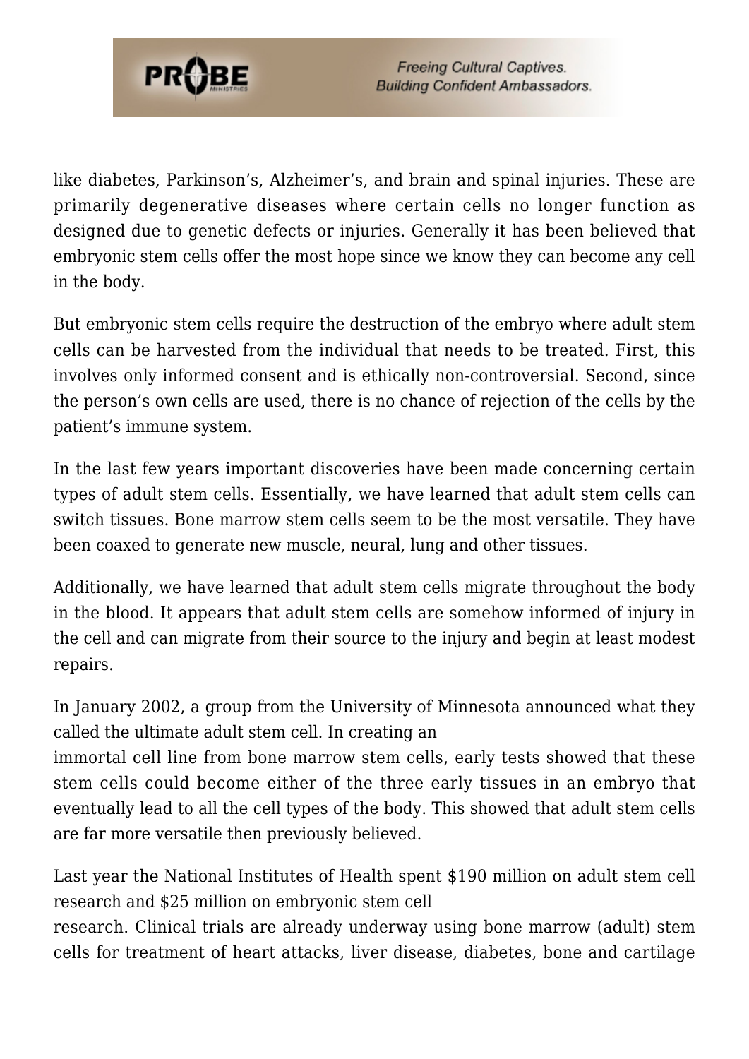like diabetes, Parkinson's, Alzheimer's, and brain and spinal injuries. These are primarily degenerative diseases where certain cells no longer function as designed due to genetic defects or injuries. Generally it has been believed that embryonic stem cells offer the most hope since we know they can become any cell in the body.

But embryonic stem cells require the destruction of the embryo where adult stem cells can be harvested from the individual that needs to be treated. First, this involves only informed consent and is ethically non-controversial. Second, since the person's own cells are used, there is no chance of rejection of the cells by the patient's immune system.

In the last few years important discoveries have been made concerning certain types of adult stem cells. Essentially, we have learned that adult stem cells can switch tissues. Bone marrow stem cells seem to be the most versatile. They have been coaxed to generate new muscle, neural, lung and other tissues.

Additionally, we have learned that adult stem cells migrate throughout the body in the blood. It appears that adult stem cells are somehow informed of injury in the cell and can migrate from their source to the injury and begin at least modest repairs.

In January 2002, a group from the University of Minnesota announced what they called the ultimate adult stem cell. In creating an immortal cell line from bone marrow stem cells, early tests showed that these stem cells could become either of the three early tissues in an embryo that eventually lead to all the cell types of the body. This showed that adult stem cells are far more versatile then previously believed.

Last year the National Institutes of Health spent $190 million on adult stem cell research and $25 million on embryonic stem cell research. Clinical trials are already underway using bone marrow (adult) stem cells for treatment of heart attacks, liver disease, diabetes, bone and cartilage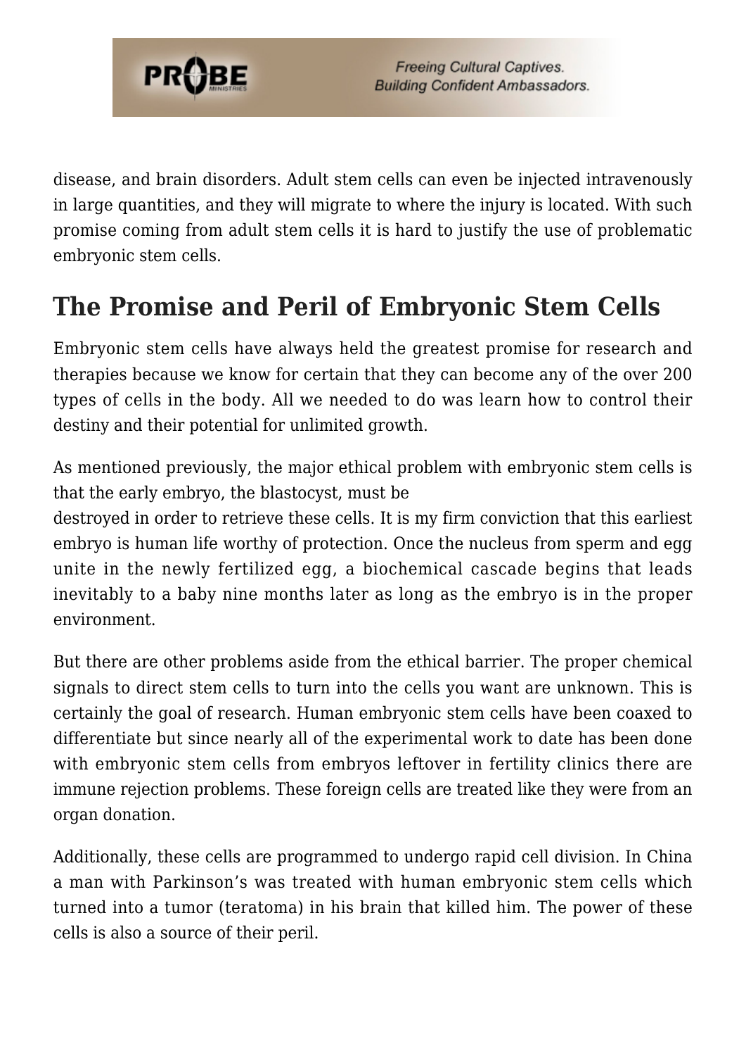disease, and brain disorders. Adult stem cells can even be injected intravenously in large quantities, and they will migrate to where the injury is located. With such promise coming from adult stem cells it is hard to justify the use of problematic embryonic stem cells.

## The Promise and Peril of Embryonic Stem Cells

Embryonic stem cells have always held the greatest promise for research and therapies because we know for certain that they can become any of the over 200 types of cells in the body. All we needed to do was learn how to control their destiny and their potential for unlimited growth.

As mentioned previously, the major ethical problem with embryonic stem cells is that the early embryo, the blastocyst, must be destroyed in order to retrieve these cells. It is my firm conviction that this earliest embryo is human life worthy of protection. Once the nucleus from sperm and egg unite in the newly fertilized egg, a biochemical cascade begins that leads inevitably to a baby nine months later as long as the embryo is in the proper environment.

But there are other problems aside from the ethical barrier. The proper chemical signals to direct stem cells to turn into the cells you want are unknown. This is certainly the goal of research. Human embryonic stem cells have been coaxed to differentiate but since nearly all of the experimental work to date has been done with embryonic stem cells from embryos leftover in fertility clinics there are immune rejection problems. These foreign cells are treated like they were from an organ donation.

Additionally, these cells are programmed to undergo rapid cell division. In China a man with Parkinson's was treated with human embryonic stem cells which turned into a tumor (teratoma) in his brain that killed him. The power of these cells is also a source of their peril.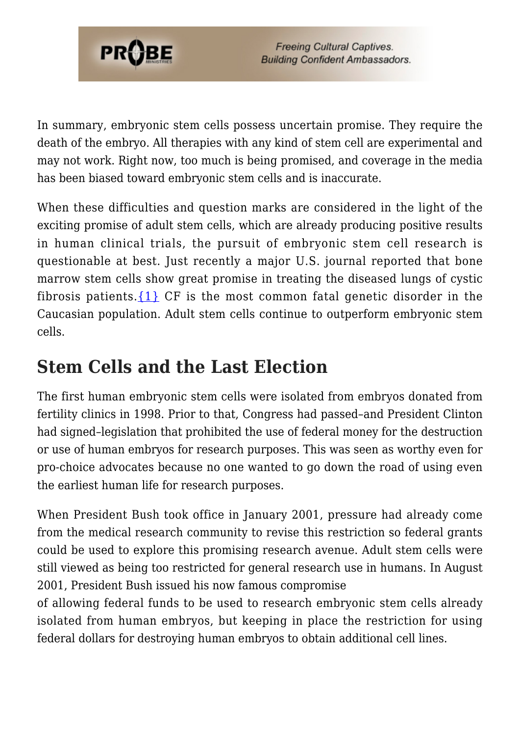In summary, embryonic stem cells possess uncertain promise. They require the death of the embryo. All therapies with any kind of stem cell are experimental and may not work. Right now, too much is being promised, and coverage in the media has been biased toward embryonic stem cells and is inaccurate.

When these difficulties and question marks are considered in the light of the exciting promise of adult stem cells, which are already producing positive results in human clinical trials, the pursuit of embryonic stem cell research is questionable at best. Just recently a major U.S. journal reported that bone marrow stem cells show great promise in treating the diseased lungs of cystic fibrosis patients.{1} CF is the most common fatal genetic disorder in the Caucasian population. Adult stem cells continue to outperform embryonic stem cells.

## Stem Cells and the Last Election

The first human embryonic stem cells were isolated from embryos donated from fertility clinics in 1998. Prior to that, Congress had passed–and President Clinton had signed–legislation that prohibited the use of federal money for the destruction or use of human embryos for research purposes. This was seen as worthy even for pro-choice advocates because no one wanted to go down the road of using even the earliest human life for research purposes.

When President Bush took office in January 2001, pressure had already come from the medical research community to revise this restriction so federal grants could be used to explore this promising research avenue. Adult stem cells were still viewed as being too restricted for general research use in humans. In August 2001, President Bush issued his now famous compromise of allowing federal funds to be used to research embryonic stem cells already isolated from human embryos, but keeping in place the restriction for using federal dollars for destroying human embryos to obtain additional cell lines.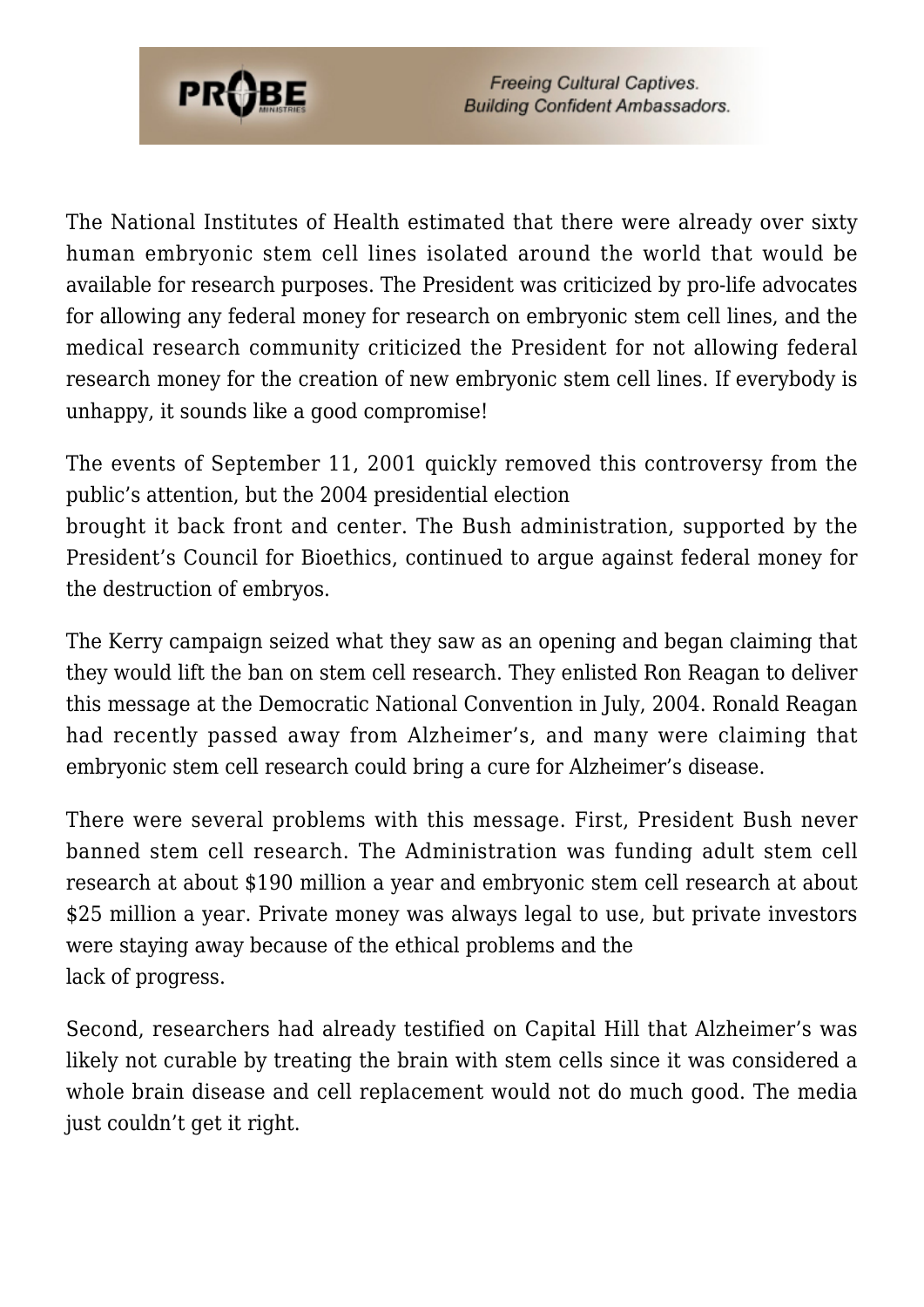The National Institutes of Health estimated that there were already over sixty human embryonic stem cell lines isolated around the world that would be available for research purposes. The President was criticized by pro-life advocates for allowing any federal money for research on embryonic stem cell lines, and the medical research community criticized the President for not allowing federal research money for the creation of new embryonic stem cell lines. If everybody is unhappy, it sounds like a good compromise!

The events of September 11, 2001 quickly removed this controversy from the public's attention, but the 2004 presidential election brought it back front and center. The Bush administration, supported by the President's Council for Bioethics, continued to argue against federal money for the destruction of embryos.

The Kerry campaign seized what they saw as an opening and began claiming that they would lift the ban on stem cell research. They enlisted Ron Reagan to deliver this message at the Democratic National Convention in July, 2004. Ronald Reagan had recently passed away from Alzheimer's, and many were claiming that embryonic stem cell research could bring a cure for Alzheimer's disease.

There were several problems with this message. First, President Bush never banned stem cell research. The Administration was funding adult stem cell research at about $190 million a year and embryonic stem cell research at about $25 million a year. Private money was always legal to use, but private investors were staying away because of the ethical problems and the lack of progress.

Second, researchers had already testified on Capital Hill that Alzheimer's was likely not curable by treating the brain with stem cells since it was considered a whole brain disease and cell replacement would not do much good. The media just couldn't get it right.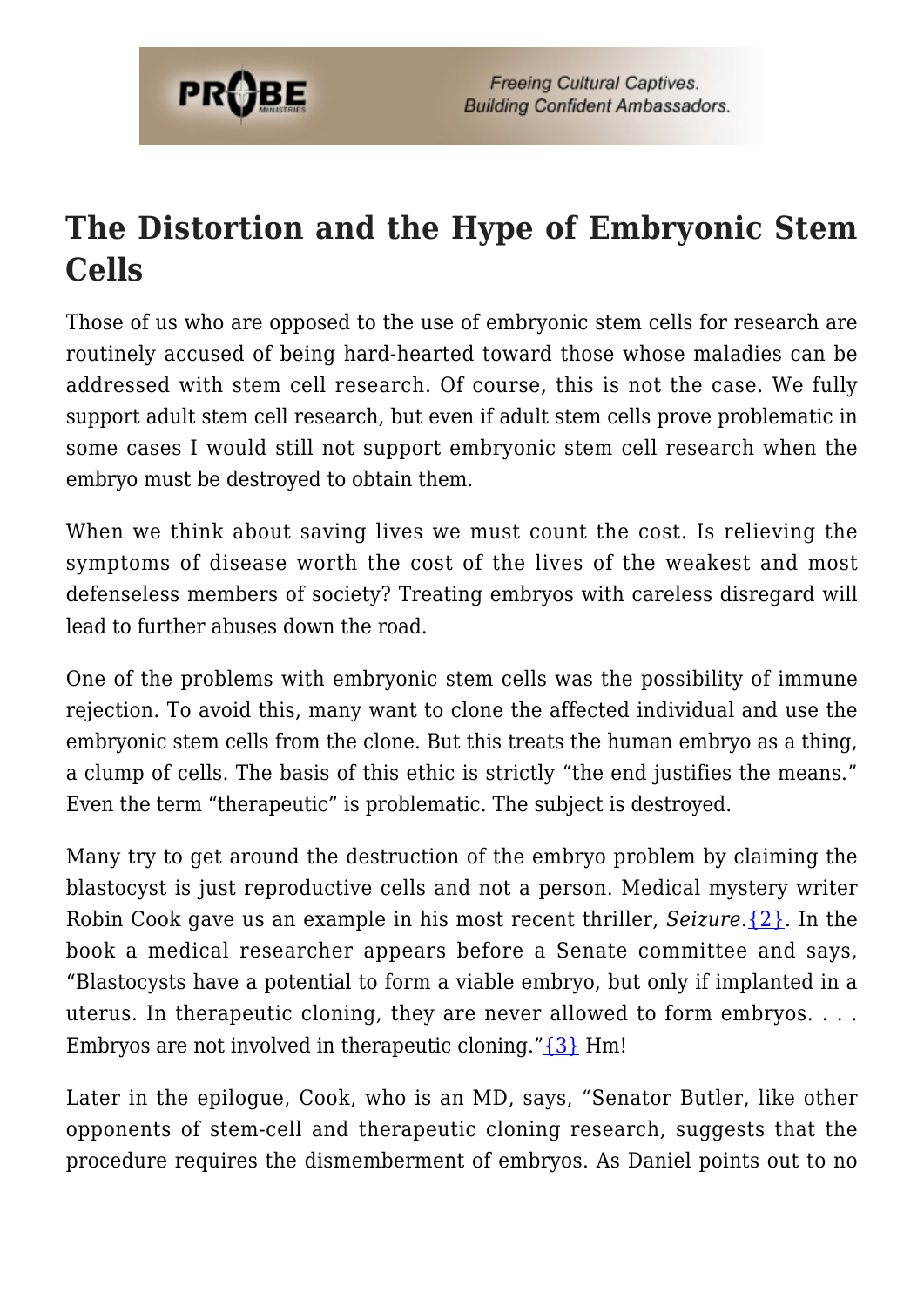## The Distortion and the Hype of Embryonic Stem Cells

Those of us who are opposed to the use of embryonic stem cells for research are routinely accused of being hard-hearted toward those whose maladies can be addressed with stem cell research. Of course, this is not the case. We fully support adult stem cell research, but even if adult stem cells prove problematic in some cases I would still not support embryonic stem cell research when the embryo must be destroyed to obtain them.

When we think about saving lives we must count the cost. Is relieving the symptoms of disease worth the cost of the lives of the weakest and most defenseless members of society? Treating embryos with careless disregard will lead to further abuses down the road.

One of the problems with embryonic stem cells was the possibility of immune rejection. To avoid this, many want to clone the affected individual and use the embryonic stem cells from the clone. But this treats the human embryo as a thing, a clump of cells. The basis of this ethic is strictly "the end justifies the means." Even the term "therapeutic" is problematic. The subject is destroyed.

Many try to get around the destruction of the embryo problem by claiming the blastocyst is just reproductive cells and not a person. Medical mystery writer Robin Cook gave us an example in his most recent thriller, *Seizure*.{2}. In the book a medical researcher appears before a Senate committee and says, "Blastocysts have a potential to form a viable embryo, but only if implanted in a uterus. In therapeutic cloning, they are never allowed to form embryos. . . . Embryos are not involved in therapeutic cloning."{3} Hm!

Later in the epilogue, Cook, who is an MD, says, "Senator Butler, like other opponents of stem-cell and therapeutic cloning research, suggests that the procedure requires the dismemberment of embryos. As Daniel points out to no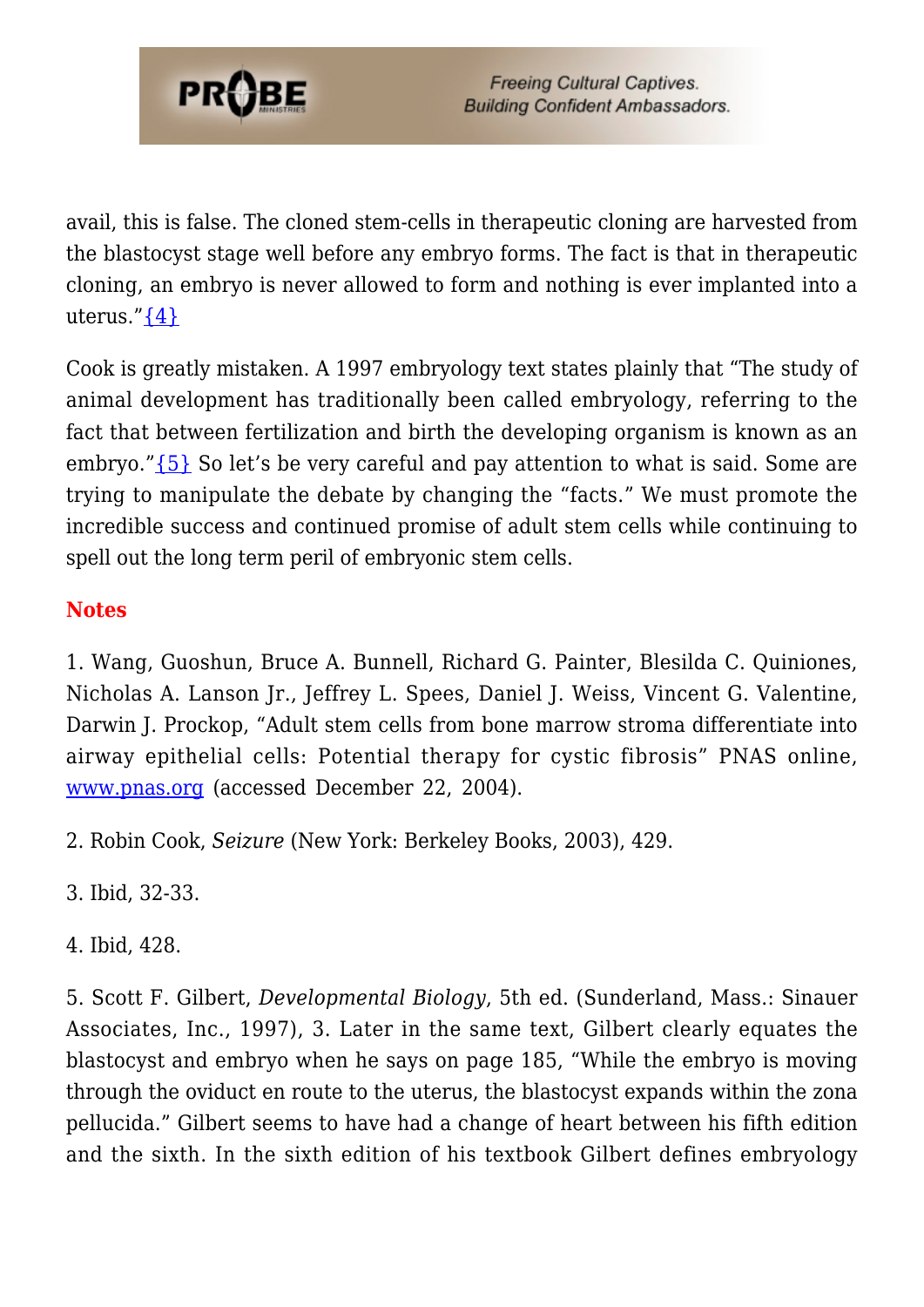avail, this is false. The cloned stem-cells in therapeutic cloning are harvested from the blastocyst stage well before any embryo forms. The fact is that in therapeutic cloning, an embryo is never allowed to form and nothing is ever implanted into a uterus."{4}

Cook is greatly mistaken. A 1997 embryology text states plainly that "The study of animal development has traditionally been called embryology, referring to the fact that between fertilization and birth the developing organism is known as an embryo."{5} So let's be very careful and pay attention to what is said. Some are trying to manipulate the debate by changing the "facts." We must promote the incredible success and continued promise of adult stem cells while continuing to spell out the long term peril of embryonic stem cells.

## Notes

1. Wang, Guoshun, Bruce A. Bunnell, Richard G. Painter, Blesilda C. Quiniones, Nicholas A. Lanson Jr., Jeffrey L. Spees, Daniel J. Weiss, Vincent G. Valentine, Darwin J. Prockop, "Adult stem cells from bone marrow stroma differentiate into airway epithelial cells: Potential therapy for cystic fibrosis" PNAS online, www.pnas.org (accessed December 22, 2004).

2. Robin Cook, *Seizure* (New York: Berkeley Books, 2003), 429.

3. Ibid, 32-33.

4. Ibid, 428.

5. Scott F. Gilbert, *Developmental Biology*, 5th ed. (Sunderland, Mass.: Sinauer Associates, Inc., 1997), 3. Later in the same text, Gilbert clearly equates the blastocyst and embryo when he says on page 185, "While the embryo is moving through the oviduct en route to the uterus, the blastocyst expands within the zona pellucida." Gilbert seems to have had a change of heart between his fifth edition and the sixth. In the sixth edition of his textbook Gilbert defines embryology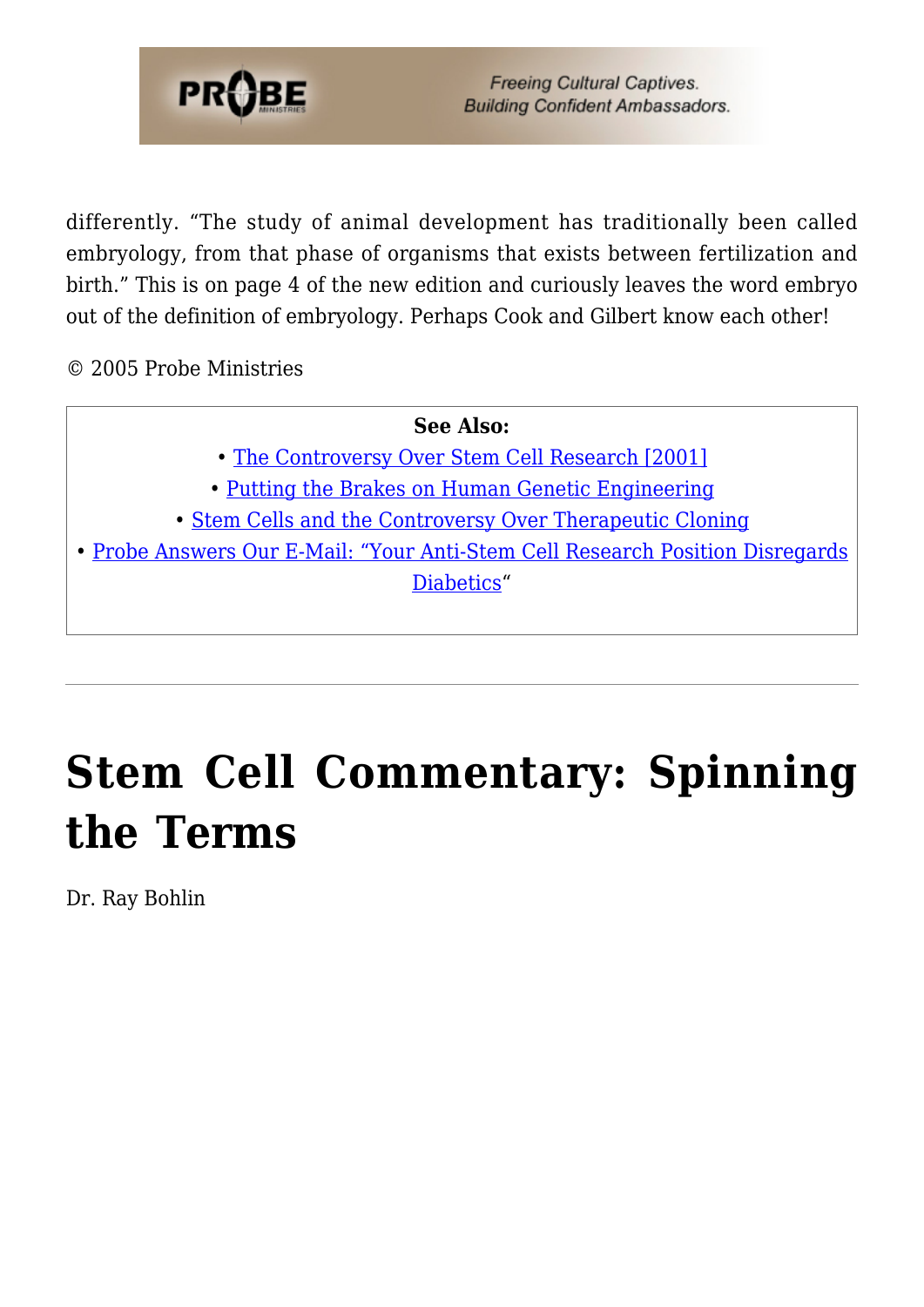differently. "The study of animal development has traditionally been called embryology, from that phase of organisms that exists between fertilization and birth." This is on page 4 of the new edition and curiously leaves the word embryo out of the definition of embryology. Perhaps Cook and Gilbert know each other!

© 2005 Probe Ministries

**See Also:**
• The Controversy Over Stem Cell Research [2001]
• Putting the Brakes on Human Genetic Engineering
• Stem Cells and the Controversy Over Therapeutic Cloning
• Probe Answers Our E-Mail: "Your Anti-Stem Cell Research Position Disregards Diabetics"

---

# Stem Cell Commentary: Spinning the Terms

Dr. Ray Bohlin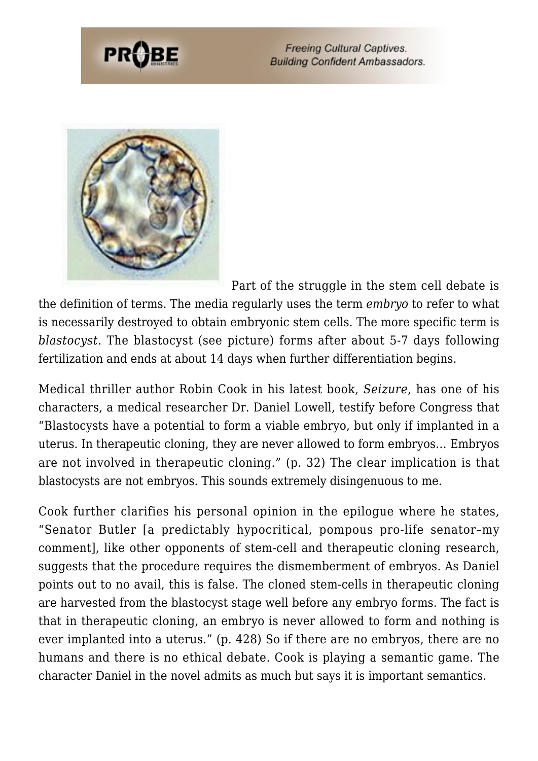Part of the struggle in the stem cell debate is the definition of terms. The media regularly uses the term *embryo* to refer to what is necessarily destroyed to obtain embryonic stem cells. The more specific term is *blastocyst*. The blastocyst (see picture) forms after about 5-7 days following fertilization and ends at about 14 days when further differentiation begins.

Medical thriller author Robin Cook in his latest book, *Seizure*, has one of his characters, a medical researcher Dr. Daniel Lowell, testify before Congress that "Blastocysts have a potential to form a viable embryo, but only if implanted in a uterus. In therapeutic cloning, they are never allowed to form embryos… Embryos are not involved in therapeutic cloning." (p. 32) The clear implication is that blastocysts are not embryos. This sounds extremely disingenuous to me.

Cook further clarifies his personal opinion in the epilogue where he states, "Senator Butler [a predictably hypocritical, pompous pro-life senator–my comment], like other opponents of stem-cell and therapeutic cloning research, suggests that the procedure requires the dismemberment of embryos. As Daniel points out to no avail, this is false. The cloned stem-cells in therapeutic cloning are harvested from the blastocyst stage well before any embryo forms. The fact is that in therapeutic cloning, an embryo is never allowed to form and nothing is ever implanted into a uterus." (p. 428) So if there are no embryos, there are no humans and there is no ethical debate. Cook is playing a semantic game. The character Daniel in the novel admits as much but says it is important semantics.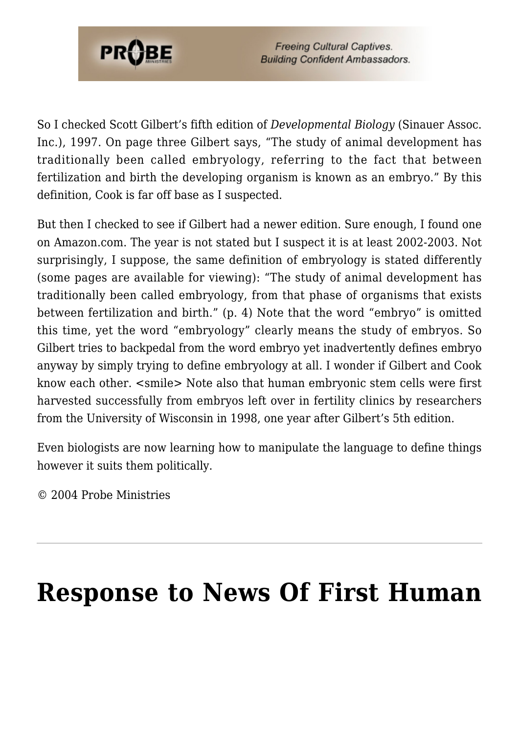So I checked Scott Gilbert's fifth edition of *Developmental Biology* (Sinauer Assoc. Inc.), 1997. On page three Gilbert says, "The study of animal development has traditionally been called embryology, referring to the fact that between fertilization and birth the developing organism is known as an embryo." By this definition, Cook is far off base as I suspected.

But then I checked to see if Gilbert had a newer edition. Sure enough, I found one on Amazon.com. The year is not stated but I suspect it is at least 2002-2003. Not surprisingly, I suppose, the same definition of embryology is stated differently (some pages are available for viewing): "The study of animal development has traditionally been called embryology, from that phase of organisms that exists between fertilization and birth." (p. 4) Note that the word "embryo" is omitted this time, yet the word "embryology" clearly means the study of embryos. So Gilbert tries to backpedal from the word embryo yet inadvertently defines embryo anyway by simply trying to define embryology at all. I wonder if Gilbert and Cook know each other. <smile> Note also that human embryonic stem cells were first harvested successfully from embryos left over in fertility clinics by researchers from the University of Wisconsin in 1998, one year after Gilbert's 5th edition.

Even biologists are now learning how to manipulate the language to define things however it suits them politically.

© 2004 Probe Ministries

---

# Response to News Of First Human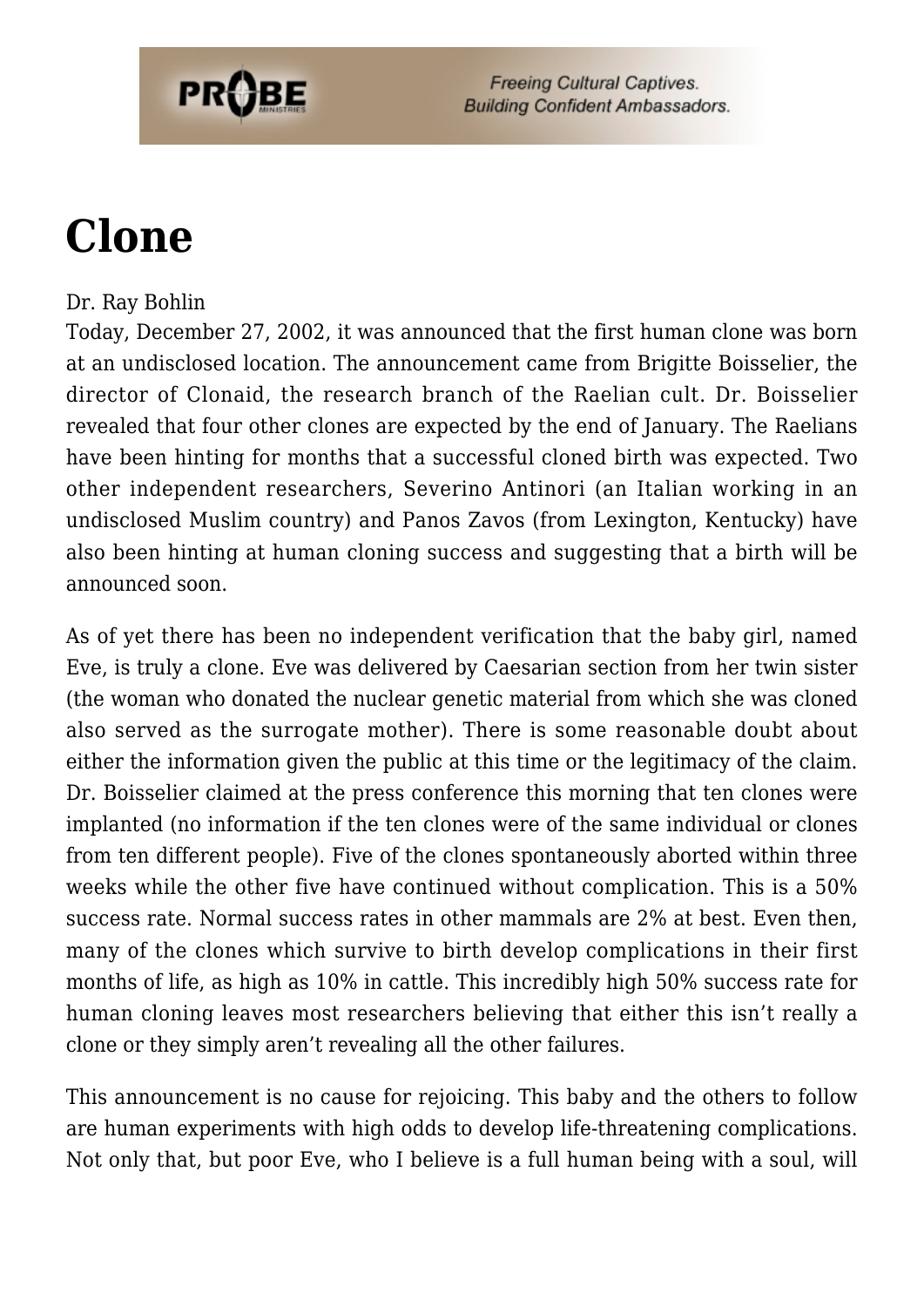# Clone

Dr. Ray Bohlin

Today, December 27, 2002, it was announced that the first human clone was born at an undisclosed location. The announcement came from Brigitte Boisselier, the director of Clonaid, the research branch of the Raelian cult. Dr. Boisselier revealed that four other clones are expected by the end of January. The Raelians have been hinting for months that a successful cloned birth was expected. Two other independent researchers, Severino Antinori (an Italian working in an undisclosed Muslim country) and Panos Zavos (from Lexington, Kentucky) have also been hinting at human cloning success and suggesting that a birth will be announced soon.

As of yet there has been no independent verification that the baby girl, named Eve, is truly a clone. Eve was delivered by Caesarian section from her twin sister (the woman who donated the nuclear genetic material from which she was cloned also served as the surrogate mother). There is some reasonable doubt about either the information given the public at this time or the legitimacy of the claim. Dr. Boisselier claimed at the press conference this morning that ten clones were implanted (no information if the ten clones were of the same individual or clones from ten different people). Five of the clones spontaneously aborted within three weeks while the other five have continued without complication. This is a 50% success rate. Normal success rates in other mammals are 2% at best. Even then, many of the clones which survive to birth develop complications in their first months of life, as high as 10% in cattle. This incredibly high 50% success rate for human cloning leaves most researchers believing that either this isn't really a clone or they simply aren't revealing all the other failures.

This announcement is no cause for rejoicing. This baby and the others to follow are human experiments with high odds to develop life-threatening complications. Not only that, but poor Eve, who I believe is a full human being with a soul, will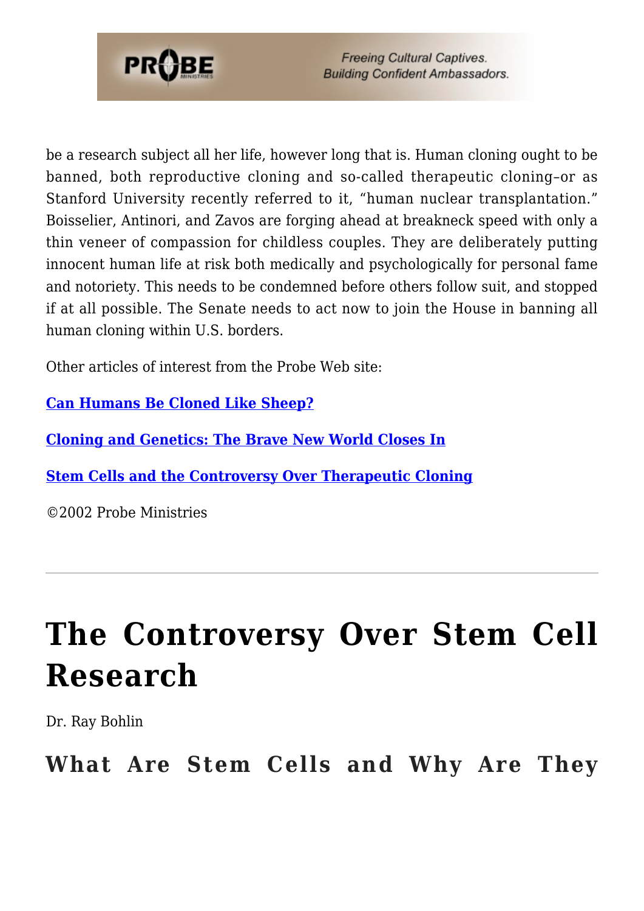be a research subject all her life, however long that is. Human cloning ought to be banned, both reproductive cloning and so-called therapeutic cloning–or as Stanford University recently referred to it, "human nuclear transplantation." Boisselier, Antinori, and Zavos are forging ahead at breakneck speed with only a thin veneer of compassion for childless couples. They are deliberately putting innocent human life at risk both medically and psychologically for personal fame and notoriety. This needs to be condemned before others follow suit, and stopped if at all possible. The Senate needs to act now to join the House in banning all human cloning within U.S. borders.

Other articles of interest from the Probe Web site:

**Can Humans Be Cloned Like Sheep?**

**Cloning and Genetics: The Brave New World Closes In**

**Stem Cells and the Controversy Over Therapeutic Cloning**

©2002 Probe Ministries

---

# The Controversy Over Stem Cell Research

Dr. Ray Bohlin

## What Are Stem Cells and Why Are They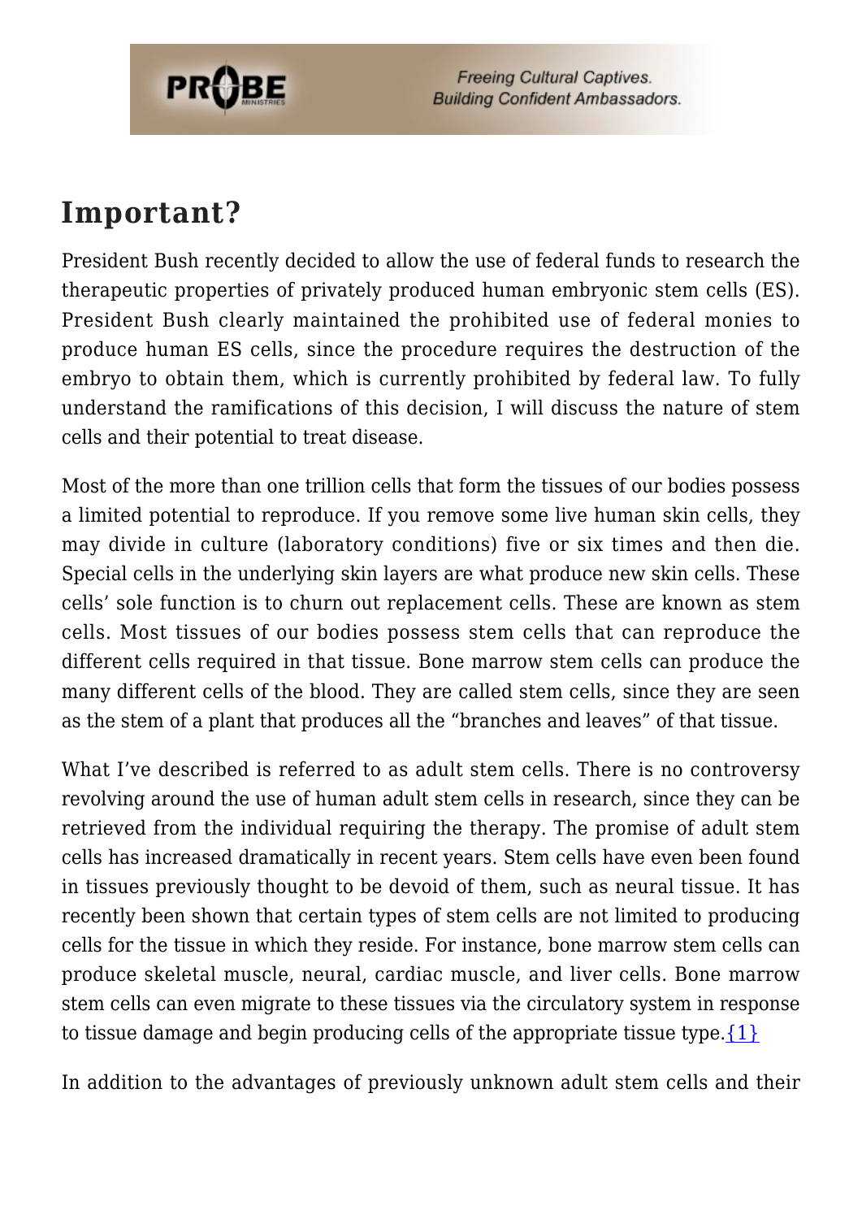## Important?

President Bush recently decided to allow the use of federal funds to research the therapeutic properties of privately produced human embryonic stem cells (ES). President Bush clearly maintained the prohibited use of federal monies to produce human ES cells, since the procedure requires the destruction of the embryo to obtain them, which is currently prohibited by federal law. To fully understand the ramifications of this decision, I will discuss the nature of stem cells and their potential to treat disease.

Most of the more than one trillion cells that form the tissues of our bodies possess a limited potential to reproduce. If you remove some live human skin cells, they may divide in culture (laboratory conditions) five or six times and then die. Special cells in the underlying skin layers are what produce new skin cells. These cells' sole function is to churn out replacement cells. These are known as stem cells. Most tissues of our bodies possess stem cells that can reproduce the different cells required in that tissue. Bone marrow stem cells can produce the many different cells of the blood. They are called stem cells, since they are seen as the stem of a plant that produces all the "branches and leaves" of that tissue.

What I've described is referred to as adult stem cells. There is no controversy revolving around the use of human adult stem cells in research, since they can be retrieved from the individual requiring the therapy. The promise of adult stem cells has increased dramatically in recent years. Stem cells have even been found in tissues previously thought to be devoid of them, such as neural tissue. It has recently been shown that certain types of stem cells are not limited to producing cells for the tissue in which they reside. For instance, bone marrow stem cells can produce skeletal muscle, neural, cardiac muscle, and liver cells. Bone marrow stem cells can even migrate to these tissues via the circulatory system in response to tissue damage and begin producing cells of the appropriate tissue type.{1}

In addition to the advantages of previously unknown adult stem cells and their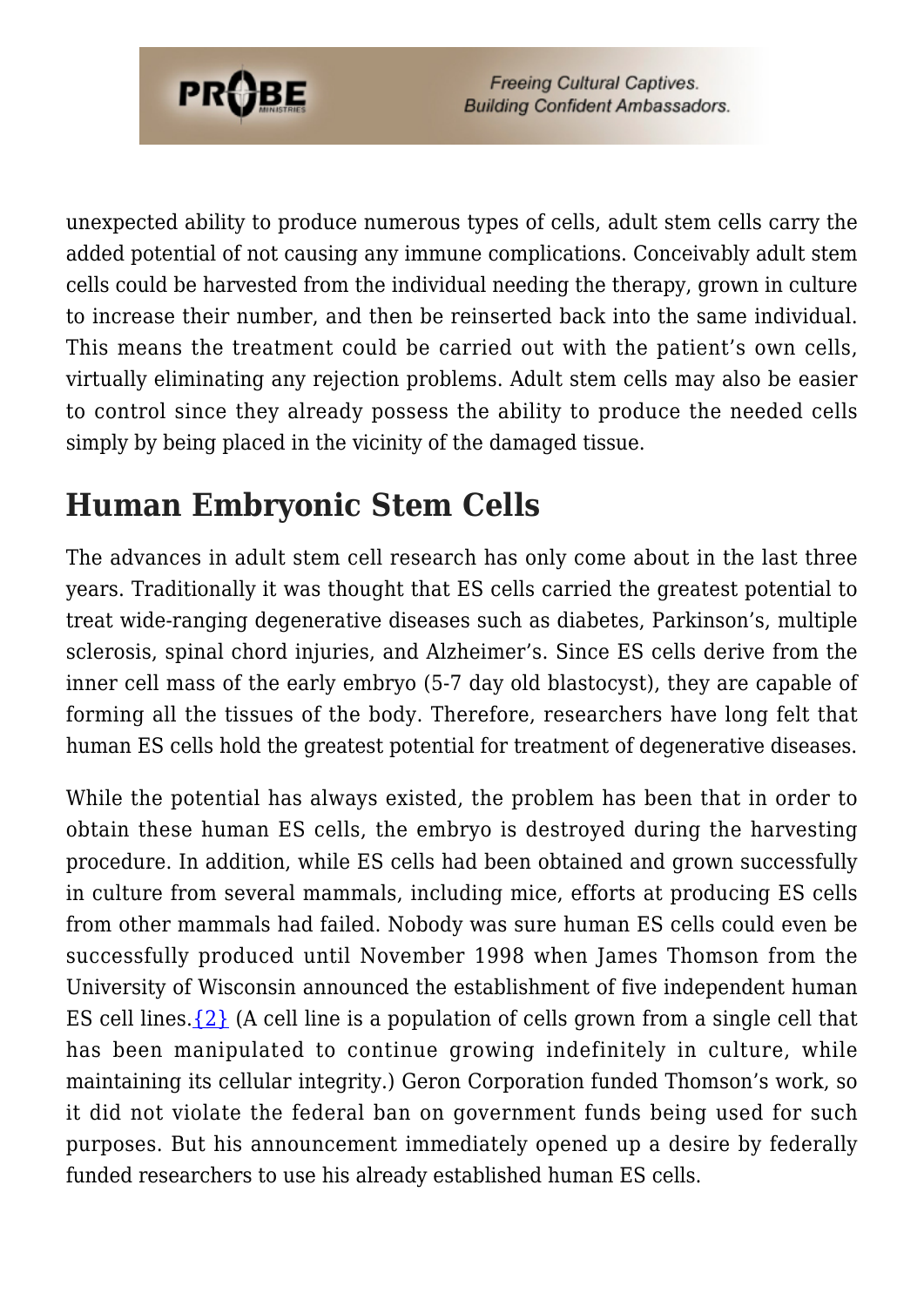unexpected ability to produce numerous types of cells, adult stem cells carry the added potential of not causing any immune complications. Conceivably adult stem cells could be harvested from the individual needing the therapy, grown in culture to increase their number, and then be reinserted back into the same individual. This means the treatment could be carried out with the patient's own cells, virtually eliminating any rejection problems. Adult stem cells may also be easier to control since they already possess the ability to produce the needed cells simply by being placed in the vicinity of the damaged tissue.

## Human Embryonic Stem Cells

The advances in adult stem cell research has only come about in the last three years. Traditionally it was thought that ES cells carried the greatest potential to treat wide-ranging degenerative diseases such as diabetes, Parkinson's, multiple sclerosis, spinal chord injuries, and Alzheimer's. Since ES cells derive from the inner cell mass of the early embryo (5-7 day old blastocyst), they are capable of forming all the tissues of the body. Therefore, researchers have long felt that human ES cells hold the greatest potential for treatment of degenerative diseases.

While the potential has always existed, the problem has been that in order to obtain these human ES cells, the embryo is destroyed during the harvesting procedure. In addition, while ES cells had been obtained and grown successfully in culture from several mammals, including mice, efforts at producing ES cells from other mammals had failed. Nobody was sure human ES cells could even be successfully produced until November 1998 when James Thomson from the University of Wisconsin announced the establishment of five independent human ES cell lines.{2} (A cell line is a population of cells grown from a single cell that has been manipulated to continue growing indefinitely in culture, while maintaining its cellular integrity.) Geron Corporation funded Thomson's work, so it did not violate the federal ban on government funds being used for such purposes. But his announcement immediately opened up a desire by federally funded researchers to use his already established human ES cells.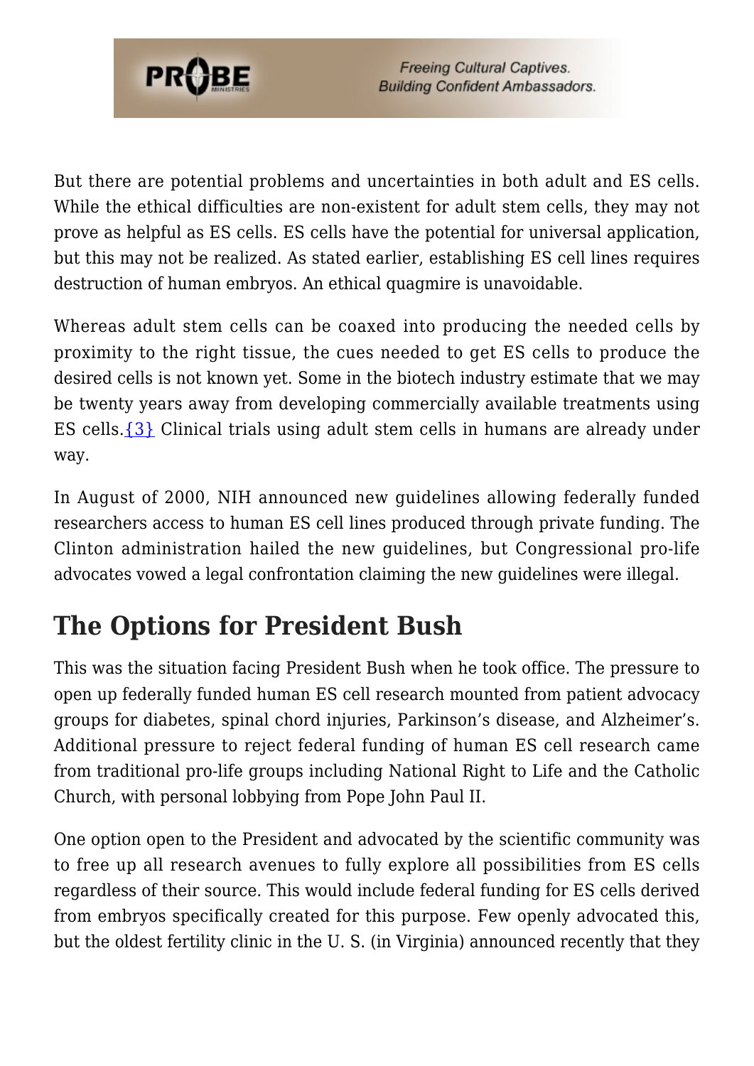But there are potential problems and uncertainties in both adult and ES cells. While the ethical difficulties are non-existent for adult stem cells, they may not prove as helpful as ES cells. ES cells have the potential for universal application, but this may not be realized. As stated earlier, establishing ES cell lines requires destruction of human embryos. An ethical quagmire is unavoidable.

Whereas adult stem cells can be coaxed into producing the needed cells by proximity to the right tissue, the cues needed to get ES cells to produce the desired cells is not known yet. Some in the biotech industry estimate that we may be twenty years away from developing commercially available treatments using ES cells.{3} Clinical trials using adult stem cells in humans are already under way.

In August of 2000, NIH announced new guidelines allowing federally funded researchers access to human ES cell lines produced through private funding. The Clinton administration hailed the new guidelines, but Congressional pro-life advocates vowed a legal confrontation claiming the new guidelines were illegal.

## The Options for President Bush

This was the situation facing President Bush when he took office. The pressure to open up federally funded human ES cell research mounted from patient advocacy groups for diabetes, spinal chord injuries, Parkinson's disease, and Alzheimer's. Additional pressure to reject federal funding of human ES cell research came from traditional pro-life groups including National Right to Life and the Catholic Church, with personal lobbying from Pope John Paul II.

One option open to the President and advocated by the scientific community was to free up all research avenues to fully explore all possibilities from ES cells regardless of their source. This would include federal funding for ES cells derived from embryos specifically created for this purpose. Few openly advocated this, but the oldest fertility clinic in the U. S. (in Virginia) announced recently that they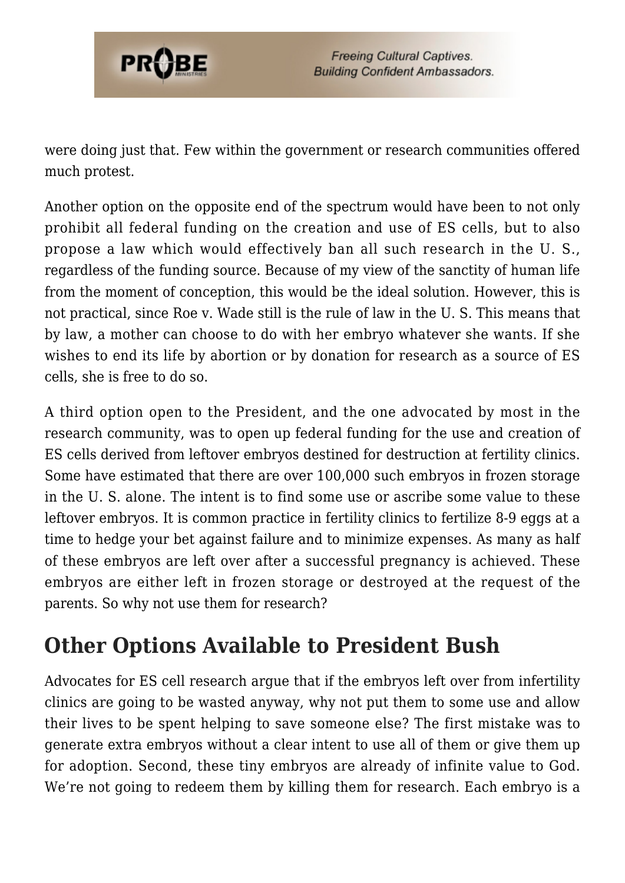were doing just that. Few within the government or research communities offered much protest.

Another option on the opposite end of the spectrum would have been to not only prohibit all federal funding on the creation and use of ES cells, but to also propose a law which would effectively ban all such research in the U. S., regardless of the funding source. Because of my view of the sanctity of human life from the moment of conception, this would be the ideal solution. However, this is not practical, since Roe v. Wade still is the rule of law in the U. S. This means that by law, a mother can choose to do with her embryo whatever she wants. If she wishes to end its life by abortion or by donation for research as a source of ES cells, she is free to do so.

A third option open to the President, and the one advocated by most in the research community, was to open up federal funding for the use and creation of ES cells derived from leftover embryos destined for destruction at fertility clinics. Some have estimated that there are over 100,000 such embryos in frozen storage in the U. S. alone. The intent is to find some use or ascribe some value to these leftover embryos. It is common practice in fertility clinics to fertilize 8-9 eggs at a time to hedge your bet against failure and to minimize expenses. As many as half of these embryos are left over after a successful pregnancy is achieved. These embryos are either left in frozen storage or destroyed at the request of the parents. So why not use them for research?

## Other Options Available to President Bush

Advocates for ES cell research argue that if the embryos left over from infertility clinics are going to be wasted anyway, why not put them to some use and allow their lives to be spent helping to save someone else? The first mistake was to generate extra embryos without a clear intent to use all of them or give them up for adoption. Second, these tiny embryos are already of infinite value to God. We're not going to redeem them by killing them for research. Each embryo is a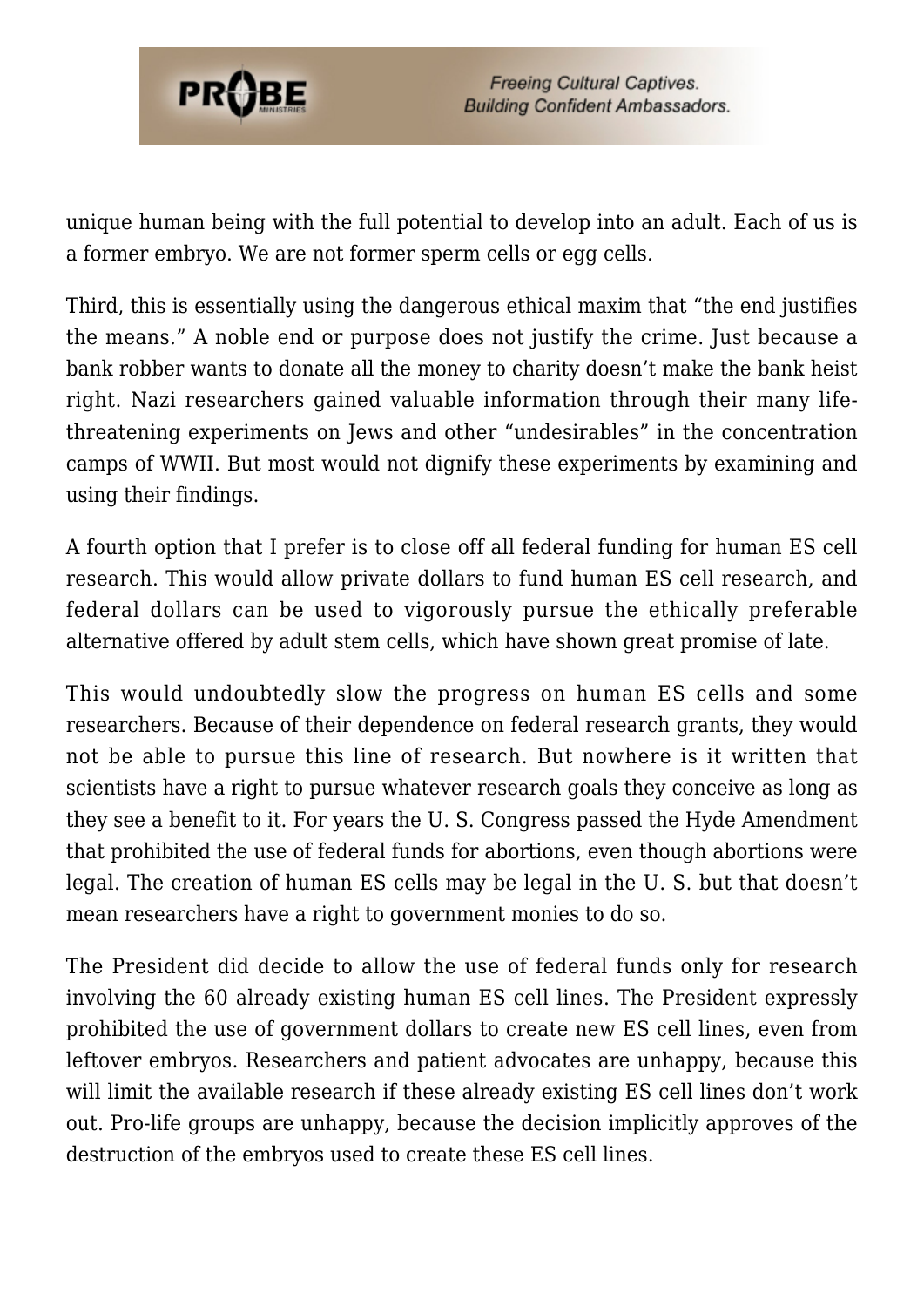unique human being with the full potential to develop into an adult. Each of us is a former embryo. We are not former sperm cells or egg cells.

Third, this is essentially using the dangerous ethical maxim that "the end justifies the means." A noble end or purpose does not justify the crime. Just because a bank robber wants to donate all the money to charity doesn't make the bank heist right. Nazi researchers gained valuable information through their many life-threatening experiments on Jews and other "undesirables" in the concentration camps of WWII. But most would not dignify these experiments by examining and using their findings.

A fourth option that I prefer is to close off all federal funding for human ES cell research. This would allow private dollars to fund human ES cell research, and federal dollars can be used to vigorously pursue the ethically preferable alternative offered by adult stem cells, which have shown great promise of late.

This would undoubtedly slow the progress on human ES cells and some researchers. Because of their dependence on federal research grants, they would not be able to pursue this line of research. But nowhere is it written that scientists have a right to pursue whatever research goals they conceive as long as they see a benefit to it. For years the U. S. Congress passed the Hyde Amendment that prohibited the use of federal funds for abortions, even though abortions were legal. The creation of human ES cells may be legal in the U. S. but that doesn't mean researchers have a right to government monies to do so.

The President did decide to allow the use of federal funds only for research involving the 60 already existing human ES cell lines. The President expressly prohibited the use of government dollars to create new ES cell lines, even from leftover embryos. Researchers and patient advocates are unhappy, because this will limit the available research if these already existing ES cell lines don't work out. Pro-life groups are unhappy, because the decision implicitly approves of the destruction of the embryos used to create these ES cell lines.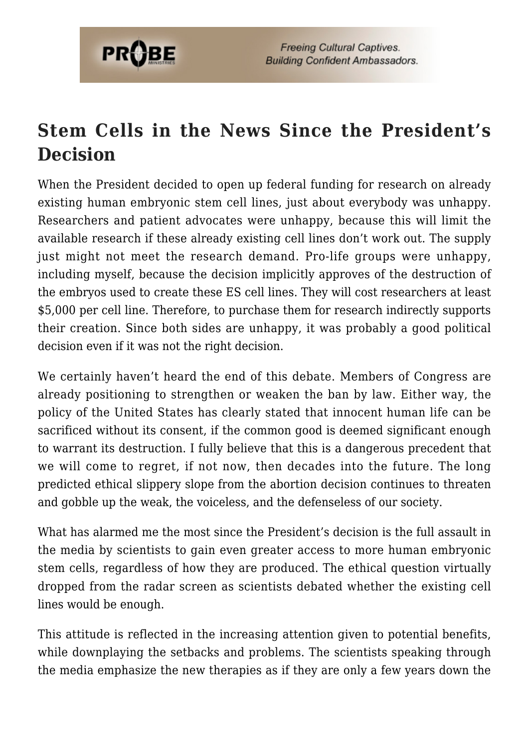## Stem Cells in the News Since the President's Decision

When the President decided to open up federal funding for research on already existing human embryonic stem cell lines, just about everybody was unhappy. Researchers and patient advocates were unhappy, because this will limit the available research if these already existing cell lines don't work out. The supply just might not meet the research demand. Pro-life groups were unhappy, including myself, because the decision implicitly approves of the destruction of the embryos used to create these ES cell lines. They will cost researchers at least $5,000 per cell line. Therefore, to purchase them for research indirectly supports their creation. Since both sides are unhappy, it was probably a good political decision even if it was not the right decision.

We certainly haven't heard the end of this debate. Members of Congress are already positioning to strengthen or weaken the ban by law. Either way, the policy of the United States has clearly stated that innocent human life can be sacrificed without its consent, if the common good is deemed significant enough to warrant its destruction. I fully believe that this is a dangerous precedent that we will come to regret, if not now, then decades into the future. The long predicted ethical slippery slope from the abortion decision continues to threaten and gobble up the weak, the voiceless, and the defenseless of our society.

What has alarmed me the most since the President's decision is the full assault in the media by scientists to gain even greater access to more human embryonic stem cells, regardless of how they are produced. The ethical question virtually dropped from the radar screen as scientists debated whether the existing cell lines would be enough.

This attitude is reflected in the increasing attention given to potential benefits, while downplaying the setbacks and problems. The scientists speaking through the media emphasize the new therapies as if they are only a few years down the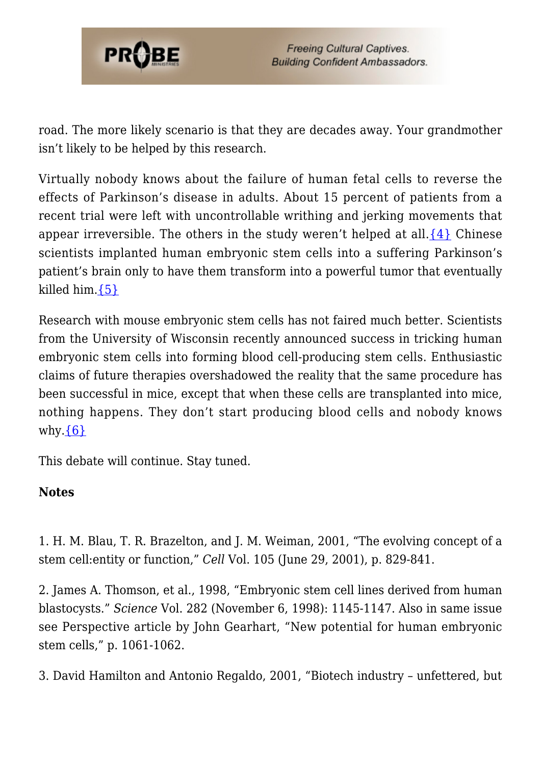road. The more likely scenario is that they are decades away. Your grandmother isn't likely to be helped by this research.

Virtually nobody knows about the failure of human fetal cells to reverse the effects of Parkinson's disease in adults. About 15 percent of patients from a recent trial were left with uncontrollable writhing and jerking movements that appear irreversible. The others in the study weren't helped at all.{4} Chinese scientists implanted human embryonic stem cells into a suffering Parkinson's patient's brain only to have them transform into a powerful tumor that eventually killed him.{5}

Research with mouse embryonic stem cells has not faired much better. Scientists from the University of Wisconsin recently announced success in tricking human embryonic stem cells into forming blood cell-producing stem cells. Enthusiastic claims of future therapies overshadowed the reality that the same procedure has been successful in mice, except that when these cells are transplanted into mice, nothing happens. They don't start producing blood cells and nobody knows why.{6}

This debate will continue. Stay tuned.

**Notes**

1. H. M. Blau, T. R. Brazelton, and J. M. Weiman, 2001, "The evolving concept of a stem cell:entity or function," *Cell* Vol. 105 (June 29, 2001), p. 829-841.

2. James A. Thomson, et al., 1998, "Embryonic stem cell lines derived from human blastocysts." *Science* Vol. 282 (November 6, 1998): 1145-1147. Also in same issue see Perspective article by John Gearhart, "New potential for human embryonic stem cells," p. 1061-1062.

3. David Hamilton and Antonio Regaldo, 2001, "Biotech industry – unfettered, but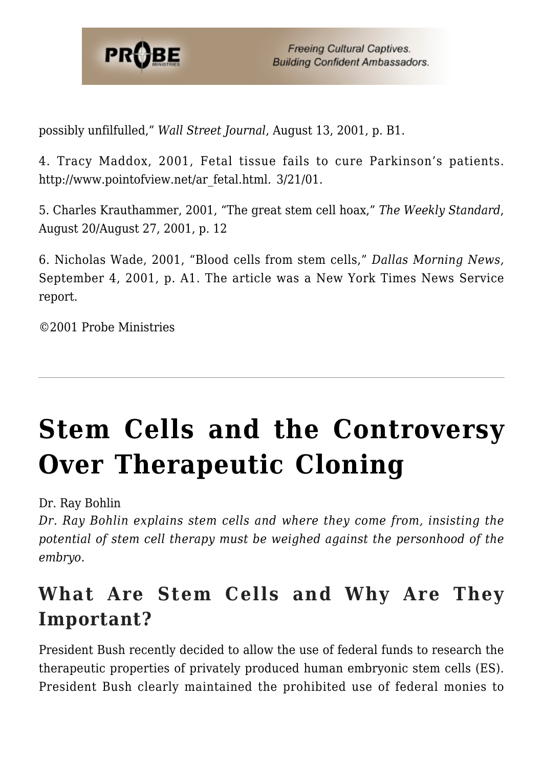possibly unfilfulled," *Wall Street Journal*, August 13, 2001, p. B1.

4. Tracy Maddox, 2001, Fetal tissue fails to cure Parkinson's patients. http://www.pointofview.net/ar_fetal.html. 3/21/01.

5. Charles Krauthammer, 2001, "The great stem cell hoax," *The Weekly Standard*, August 20/August 27, 2001, p. 12

6. Nicholas Wade, 2001, "Blood cells from stem cells," *Dallas Morning News,* September 4, 2001, p. A1. The article was a New York Times News Service report.

©2001 Probe Ministries

---

# Stem Cells and the Controversy Over Therapeutic Cloning

Dr. Ray Bohlin

*Dr. Ray Bohlin explains stem cells and where they come from, insisting the potential of stem cell therapy must be weighed against the personhood of the embryo.*

## What Are Stem Cells and Why Are They Important?

President Bush recently decided to allow the use of federal funds to research the therapeutic properties of privately produced human embryonic stem cells (ES). President Bush clearly maintained the prohibited use of federal monies to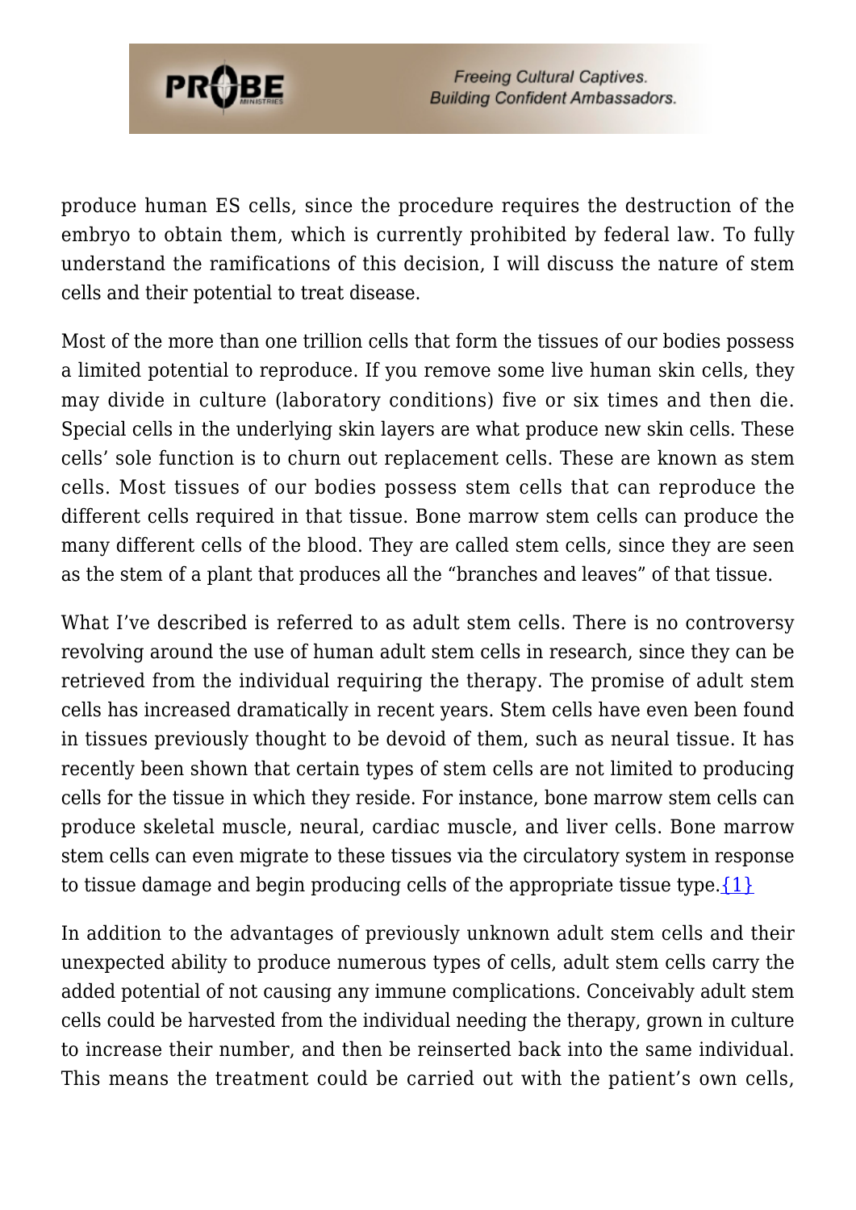produce human ES cells, since the procedure requires the destruction of the embryo to obtain them, which is currently prohibited by federal law. To fully understand the ramifications of this decision, I will discuss the nature of stem cells and their potential to treat disease.

Most of the more than one trillion cells that form the tissues of our bodies possess a limited potential to reproduce. If you remove some live human skin cells, they may divide in culture (laboratory conditions) five or six times and then die. Special cells in the underlying skin layers are what produce new skin cells. These cells' sole function is to churn out replacement cells. These are known as stem cells. Most tissues of our bodies possess stem cells that can reproduce the different cells required in that tissue. Bone marrow stem cells can produce the many different cells of the blood. They are called stem cells, since they are seen as the stem of a plant that produces all the "branches and leaves" of that tissue.

What I've described is referred to as adult stem cells. There is no controversy revolving around the use of human adult stem cells in research, since they can be retrieved from the individual requiring the therapy. The promise of adult stem cells has increased dramatically in recent years. Stem cells have even been found in tissues previously thought to be devoid of them, such as neural tissue. It has recently been shown that certain types of stem cells are not limited to producing cells for the tissue in which they reside. For instance, bone marrow stem cells can produce skeletal muscle, neural, cardiac muscle, and liver cells. Bone marrow stem cells can even migrate to these tissues via the circulatory system in response to tissue damage and begin producing cells of the appropriate tissue type.{1}

In addition to the advantages of previously unknown adult stem cells and their unexpected ability to produce numerous types of cells, adult stem cells carry the added potential of not causing any immune complications. Conceivably adult stem cells could be harvested from the individual needing the therapy, grown in culture to increase their number, and then be reinserted back into the same individual. This means the treatment could be carried out with the patient's own cells,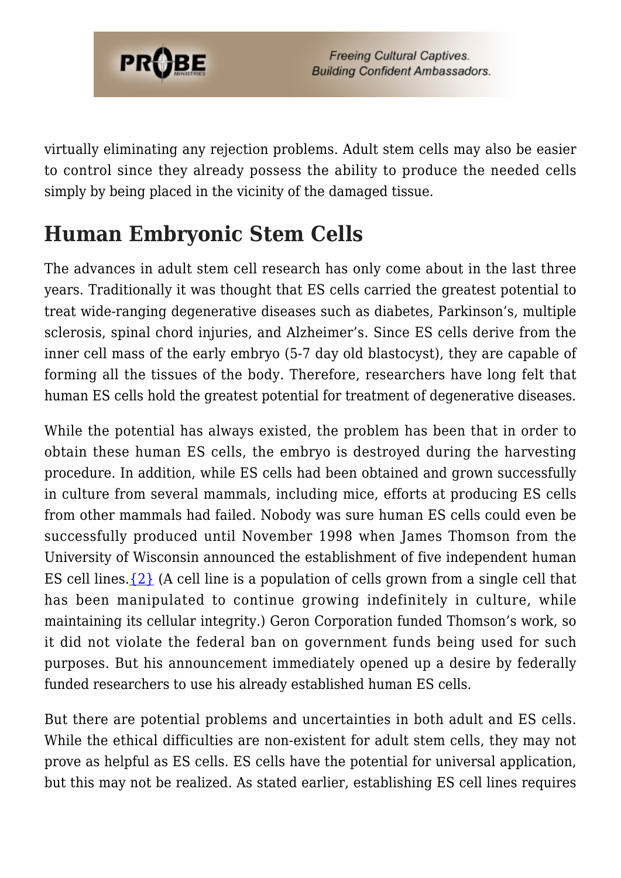virtually eliminating any rejection problems. Adult stem cells may also be easier to control since they already possess the ability to produce the needed cells simply by being placed in the vicinity of the damaged tissue.

## Human Embryonic Stem Cells

The advances in adult stem cell research has only come about in the last three years. Traditionally it was thought that ES cells carried the greatest potential to treat wide-ranging degenerative diseases such as diabetes, Parkinson's, multiple sclerosis, spinal chord injuries, and Alzheimer's. Since ES cells derive from the inner cell mass of the early embryo (5-7 day old blastocyst), they are capable of forming all the tissues of the body. Therefore, researchers have long felt that human ES cells hold the greatest potential for treatment of degenerative diseases.

While the potential has always existed, the problem has been that in order to obtain these human ES cells, the embryo is destroyed during the harvesting procedure. In addition, while ES cells had been obtained and grown successfully in culture from several mammals, including mice, efforts at producing ES cells from other mammals had failed. Nobody was sure human ES cells could even be successfully produced until November 1998 when James Thomson from the University of Wisconsin announced the establishment of five independent human ES cell lines.{2} (A cell line is a population of cells grown from a single cell that has been manipulated to continue growing indefinitely in culture, while maintaining its cellular integrity.) Geron Corporation funded Thomson's work, so it did not violate the federal ban on government funds being used for such purposes. But his announcement immediately opened up a desire by federally funded researchers to use his already established human ES cells.

But there are potential problems and uncertainties in both adult and ES cells. While the ethical difficulties are non-existent for adult stem cells, they may not prove as helpful as ES cells. ES cells have the potential for universal application, but this may not be realized. As stated earlier, establishing ES cell lines requires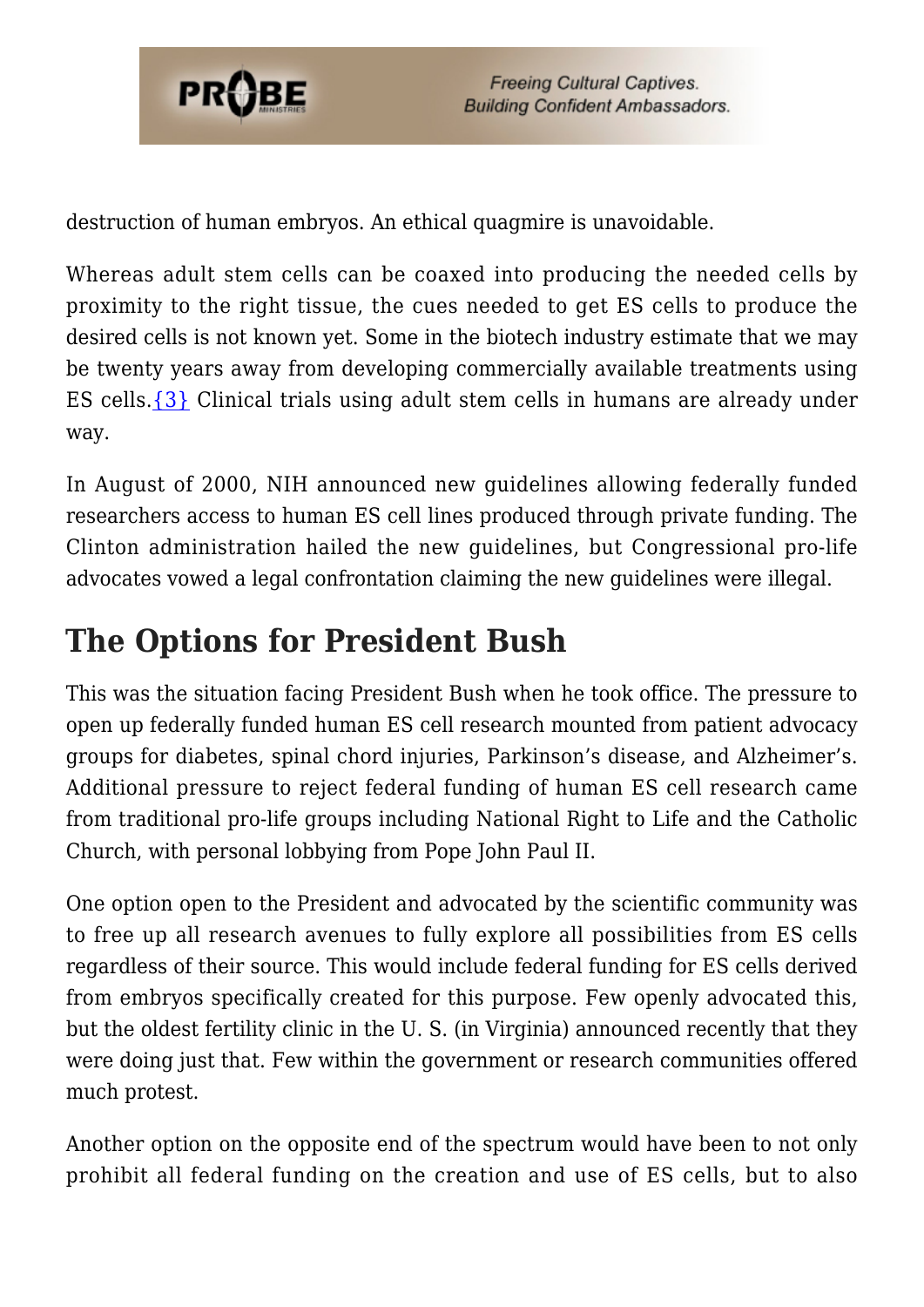destruction of human embryos. An ethical quagmire is unavoidable.

Whereas adult stem cells can be coaxed into producing the needed cells by proximity to the right tissue, the cues needed to get ES cells to produce the desired cells is not known yet. Some in the biotech industry estimate that we may be twenty years away from developing commercially available treatments using ES cells.{3} Clinical trials using adult stem cells in humans are already under way.

In August of 2000, NIH announced new guidelines allowing federally funded researchers access to human ES cell lines produced through private funding. The Clinton administration hailed the new guidelines, but Congressional pro-life advocates vowed a legal confrontation claiming the new guidelines were illegal.

## The Options for President Bush

This was the situation facing President Bush when he took office. The pressure to open up federally funded human ES cell research mounted from patient advocacy groups for diabetes, spinal chord injuries, Parkinson's disease, and Alzheimer's. Additional pressure to reject federal funding of human ES cell research came from traditional pro-life groups including National Right to Life and the Catholic Church, with personal lobbying from Pope John Paul II.

One option open to the President and advocated by the scientific community was to free up all research avenues to fully explore all possibilities from ES cells regardless of their source. This would include federal funding for ES cells derived from embryos specifically created for this purpose. Few openly advocated this, but the oldest fertility clinic in the U. S. (in Virginia) announced recently that they were doing just that. Few within the government or research communities offered much protest.

Another option on the opposite end of the spectrum would have been to not only prohibit all federal funding on the creation and use of ES cells, but to also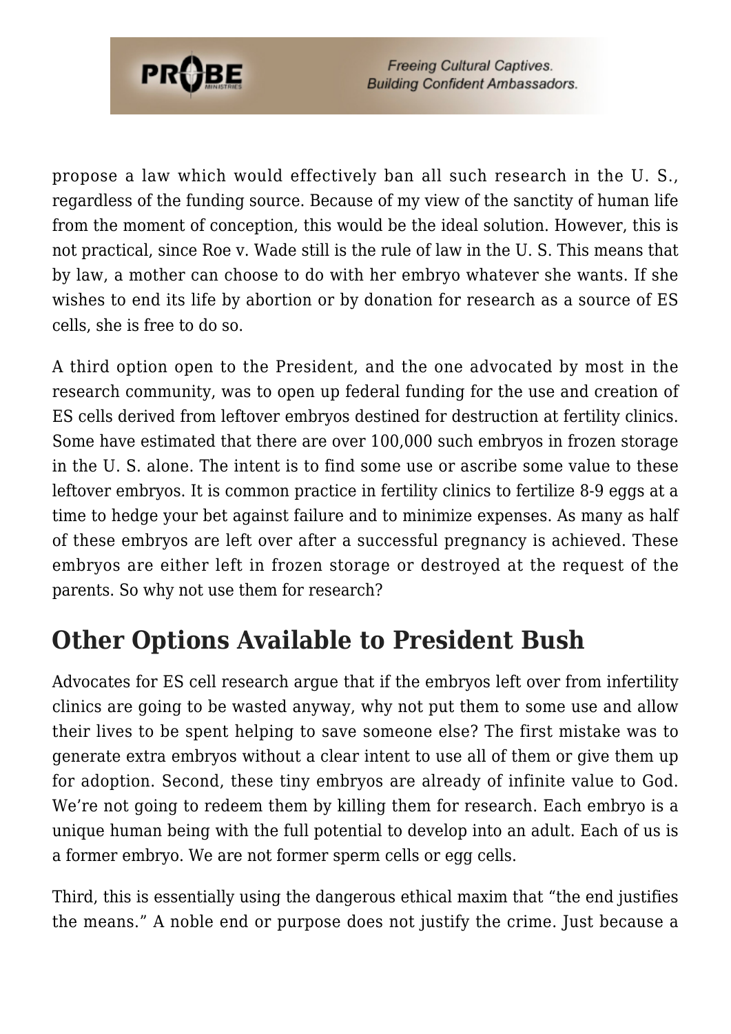propose a law which would effectively ban all such research in the U. S., regardless of the funding source. Because of my view of the sanctity of human life from the moment of conception, this would be the ideal solution. However, this is not practical, since Roe v. Wade still is the rule of law in the U. S. This means that by law, a mother can choose to do with her embryo whatever she wants. If she wishes to end its life by abortion or by donation for research as a source of ES cells, she is free to do so.

A third option open to the President, and the one advocated by most in the research community, was to open up federal funding for the use and creation of ES cells derived from leftover embryos destined for destruction at fertility clinics. Some have estimated that there are over 100,000 such embryos in frozen storage in the U. S. alone. The intent is to find some use or ascribe some value to these leftover embryos. It is common practice in fertility clinics to fertilize 8-9 eggs at a time to hedge your bet against failure and to minimize expenses. As many as half of these embryos are left over after a successful pregnancy is achieved. These embryos are either left in frozen storage or destroyed at the request of the parents. So why not use them for research?

## Other Options Available to President Bush

Advocates for ES cell research argue that if the embryos left over from infertility clinics are going to be wasted anyway, why not put them to some use and allow their lives to be spent helping to save someone else? The first mistake was to generate extra embryos without a clear intent to use all of them or give them up for adoption. Second, these tiny embryos are already of infinite value to God. We're not going to redeem them by killing them for research. Each embryo is a unique human being with the full potential to develop into an adult. Each of us is a former embryo. We are not former sperm cells or egg cells.

Third, this is essentially using the dangerous ethical maxim that "the end justifies the means." A noble end or purpose does not justify the crime. Just because a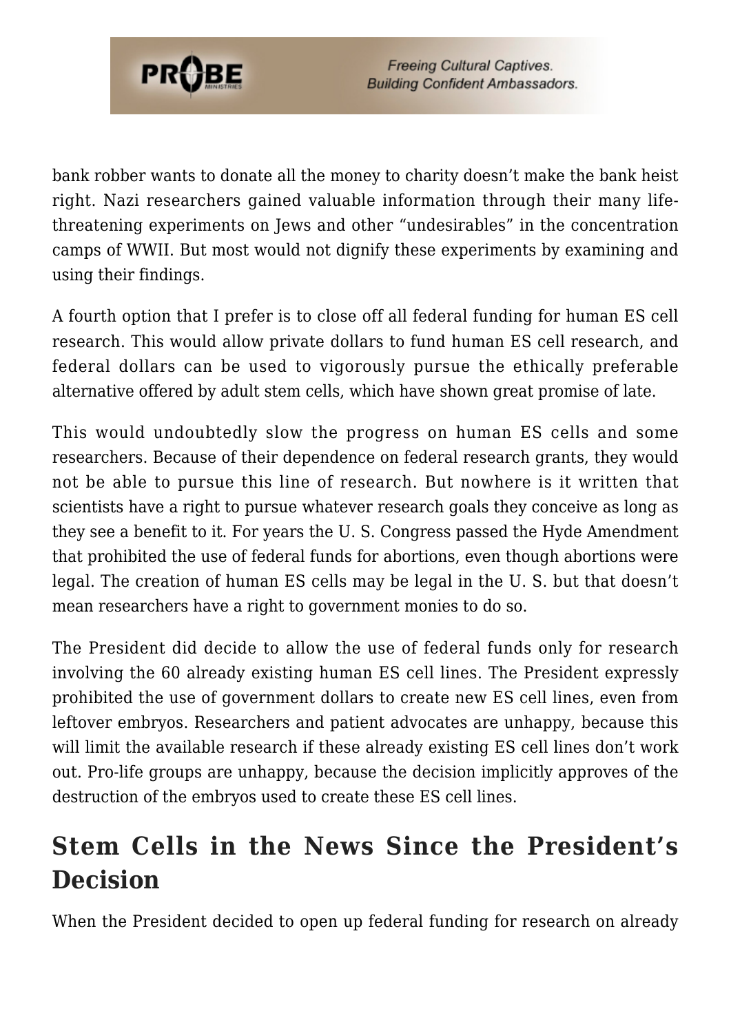bank robber wants to donate all the money to charity doesn't make the bank heist right. Nazi researchers gained valuable information through their many life-threatening experiments on Jews and other "undesirables" in the concentration camps of WWII. But most would not dignify these experiments by examining and using their findings.

A fourth option that I prefer is to close off all federal funding for human ES cell research. This would allow private dollars to fund human ES cell research, and federal dollars can be used to vigorously pursue the ethically preferable alternative offered by adult stem cells, which have shown great promise of late.

This would undoubtedly slow the progress on human ES cells and some researchers. Because of their dependence on federal research grants, they would not be able to pursue this line of research. But nowhere is it written that scientists have a right to pursue whatever research goals they conceive as long as they see a benefit to it. For years the U. S. Congress passed the Hyde Amendment that prohibited the use of federal funds for abortions, even though abortions were legal. The creation of human ES cells may be legal in the U. S. but that doesn't mean researchers have a right to government monies to do so.

The President did decide to allow the use of federal funds only for research involving the 60 already existing human ES cell lines. The President expressly prohibited the use of government dollars to create new ES cell lines, even from leftover embryos. Researchers and patient advocates are unhappy, because this will limit the available research if these already existing ES cell lines don't work out. Pro-life groups are unhappy, because the decision implicitly approves of the destruction of the embryos used to create these ES cell lines.

## Stem Cells in the News Since the President's Decision

When the President decided to open up federal funding for research on already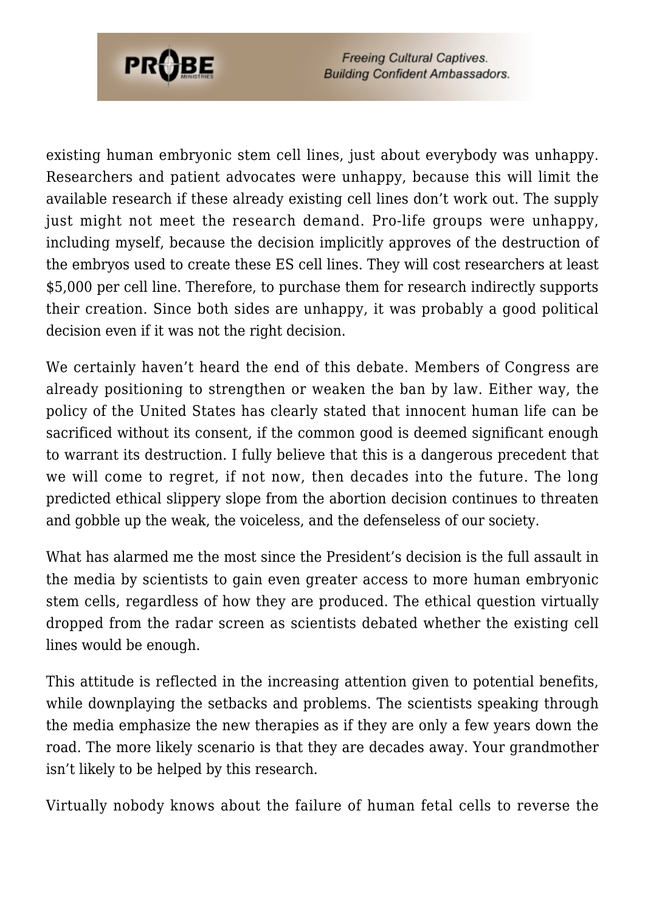existing human embryonic stem cell lines, just about everybody was unhappy. Researchers and patient advocates were unhappy, because this will limit the available research if these already existing cell lines don't work out. The supply just might not meet the research demand. Pro-life groups were unhappy, including myself, because the decision implicitly approves of the destruction of the embryos used to create these ES cell lines. They will cost researchers at least $5,000 per cell line. Therefore, to purchase them for research indirectly supports their creation. Since both sides are unhappy, it was probably a good political decision even if it was not the right decision.

We certainly haven't heard the end of this debate. Members of Congress are already positioning to strengthen or weaken the ban by law. Either way, the policy of the United States has clearly stated that innocent human life can be sacrificed without its consent, if the common good is deemed significant enough to warrant its destruction. I fully believe that this is a dangerous precedent that we will come to regret, if not now, then decades into the future. The long predicted ethical slippery slope from the abortion decision continues to threaten and gobble up the weak, the voiceless, and the defenseless of our society.

What has alarmed me the most since the President's decision is the full assault in the media by scientists to gain even greater access to more human embryonic stem cells, regardless of how they are produced. The ethical question virtually dropped from the radar screen as scientists debated whether the existing cell lines would be enough.

This attitude is reflected in the increasing attention given to potential benefits, while downplaying the setbacks and problems. The scientists speaking through the media emphasize the new therapies as if they are only a few years down the road. The more likely scenario is that they are decades away. Your grandmother isn't likely to be helped by this research.

Virtually nobody knows about the failure of human fetal cells to reverse the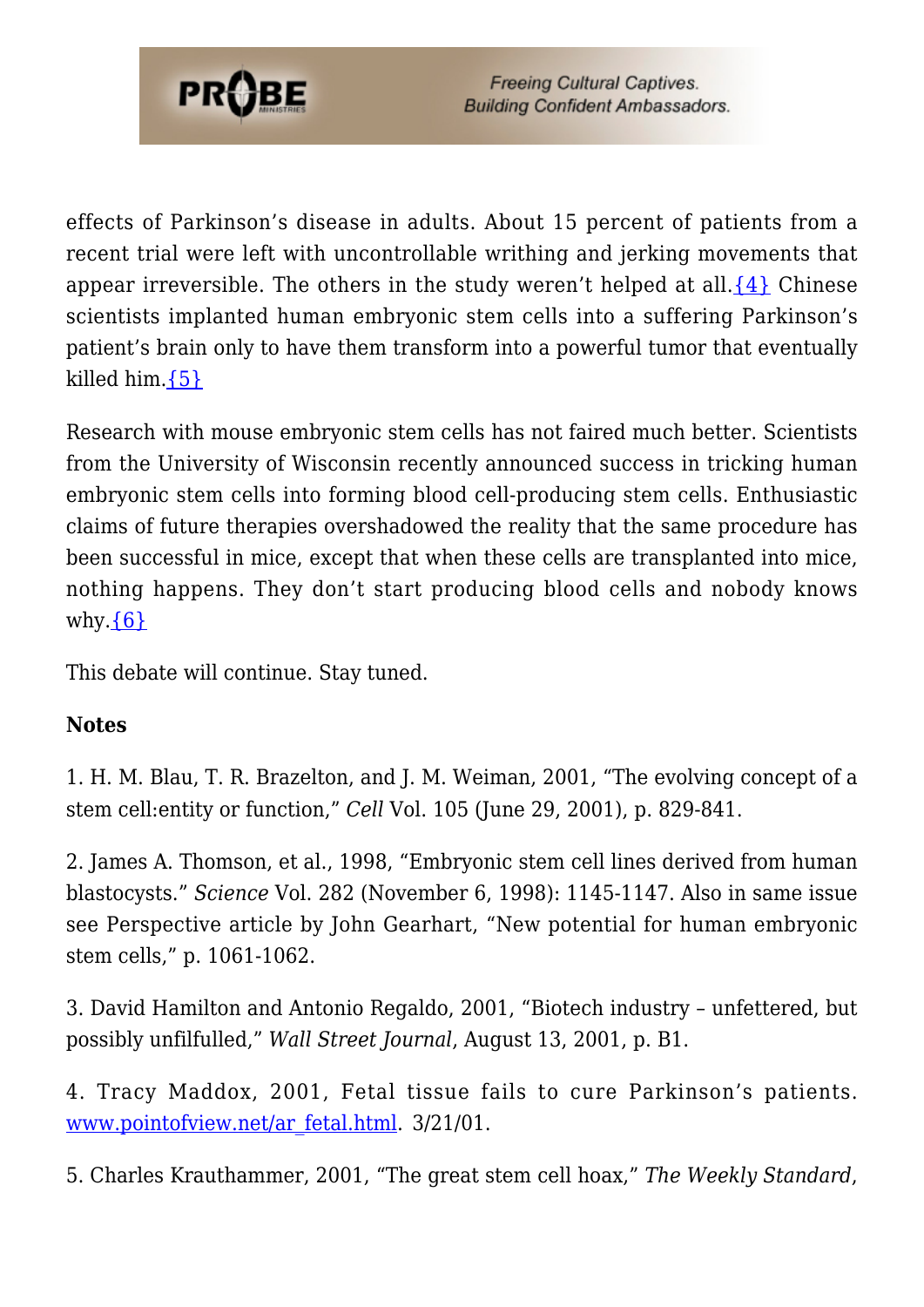effects of Parkinson's disease in adults. About 15 percent of patients from a recent trial were left with uncontrollable writhing and jerking movements that appear irreversible. The others in the study weren't helped at all.{4} Chinese scientists implanted human embryonic stem cells into a suffering Parkinson's patient's brain only to have them transform into a powerful tumor that eventually killed him.{5}

Research with mouse embryonic stem cells has not faired much better. Scientists from the University of Wisconsin recently announced success in tricking human embryonic stem cells into forming blood cell-producing stem cells. Enthusiastic claims of future therapies overshadowed the reality that the same procedure has been successful in mice, except that when these cells are transplanted into mice, nothing happens. They don't start producing blood cells and nobody knows why.{6}

This debate will continue. Stay tuned.

**Notes**

1. H. M. Blau, T. R. Brazelton, and J. M. Weiman, 2001, "The evolving concept of a stem cell:entity or function," *Cell* Vol. 105 (June 29, 2001), p. 829-841.

2. James A. Thomson, et al., 1998, "Embryonic stem cell lines derived from human blastocysts." *Science* Vol. 282 (November 6, 1998): 1145-1147. Also in same issue see Perspective article by John Gearhart, "New potential for human embryonic stem cells," p. 1061-1062.

3. David Hamilton and Antonio Regaldo, 2001, "Biotech industry – unfettered, but possibly unfilfulled," *Wall Street Journal*, August 13, 2001, p. B1.

4. Tracy Maddox, 2001, Fetal tissue fails to cure Parkinson's patients. www.pointofview.net/ar_fetal.html. 3/21/01.

5. Charles Krauthammer, 2001, "The great stem cell hoax," *The Weekly Standard*,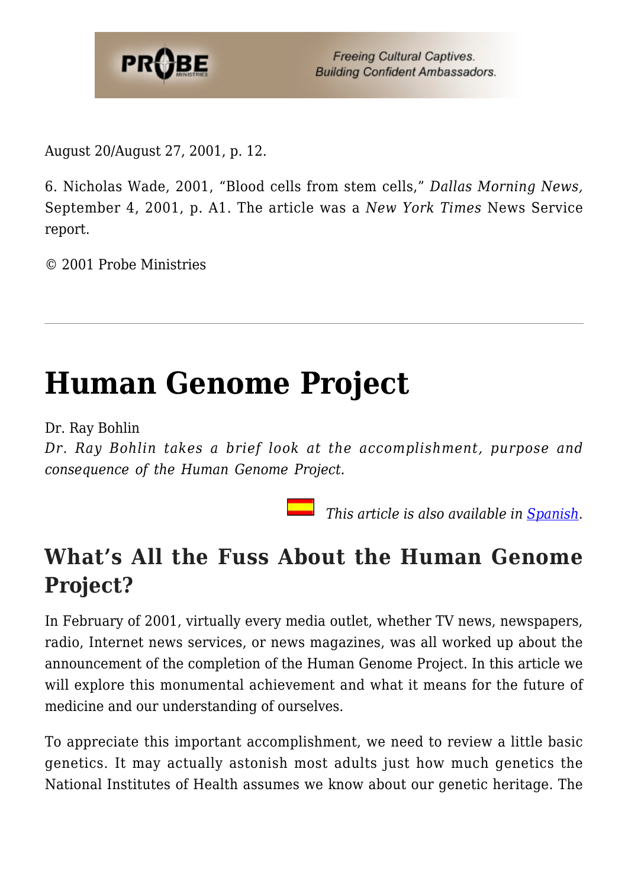August 20/August 27, 2001, p. 12.

6. Nicholas Wade, 2001, "Blood cells from stem cells," *Dallas Morning News,* September 4, 2001, p. A1. The article was a *New York Times* News Service report.

© 2001 Probe Ministries

---

# Human Genome Project

Dr. Ray Bohlin
*Dr. Ray Bohlin takes a brief look at the accomplishment, purpose and consequence of the Human Genome Project.*

*This article is also available in [Spanish](Spanish).*

## What's All the Fuss About the Human Genome Project?

In February of 2001, virtually every media outlet, whether TV news, newspapers, radio, Internet news services, or news magazines, was all worked up about the announcement of the completion of the Human Genome Project. In this article we will explore this monumental achievement and what it means for the future of medicine and our understanding of ourselves.

To appreciate this important accomplishment, we need to review a little basic genetics. It may actually astonish most adults just how much genetics the National Institutes of Health assumes we know about our genetic heritage. The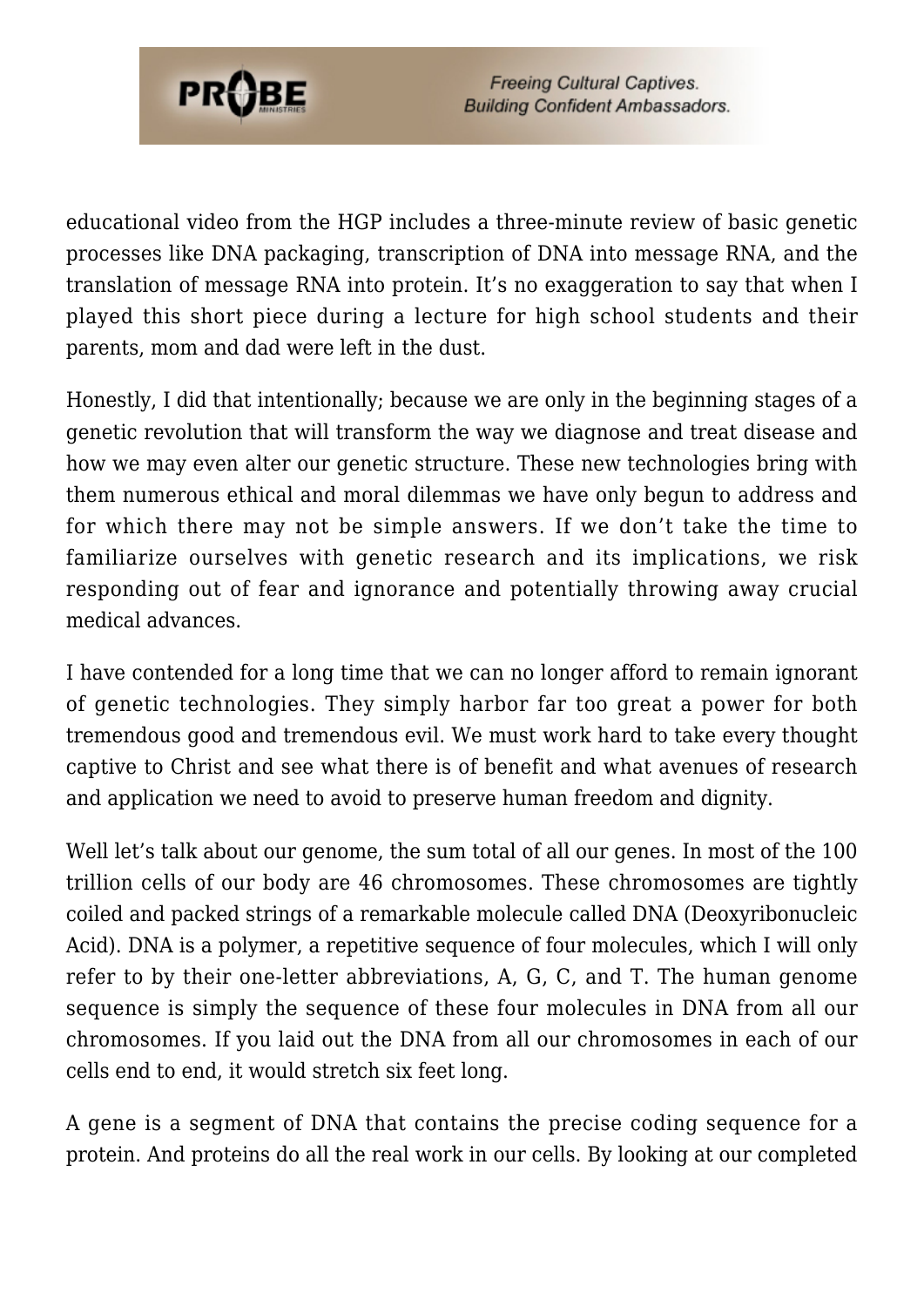educational video from the HGP includes a three-minute review of basic genetic processes like DNA packaging, transcription of DNA into message RNA, and the translation of message RNA into protein. It's no exaggeration to say that when I played this short piece during a lecture for high school students and their parents, mom and dad were left in the dust.

Honestly, I did that intentionally; because we are only in the beginning stages of a genetic revolution that will transform the way we diagnose and treat disease and how we may even alter our genetic structure. These new technologies bring with them numerous ethical and moral dilemmas we have only begun to address and for which there may not be simple answers. If we don't take the time to familiarize ourselves with genetic research and its implications, we risk responding out of fear and ignorance and potentially throwing away crucial medical advances.

I have contended for a long time that we can no longer afford to remain ignorant of genetic technologies. They simply harbor far too great a power for both tremendous good and tremendous evil. We must work hard to take every thought captive to Christ and see what there is of benefit and what avenues of research and application we need to avoid to preserve human freedom and dignity.

Well let's talk about our genome, the sum total of all our genes. In most of the 100 trillion cells of our body are 46 chromosomes. These chromosomes are tightly coiled and packed strings of a remarkable molecule called DNA (Deoxyribonucleic Acid). DNA is a polymer, a repetitive sequence of four molecules, which I will only refer to by their one-letter abbreviations, A, G, C, and T. The human genome sequence is simply the sequence of these four molecules in DNA from all our chromosomes. If you laid out the DNA from all our chromosomes in each of our cells end to end, it would stretch six feet long.

A gene is a segment of DNA that contains the precise coding sequence for a protein. And proteins do all the real work in our cells. By looking at our completed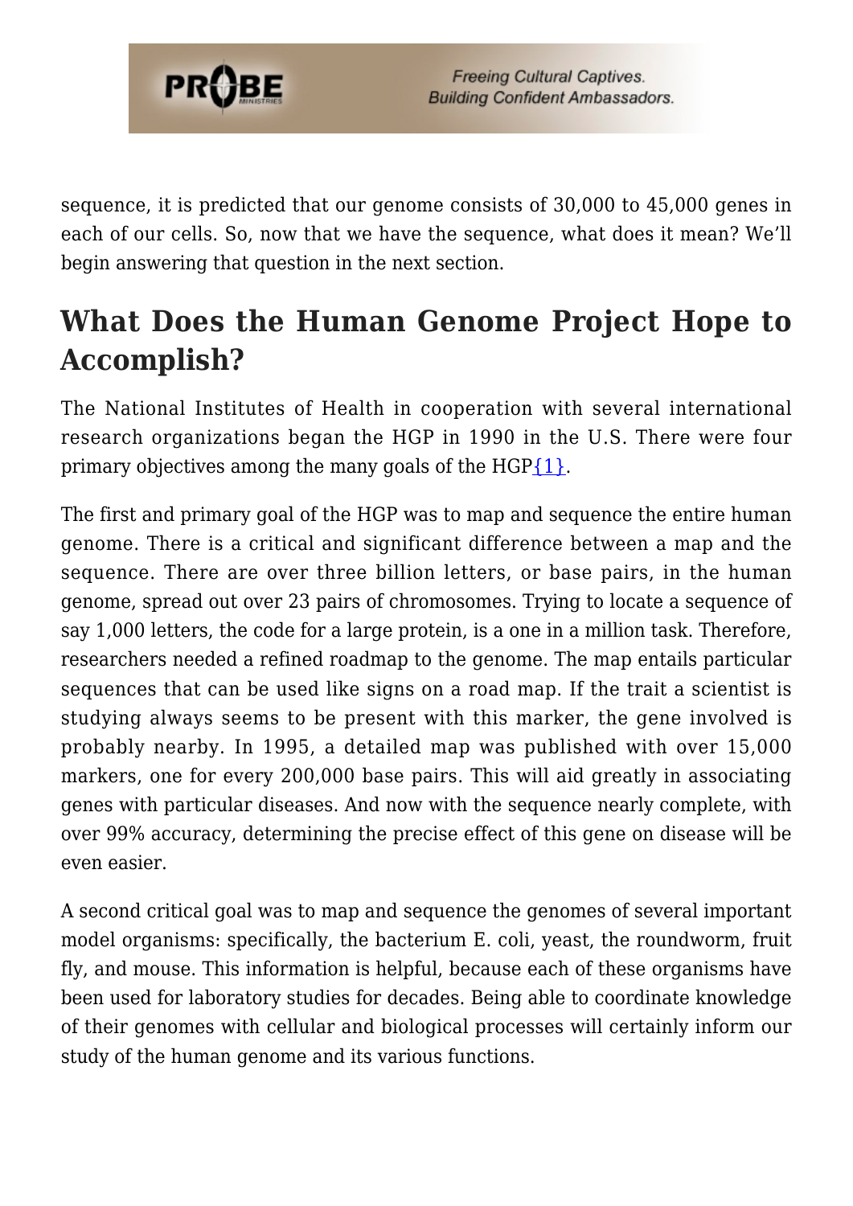sequence, it is predicted that our genome consists of 30,000 to 45,000 genes in each of our cells. So, now that we have the sequence, what does it mean? We'll begin answering that question in the next section.

## What Does the Human Genome Project Hope to Accomplish?

The National Institutes of Health in cooperation with several international research organizations began the HGP in 1990 in the U.S. There were four primary objectives among the many goals of the HGP{1}.

The first and primary goal of the HGP was to map and sequence the entire human genome. There is a critical and significant difference between a map and the sequence. There are over three billion letters, or base pairs, in the human genome, spread out over 23 pairs of chromosomes. Trying to locate a sequence of say 1,000 letters, the code for a large protein, is a one in a million task. Therefore, researchers needed a refined roadmap to the genome. The map entails particular sequences that can be used like signs on a road map. If the trait a scientist is studying always seems to be present with this marker, the gene involved is probably nearby. In 1995, a detailed map was published with over 15,000 markers, one for every 200,000 base pairs. This will aid greatly in associating genes with particular diseases. And now with the sequence nearly complete, with over 99% accuracy, determining the precise effect of this gene on disease will be even easier.

A second critical goal was to map and sequence the genomes of several important model organisms: specifically, the bacterium E. coli, yeast, the roundworm, fruit fly, and mouse. This information is helpful, because each of these organisms have been used for laboratory studies for decades. Being able to coordinate knowledge of their genomes with cellular and biological processes will certainly inform our study of the human genome and its various functions.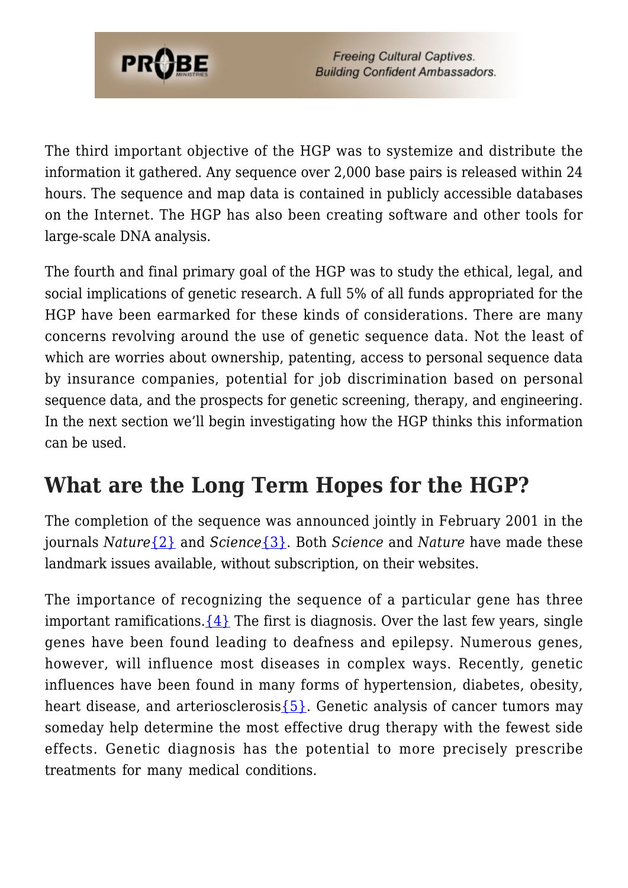The third important objective of the HGP was to systemize and distribute the information it gathered. Any sequence over 2,000 base pairs is released within 24 hours. The sequence and map data is contained in publicly accessible databases on the Internet. The HGP has also been creating software and other tools for large-scale DNA analysis.

The fourth and final primary goal of the HGP was to study the ethical, legal, and social implications of genetic research. A full 5% of all funds appropriated for the HGP have been earmarked for these kinds of considerations. There are many concerns revolving around the use of genetic sequence data. Not the least of which are worries about ownership, patenting, access to personal sequence data by insurance companies, potential for job discrimination based on personal sequence data, and the prospects for genetic screening, therapy, and engineering. In the next section we'll begin investigating how the HGP thinks this information can be used.

## What are the Long Term Hopes for the HGP?

The completion of the sequence was announced jointly in February 2001 in the journals *Nature*{2} and *Science*{3}. Both *Science* and *Nature* have made these landmark issues available, without subscription, on their websites.

The importance of recognizing the sequence of a particular gene has three important ramifications.{4} The first is diagnosis. Over the last few years, single genes have been found leading to deafness and epilepsy. Numerous genes, however, will influence most diseases in complex ways. Recently, genetic influences have been found in many forms of hypertension, diabetes, obesity, heart disease, and arteriosclerosis{5}. Genetic analysis of cancer tumors may someday help determine the most effective drug therapy with the fewest side effects. Genetic diagnosis has the potential to more precisely prescribe treatments for many medical conditions.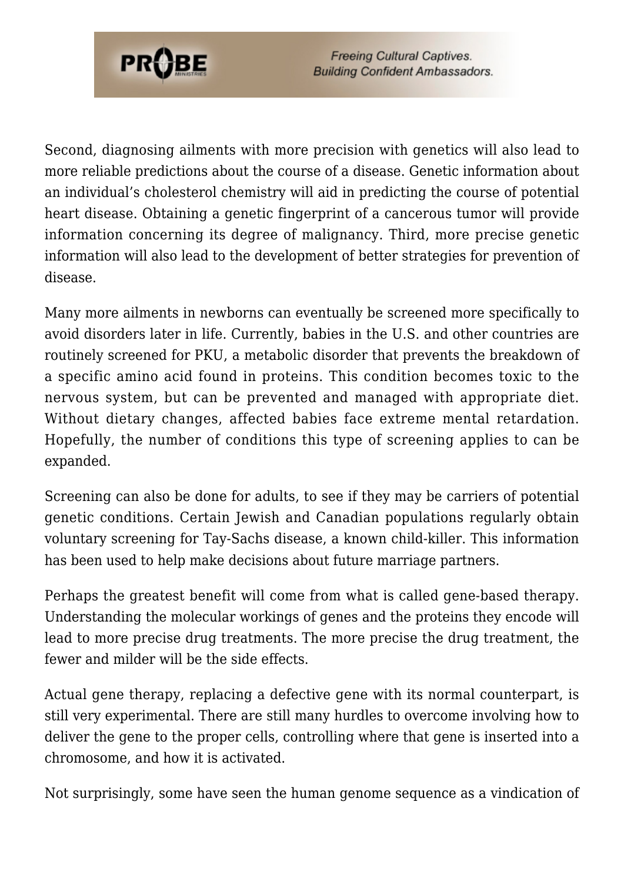Second, diagnosing ailments with more precision with genetics will also lead to more reliable predictions about the course of a disease. Genetic information about an individual's cholesterol chemistry will aid in predicting the course of potential heart disease. Obtaining a genetic fingerprint of a cancerous tumor will provide information concerning its degree of malignancy. Third, more precise genetic information will also lead to the development of better strategies for prevention of disease.

Many more ailments in newborns can eventually be screened more specifically to avoid disorders later in life. Currently, babies in the U.S. and other countries are routinely screened for PKU, a metabolic disorder that prevents the breakdown of a specific amino acid found in proteins. This condition becomes toxic to the nervous system, but can be prevented and managed with appropriate diet. Without dietary changes, affected babies face extreme mental retardation. Hopefully, the number of conditions this type of screening applies to can be expanded.

Screening can also be done for adults, to see if they may be carriers of potential genetic conditions. Certain Jewish and Canadian populations regularly obtain voluntary screening for Tay-Sachs disease, a known child-killer. This information has been used to help make decisions about future marriage partners.

Perhaps the greatest benefit will come from what is called gene-based therapy. Understanding the molecular workings of genes and the proteins they encode will lead to more precise drug treatments. The more precise the drug treatment, the fewer and milder will be the side effects.

Actual gene therapy, replacing a defective gene with its normal counterpart, is still very experimental. There are still many hurdles to overcome involving how to deliver the gene to the proper cells, controlling where that gene is inserted into a chromosome, and how it is activated.

Not surprisingly, some have seen the human genome sequence as a vindication of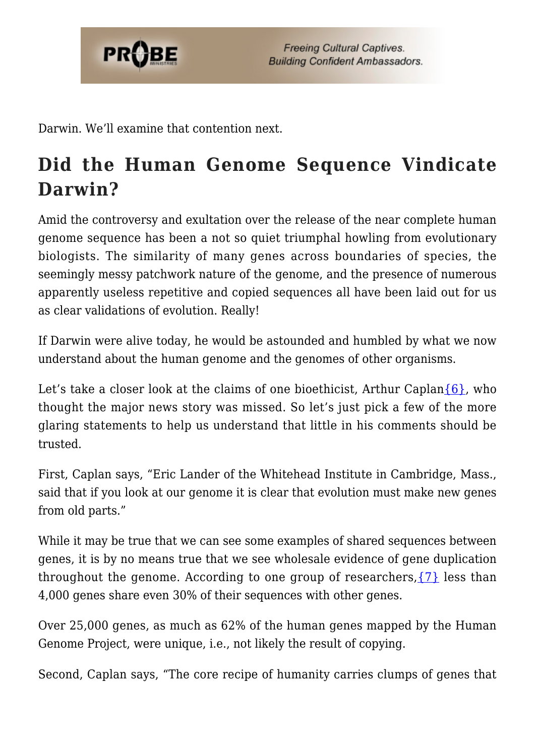Darwin. We'll examine that contention next.

## Did the Human Genome Sequence Vindicate Darwin?

Amid the controversy and exultation over the release of the near complete human genome sequence has been a not so quiet triumphal howling from evolutionary biologists. The similarity of many genes across boundaries of species, the seemingly messy patchwork nature of the genome, and the presence of numerous apparently useless repetitive and copied sequences all have been laid out for us as clear validations of evolution. Really!

If Darwin were alive today, he would be astounded and humbled by what we now understand about the human genome and the genomes of other organisms.

Let's take a closer look at the claims of one bioethicist, Arthur Caplan{6}, who thought the major news story was missed. So let's just pick a few of the more glaring statements to help us understand that little in his comments should be trusted.

First, Caplan says, "Eric Lander of the Whitehead Institute in Cambridge, Mass., said that if you look at our genome it is clear that evolution must make new genes from old parts."

While it may be true that we can see some examples of shared sequences between genes, it is by no means true that we see wholesale evidence of gene duplication throughout the genome. According to one group of researchers,{7} less than 4,000 genes share even 30% of their sequences with other genes.

Over 25,000 genes, as much as 62% of the human genes mapped by the Human Genome Project, were unique, i.e., not likely the result of copying.

Second, Caplan says, "The core recipe of humanity carries clumps of genes that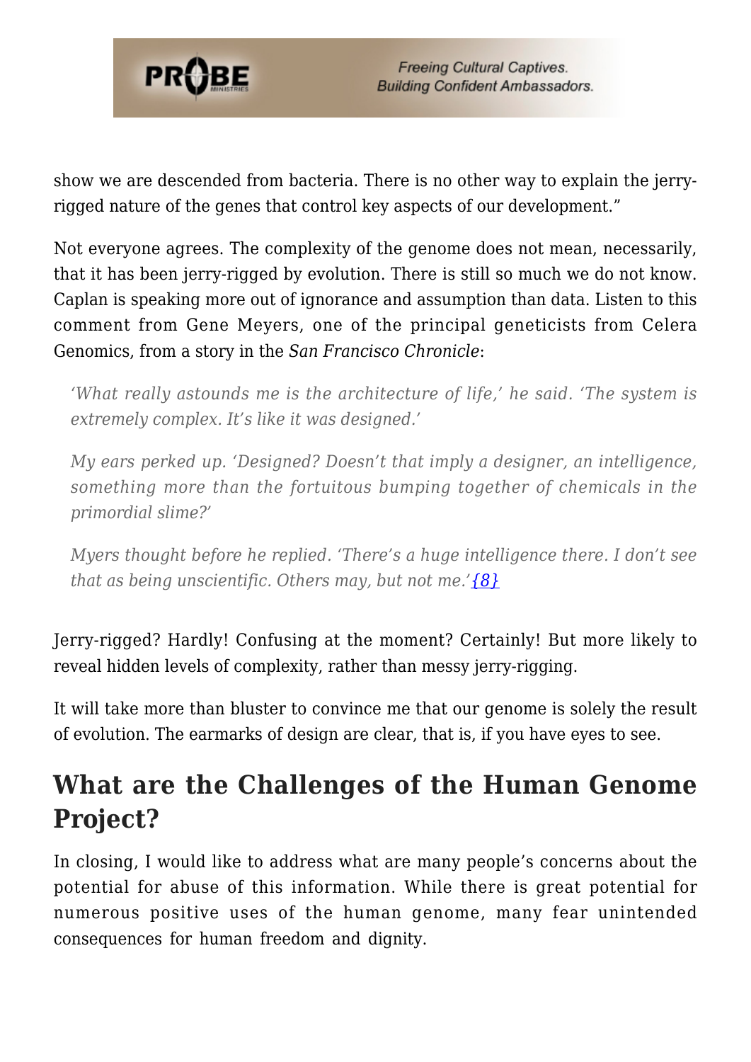show we are descended from bacteria. There is no other way to explain the jerry-rigged nature of the genes that control key aspects of our development."

Not everyone agrees. The complexity of the genome does not mean, necessarily, that it has been jerry-rigged by evolution. There is still so much we do not know. Caplan is speaking more out of ignorance and assumption than data. Listen to this comment from Gene Meyers, one of the principal geneticists from Celera Genomics, from a story in the *San Francisco Chronicle*:

> *'What really astounds me is the architecture of life,' he said. 'The system is extremely complex. It's like it was designed.'*
>
> *My ears perked up. 'Designed? Doesn't that imply a designer, an intelligence, something more than the fortuitous bumping together of chemicals in the primordial slime?'*
>
> *Myers thought before he replied. 'There's a huge intelligence there. I don't see that as being unscientific. Others may, but not me.'* {8}

Jerry-rigged? Hardly! Confusing at the moment? Certainly! But more likely to reveal hidden levels of complexity, rather than messy jerry-rigging.

It will take more than bluster to convince me that our genome is solely the result of evolution. The earmarks of design are clear, that is, if you have eyes to see.

## What are the Challenges of the Human Genome Project?

In closing, I would like to address what are many people's concerns about the potential for abuse of this information. While there is great potential for numerous positive uses of the human genome, many fear unintended consequences for human freedom and dignity.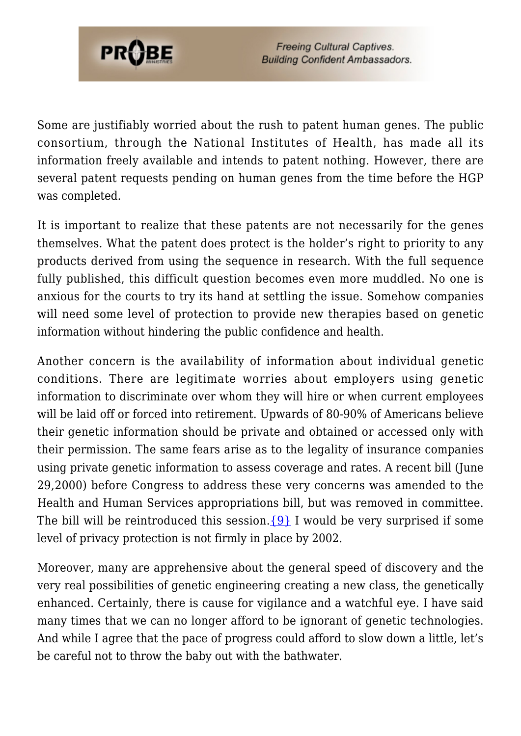Some are justifiably worried about the rush to patent human genes. The public consortium, through the National Institutes of Health, has made all its information freely available and intends to patent nothing. However, there are several patent requests pending on human genes from the time before the HGP was completed.

It is important to realize that these patents are not necessarily for the genes themselves. What the patent does protect is the holder's right to priority to any products derived from using the sequence in research. With the full sequence fully published, this difficult question becomes even more muddled. No one is anxious for the courts to try its hand at settling the issue. Somehow companies will need some level of protection to provide new therapies based on genetic information without hindering the public confidence and health.

Another concern is the availability of information about individual genetic conditions. There are legitimate worries about employers using genetic information to discriminate over whom they will hire or when current employees will be laid off or forced into retirement. Upwards of 80-90% of Americans believe their genetic information should be private and obtained or accessed only with their permission. The same fears arise as to the legality of insurance companies using private genetic information to assess coverage and rates. A recent bill (June 29,2000) before Congress to address these very concerns was amended to the Health and Human Services appropriations bill, but was removed in committee. The bill will be reintroduced this session.{9} I would be very surprised if some level of privacy protection is not firmly in place by 2002.

Moreover, many are apprehensive about the general speed of discovery and the very real possibilities of genetic engineering creating a new class, the genetically enhanced. Certainly, there is cause for vigilance and a watchful eye. I have said many times that we can no longer afford to be ignorant of genetic technologies. And while I agree that the pace of progress could afford to slow down a little, let's be careful not to throw the baby out with the bathwater.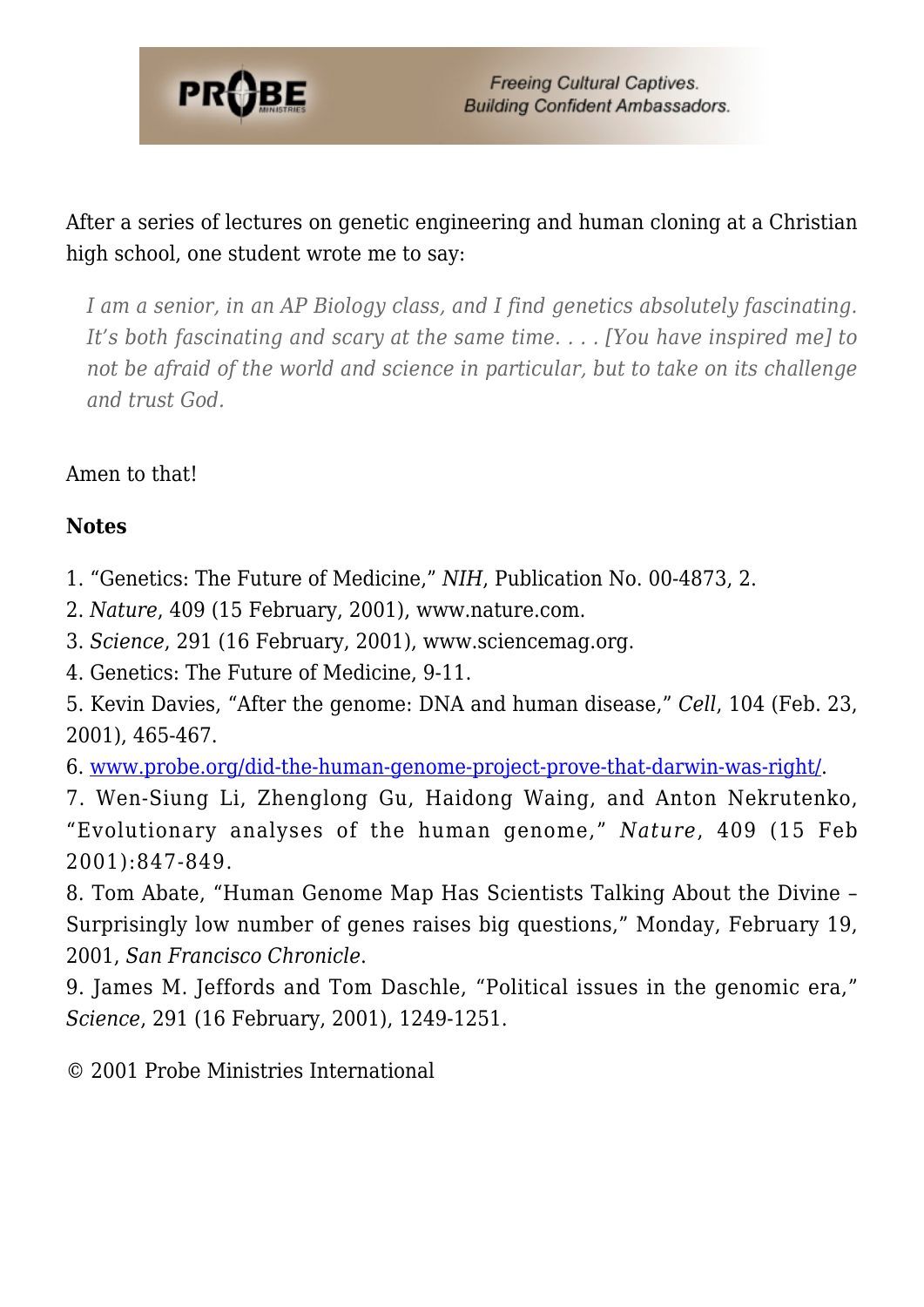After a series of lectures on genetic engineering and human cloning at a Christian high school, one student wrote me to say:

> *I am a senior, in an AP Biology class, and I find genetics absolutely fascinating. It's both fascinating and scary at the same time. . . . [You have inspired me] to not be afraid of the world and science in particular, but to take on its challenge and trust God.*

Amen to that!

**Notes**

1. "Genetics: The Future of Medicine," *NIH*, Publication No. 00-4873, 2.
2. *Nature*, 409 (15 February, 2001), www.nature.com.
3. *Science*, 291 (16 February, 2001), www.sciencemag.org.
4. Genetics: The Future of Medicine, 9-11.
5. Kevin Davies, "After the genome: DNA and human disease," *Cell*, 104 (Feb. 23, 2001), 465-467.
6. [www.probe.org/did-the-human-genome-project-prove-that-darwin-was-right/](http://www.probe.org/did-the-human-genome-project-prove-that-darwin-was-right/).
7. Wen-Siung Li, Zhenglong Gu, Haidong Waing, and Anton Nekrutenko, "Evolutionary analyses of the human genome," *Nature*, 409 (15 Feb 2001):847-849.
8. Tom Abate, "Human Genome Map Has Scientists Talking About the Divine – Surprisingly low number of genes raises big questions," Monday, February 19, 2001, *San Francisco Chronicle*.
9. James M. Jeffords and Tom Daschle, "Political issues in the genomic era," *Science*, 291 (16 February, 2001), 1249-1251.

© 2001 Probe Ministries International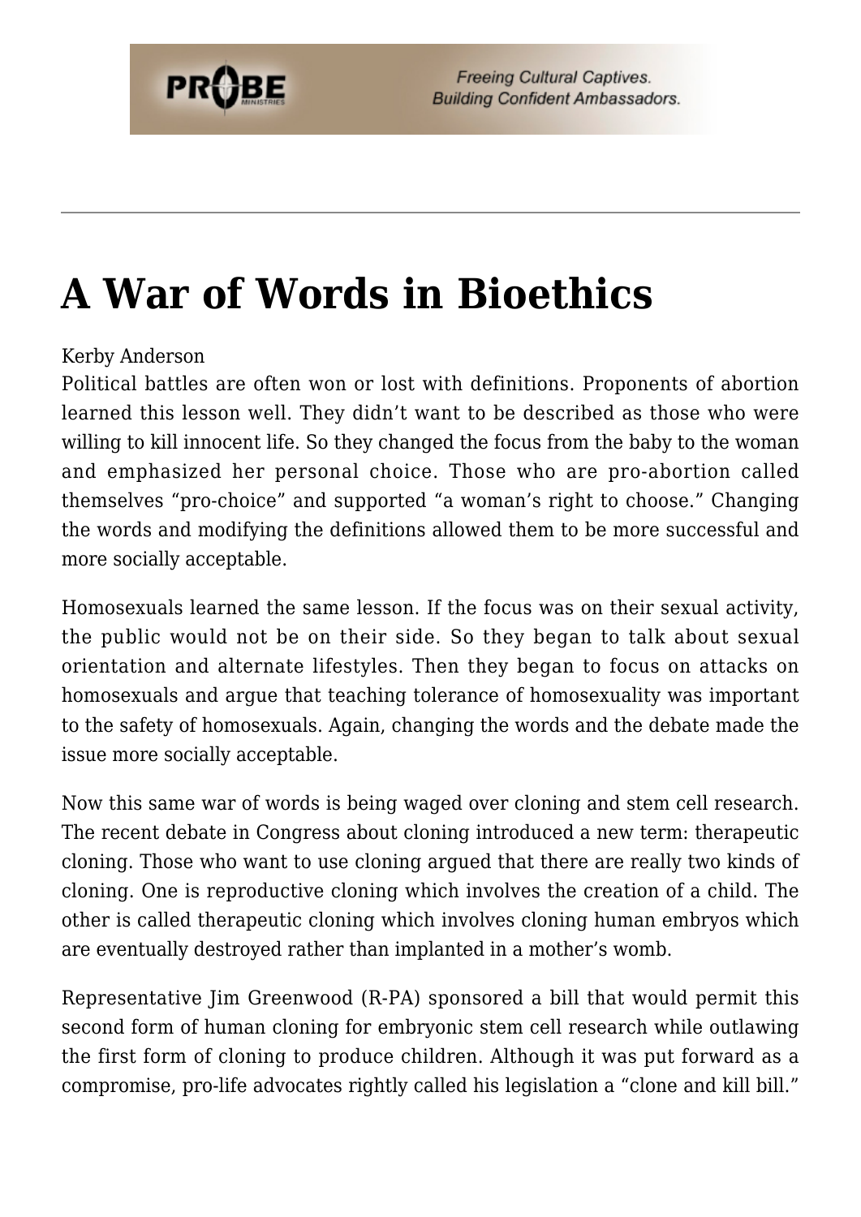# A War of Words in Bioethics

Kerby Anderson

Political battles are often won or lost with definitions. Proponents of abortion learned this lesson well. They didn't want to be described as those who were willing to kill innocent life. So they changed the focus from the baby to the woman and emphasized her personal choice. Those who are pro-abortion called themselves "pro-choice" and supported "a woman's right to choose." Changing the words and modifying the definitions allowed them to be more successful and more socially acceptable.

Homosexuals learned the same lesson. If the focus was on their sexual activity, the public would not be on their side. So they began to talk about sexual orientation and alternate lifestyles. Then they began to focus on attacks on homosexuals and argue that teaching tolerance of homosexuality was important to the safety of homosexuals. Again, changing the words and the debate made the issue more socially acceptable.

Now this same war of words is being waged over cloning and stem cell research. The recent debate in Congress about cloning introduced a new term: therapeutic cloning. Those who want to use cloning argued that there are really two kinds of cloning. One is reproductive cloning which involves the creation of a child. The other is called therapeutic cloning which involves cloning human embryos which are eventually destroyed rather than implanted in a mother's womb.

Representative Jim Greenwood (R-PA) sponsored a bill that would permit this second form of human cloning for embryonic stem cell research while outlawing the first form of cloning to produce children. Although it was put forward as a compromise, pro-life advocates rightly called his legislation a "clone and kill bill."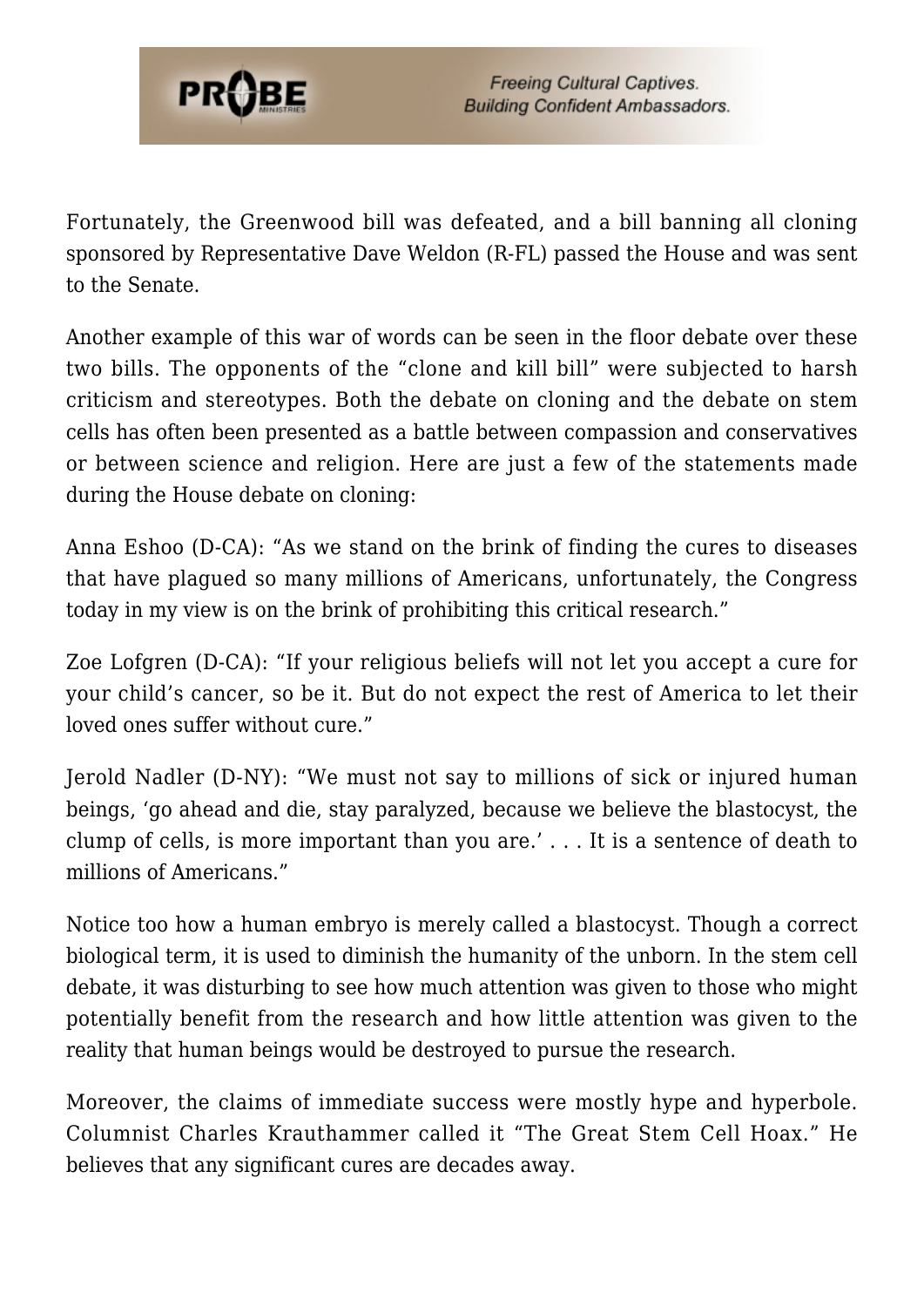Fortunately, the Greenwood bill was defeated, and a bill banning all cloning sponsored by Representative Dave Weldon (R-FL) passed the House and was sent to the Senate.

Another example of this war of words can be seen in the floor debate over these two bills. The opponents of the "clone and kill bill" were subjected to harsh criticism and stereotypes. Both the debate on cloning and the debate on stem cells has often been presented as a battle between compassion and conservatives or between science and religion. Here are just a few of the statements made during the House debate on cloning:

Anna Eshoo (D-CA): "As we stand on the brink of finding the cures to diseases that have plagued so many millions of Americans, unfortunately, the Congress today in my view is on the brink of prohibiting this critical research."

Zoe Lofgren (D-CA): "If your religious beliefs will not let you accept a cure for your child's cancer, so be it. But do not expect the rest of America to let their loved ones suffer without cure."

Jerold Nadler (D-NY): "We must not say to millions of sick or injured human beings, 'go ahead and die, stay paralyzed, because we believe the blastocyst, the clump of cells, is more important than you are.' . . . It is a sentence of death to millions of Americans."

Notice too how a human embryo is merely called a blastocyst. Though a correct biological term, it is used to diminish the humanity of the unborn. In the stem cell debate, it was disturbing to see how much attention was given to those who might potentially benefit from the research and how little attention was given to the reality that human beings would be destroyed to pursue the research.

Moreover, the claims of immediate success were mostly hype and hyperbole. Columnist Charles Krauthammer called it "The Great Stem Cell Hoax." He believes that any significant cures are decades away.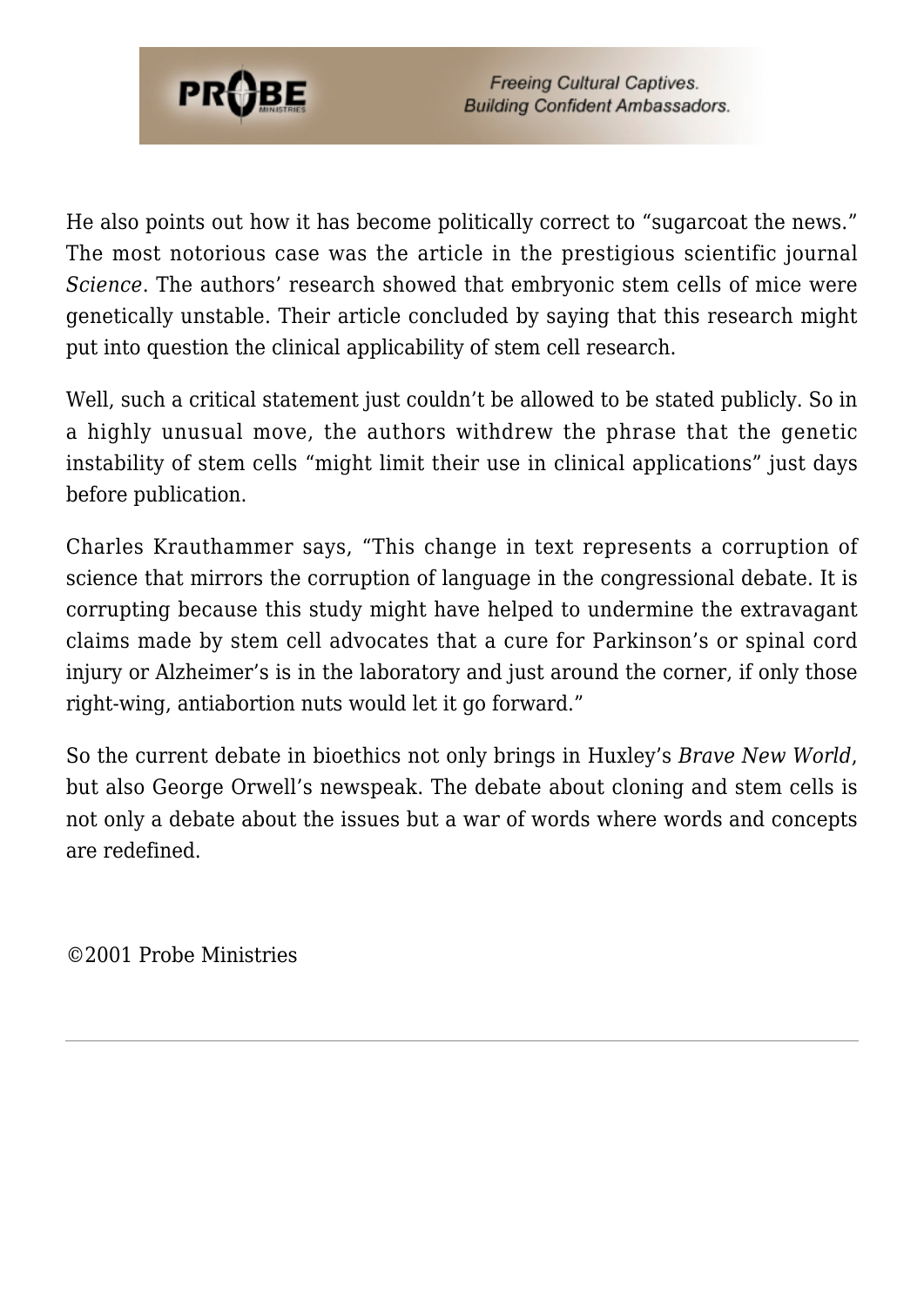He also points out how it has become politically correct to "sugarcoat the news." The most notorious case was the article in the prestigious scientific journal *Science*. The authors' research showed that embryonic stem cells of mice were genetically unstable. Their article concluded by saying that this research might put into question the clinical applicability of stem cell research.

Well, such a critical statement just couldn't be allowed to be stated publicly. So in a highly unusual move, the authors withdrew the phrase that the genetic instability of stem cells "might limit their use in clinical applications" just days before publication.

Charles Krauthammer says, "This change in text represents a corruption of science that mirrors the corruption of language in the congressional debate. It is corrupting because this study might have helped to undermine the extravagant claims made by stem cell advocates that a cure for Parkinson's or spinal cord injury or Alzheimer's is in the laboratory and just around the corner, if only those right-wing, antiabortion nuts would let it go forward."

So the current debate in bioethics not only brings in Huxley's *Brave New World*, but also George Orwell's newspeak. The debate about cloning and stem cells is not only a debate about the issues but a war of words where words and concepts are redefined.

©2001 Probe Ministries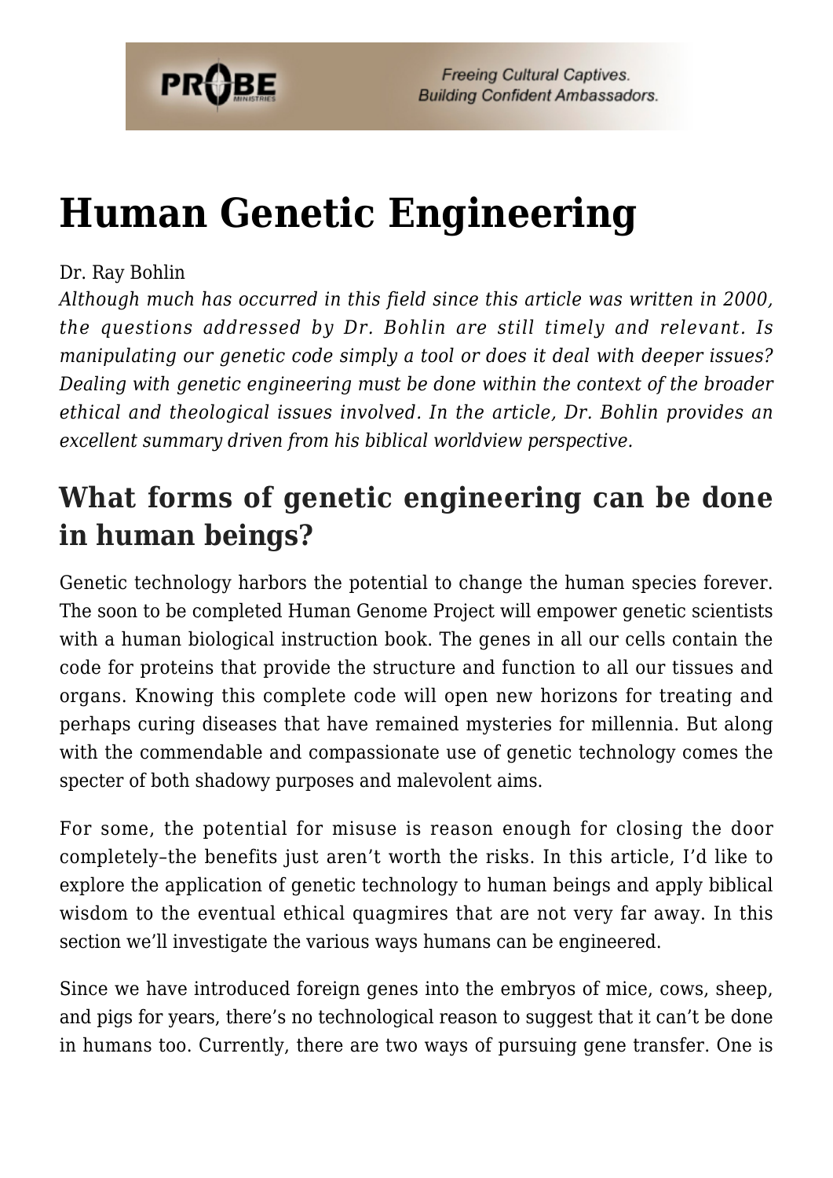# Human Genetic Engineering

Dr. Ray Bohlin

*Although much has occurred in this field since this article was written in 2000, the questions addressed by Dr. Bohlin are still timely and relevant. Is manipulating our genetic code simply a tool or does it deal with deeper issues? Dealing with genetic engineering must be done within the context of the broader ethical and theological issues involved. In the article, Dr. Bohlin provides an excellent summary driven from his biblical worldview perspective.*

## What forms of genetic engineering can be done in human beings?

Genetic technology harbors the potential to change the human species forever. The soon to be completed Human Genome Project will empower genetic scientists with a human biological instruction book. The genes in all our cells contain the code for proteins that provide the structure and function to all our tissues and organs. Knowing this complete code will open new horizons for treating and perhaps curing diseases that have remained mysteries for millennia. But along with the commendable and compassionate use of genetic technology comes the specter of both shadowy purposes and malevolent aims.

For some, the potential for misuse is reason enough for closing the door completely–the benefits just aren't worth the risks. In this article, I'd like to explore the application of genetic technology to human beings and apply biblical wisdom to the eventual ethical quagmires that are not very far away. In this section we'll investigate the various ways humans can be engineered.

Since we have introduced foreign genes into the embryos of mice, cows, sheep, and pigs for years, there's no technological reason to suggest that it can't be done in humans too. Currently, there are two ways of pursuing gene transfer. One is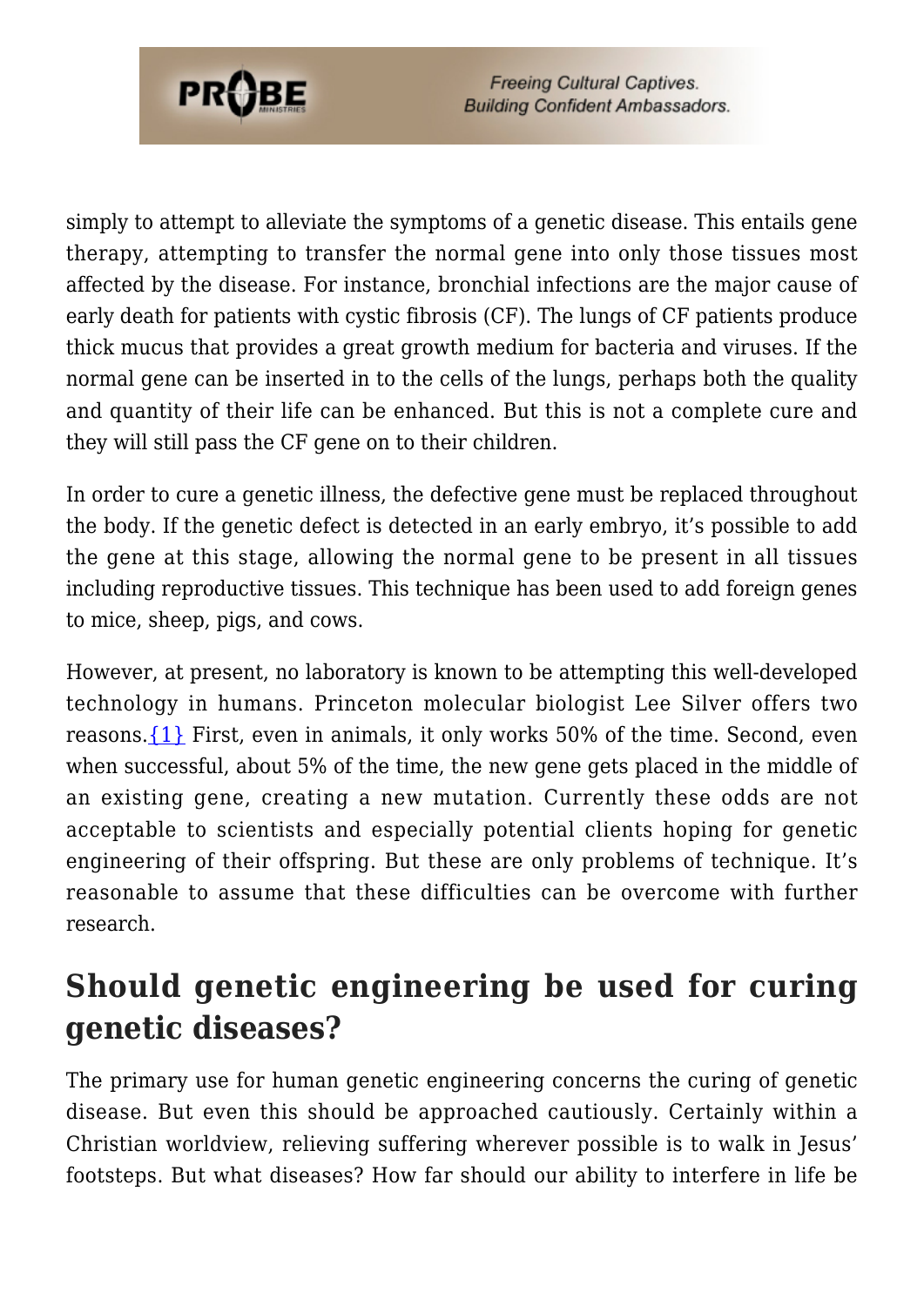simply to attempt to alleviate the symptoms of a genetic disease. This entails gene therapy, attempting to transfer the normal gene into only those tissues most affected by the disease. For instance, bronchial infections are the major cause of early death for patients with cystic fibrosis (CF). The lungs of CF patients produce thick mucus that provides a great growth medium for bacteria and viruses. If the normal gene can be inserted in to the cells of the lungs, perhaps both the quality and quantity of their life can be enhanced. But this is not a complete cure and they will still pass the CF gene on to their children.

In order to cure a genetic illness, the defective gene must be replaced throughout the body. If the genetic defect is detected in an early embryo, it's possible to add the gene at this stage, allowing the normal gene to be present in all tissues including reproductive tissues. This technique has been used to add foreign genes to mice, sheep, pigs, and cows.

However, at present, no laboratory is known to be attempting this well-developed technology in humans. Princeton molecular biologist Lee Silver offers two reasons.{1} First, even in animals, it only works 50% of the time. Second, even when successful, about 5% of the time, the new gene gets placed in the middle of an existing gene, creating a new mutation. Currently these odds are not acceptable to scientists and especially potential clients hoping for genetic engineering of their offspring. But these are only problems of technique. It's reasonable to assume that these difficulties can be overcome with further research.

## Should genetic engineering be used for curing genetic diseases?

The primary use for human genetic engineering concerns the curing of genetic disease. But even this should be approached cautiously. Certainly within a Christian worldview, relieving suffering wherever possible is to walk in Jesus' footsteps. But what diseases? How far should our ability to interfere in life be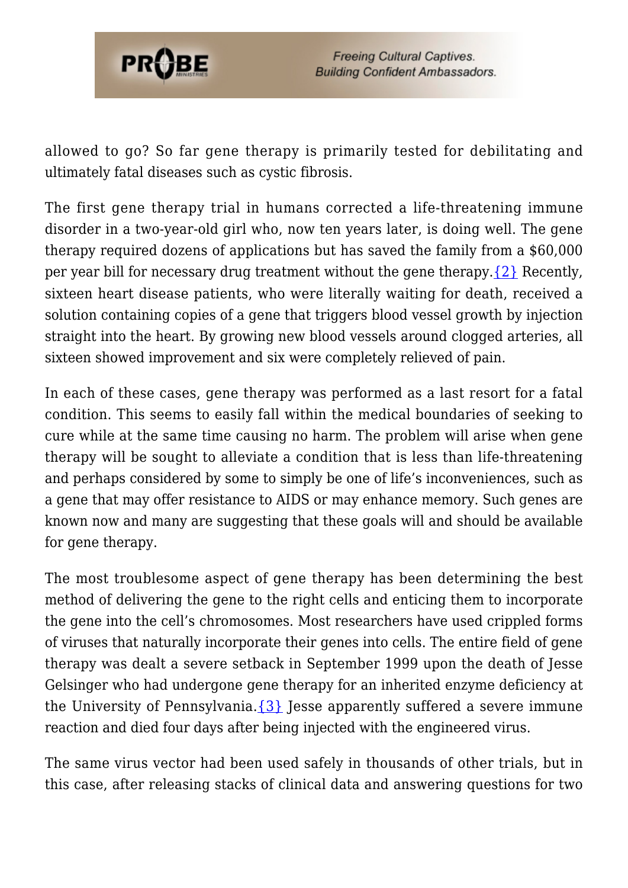allowed to go? So far gene therapy is primarily tested for debilitating and ultimately fatal diseases such as cystic fibrosis.

The first gene therapy trial in humans corrected a life-threatening immune disorder in a two-year-old girl who, now ten years later, is doing well. The gene therapy required dozens of applications but has saved the family from a $60,000 per year bill for necessary drug treatment without the gene therapy.{2} Recently, sixteen heart disease patients, who were literally waiting for death, received a solution containing copies of a gene that triggers blood vessel growth by injection straight into the heart. By growing new blood vessels around clogged arteries, all sixteen showed improvement and six were completely relieved of pain.

In each of these cases, gene therapy was performed as a last resort for a fatal condition. This seems to easily fall within the medical boundaries of seeking to cure while at the same time causing no harm. The problem will arise when gene therapy will be sought to alleviate a condition that is less than life-threatening and perhaps considered by some to simply be one of life's inconveniences, such as a gene that may offer resistance to AIDS or may enhance memory. Such genes are known now and many are suggesting that these goals will and should be available for gene therapy.

The most troublesome aspect of gene therapy has been determining the best method of delivering the gene to the right cells and enticing them to incorporate the gene into the cell's chromosomes. Most researchers have used crippled forms of viruses that naturally incorporate their genes into cells. The entire field of gene therapy was dealt a severe setback in September 1999 upon the death of Jesse Gelsinger who had undergone gene therapy for an inherited enzyme deficiency at the University of Pennsylvania.{3} Jesse apparently suffered a severe immune reaction and died four days after being injected with the engineered virus.

The same virus vector had been used safely in thousands of other trials, but in this case, after releasing stacks of clinical data and answering questions for two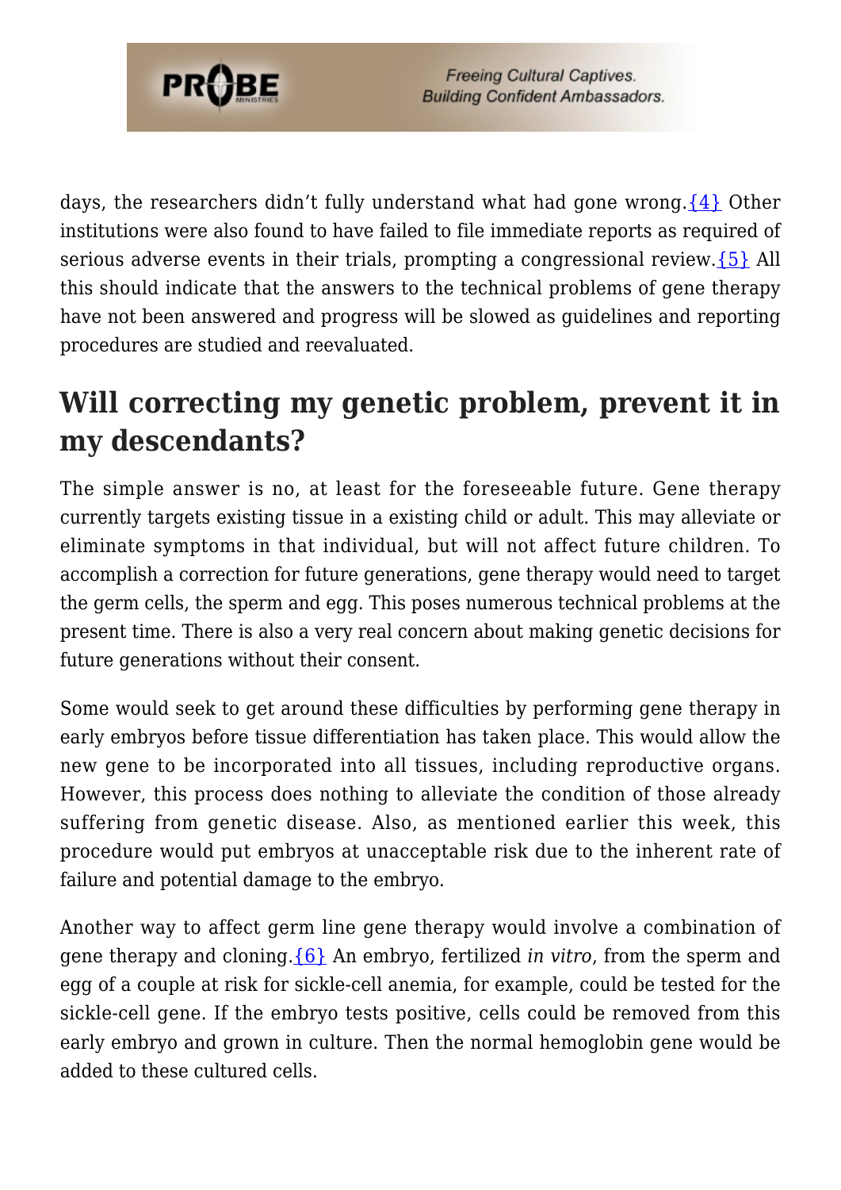days, the researchers didn't fully understand what had gone wrong.{4} Other institutions were also found to have failed to file immediate reports as required of serious adverse events in their trials, prompting a congressional review.{5} All this should indicate that the answers to the technical problems of gene therapy have not been answered and progress will be slowed as guidelines and reporting procedures are studied and reevaluated.

## Will correcting my genetic problem, prevent it in my descendants?

The simple answer is no, at least for the foreseeable future. Gene therapy currently targets existing tissue in a existing child or adult. This may alleviate or eliminate symptoms in that individual, but will not affect future children. To accomplish a correction for future generations, gene therapy would need to target the germ cells, the sperm and egg. This poses numerous technical problems at the present time. There is also a very real concern about making genetic decisions for future generations without their consent.

Some would seek to get around these difficulties by performing gene therapy in early embryos before tissue differentiation has taken place. This would allow the new gene to be incorporated into all tissues, including reproductive organs. However, this process does nothing to alleviate the condition of those already suffering from genetic disease. Also, as mentioned earlier this week, this procedure would put embryos at unacceptable risk due to the inherent rate of failure and potential damage to the embryo.

Another way to affect germ line gene therapy would involve a combination of gene therapy and cloning.{6} An embryo, fertilized *in vitro*, from the sperm and egg of a couple at risk for sickle-cell anemia, for example, could be tested for the sickle-cell gene. If the embryo tests positive, cells could be removed from this early embryo and grown in culture. Then the normal hemoglobin gene would be added to these cultured cells.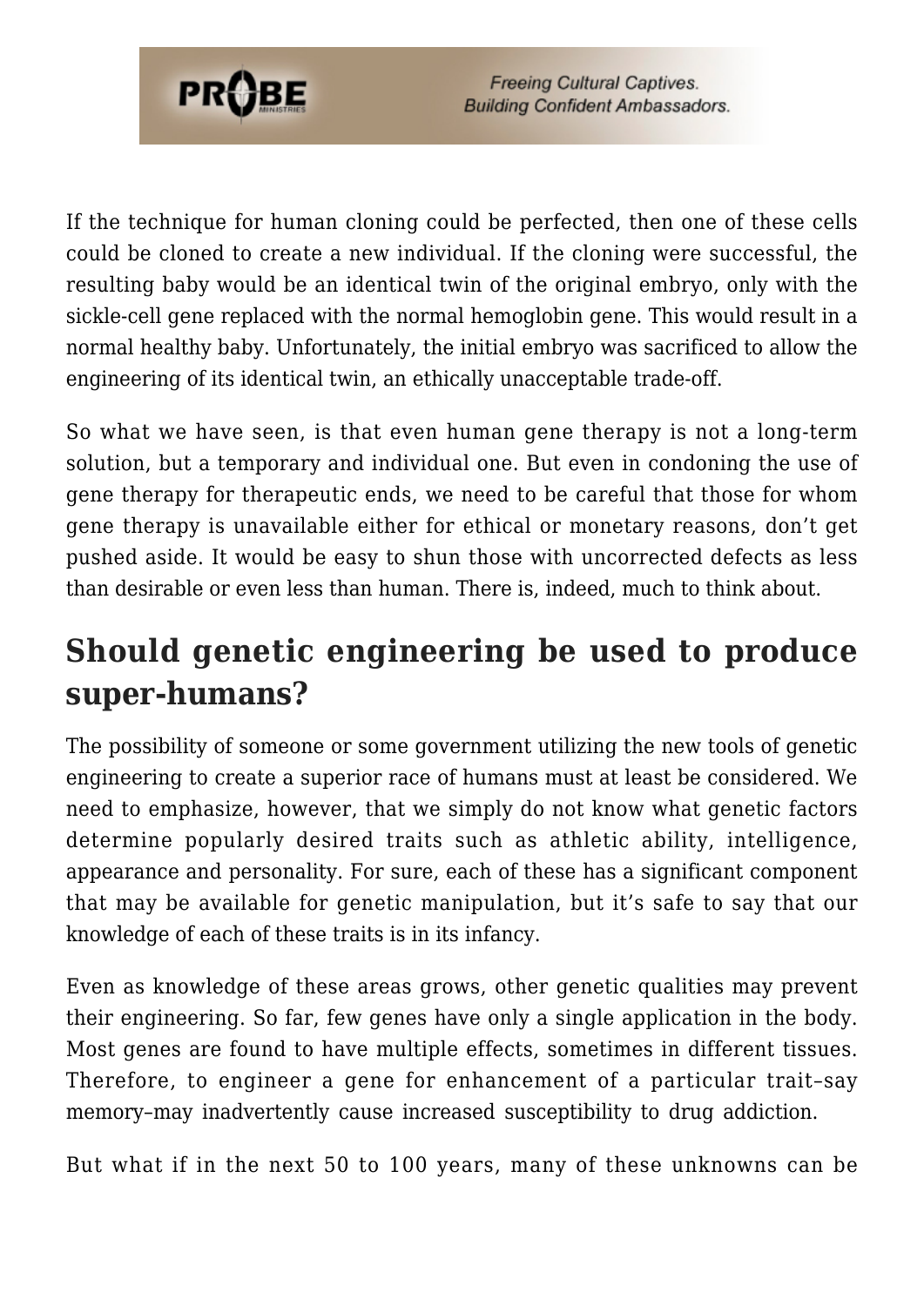If the technique for human cloning could be perfected, then one of these cells could be cloned to create a new individual. If the cloning were successful, the resulting baby would be an identical twin of the original embryo, only with the sickle-cell gene replaced with the normal hemoglobin gene. This would result in a normal healthy baby. Unfortunately, the initial embryo was sacrificed to allow the engineering of its identical twin, an ethically unacceptable trade-off.

So what we have seen, is that even human gene therapy is not a long-term solution, but a temporary and individual one. But even in condoning the use of gene therapy for therapeutic ends, we need to be careful that those for whom gene therapy is unavailable either for ethical or monetary reasons, don't get pushed aside. It would be easy to shun those with uncorrected defects as less than desirable or even less than human. There is, indeed, much to think about.

## Should genetic engineering be used to produce super-humans?

The possibility of someone or some government utilizing the new tools of genetic engineering to create a superior race of humans must at least be considered. We need to emphasize, however, that we simply do not know what genetic factors determine popularly desired traits such as athletic ability, intelligence, appearance and personality. For sure, each of these has a significant component that may be available for genetic manipulation, but it's safe to say that our knowledge of each of these traits is in its infancy.

Even as knowledge of these areas grows, other genetic qualities may prevent their engineering. So far, few genes have only a single application in the body. Most genes are found to have multiple effects, sometimes in different tissues. Therefore, to engineer a gene for enhancement of a particular trait–say memory–may inadvertently cause increased susceptibility to drug addiction.

But what if in the next 50 to 100 years, many of these unknowns can be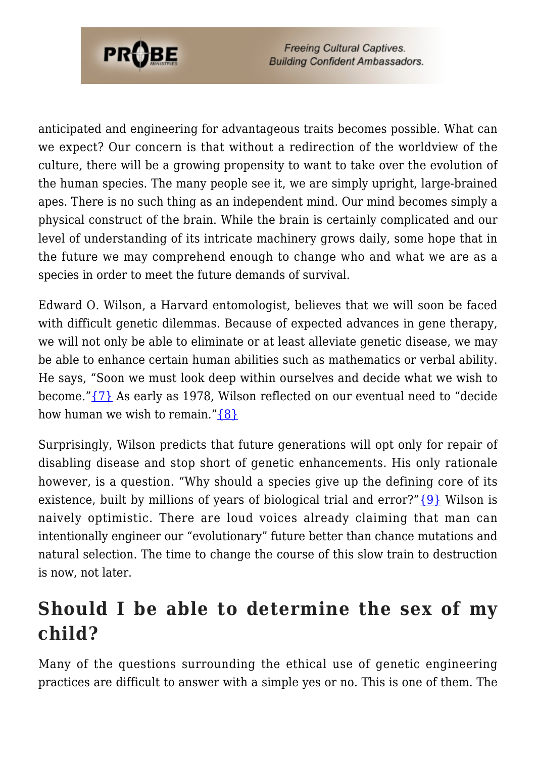anticipated and engineering for advantageous traits becomes possible. What can we expect? Our concern is that without a redirection of the worldview of the culture, there will be a growing propensity to want to take over the evolution of the human species. The many people see it, we are simply upright, large-brained apes. There is no such thing as an independent mind. Our mind becomes simply a physical construct of the brain. While the brain is certainly complicated and our level of understanding of its intricate machinery grows daily, some hope that in the future we may comprehend enough to change who and what we are as a species in order to meet the future demands of survival.

Edward O. Wilson, a Harvard entomologist, believes that we will soon be faced with difficult genetic dilemmas. Because of expected advances in gene therapy, we will not only be able to eliminate or at least alleviate genetic disease, we may be able to enhance certain human abilities such as mathematics or verbal ability. He says, "Soon we must look deep within ourselves and decide what we wish to become."{7} As early as 1978, Wilson reflected on our eventual need to "decide how human we wish to remain."{8}

Surprisingly, Wilson predicts that future generations will opt only for repair of disabling disease and stop short of genetic enhancements. His only rationale however, is a question. "Why should a species give up the defining core of its existence, built by millions of years of biological trial and error?"{9} Wilson is naively optimistic. There are loud voices already claiming that man can intentionally engineer our "evolutionary" future better than chance mutations and natural selection. The time to change the course of this slow train to destruction is now, not later.

## Should I be able to determine the sex of my child?

Many of the questions surrounding the ethical use of genetic engineering practices are difficult to answer with a simple yes or no. This is one of them. The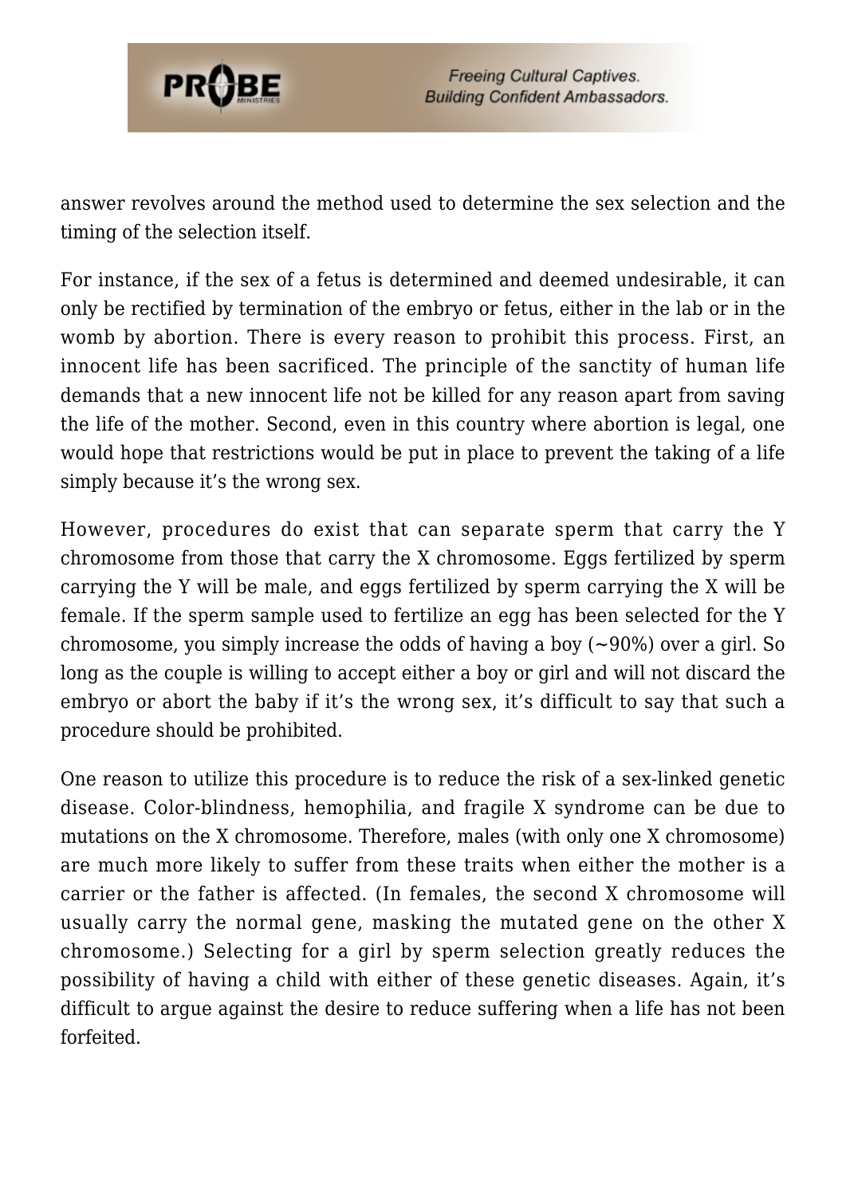answer revolves around the method used to determine the sex selection and the timing of the selection itself.

For instance, if the sex of a fetus is determined and deemed undesirable, it can only be rectified by termination of the embryo or fetus, either in the lab or in the womb by abortion. There is every reason to prohibit this process. First, an innocent life has been sacrificed. The principle of the sanctity of human life demands that a new innocent life not be killed for any reason apart from saving the life of the mother. Second, even in this country where abortion is legal, one would hope that restrictions would be put in place to prevent the taking of a life simply because it's the wrong sex.

However, procedures do exist that can separate sperm that carry the Y chromosome from those that carry the X chromosome. Eggs fertilized by sperm carrying the Y will be male, and eggs fertilized by sperm carrying the X will be female. If the sperm sample used to fertilize an egg has been selected for the Y chromosome, you simply increase the odds of having a boy (~90%) over a girl. So long as the couple is willing to accept either a boy or girl and will not discard the embryo or abort the baby if it's the wrong sex, it's difficult to say that such a procedure should be prohibited.

One reason to utilize this procedure is to reduce the risk of a sex-linked genetic disease. Color-blindness, hemophilia, and fragile X syndrome can be due to mutations on the X chromosome. Therefore, males (with only one X chromosome) are much more likely to suffer from these traits when either the mother is a carrier or the father is affected. (In females, the second X chromosome will usually carry the normal gene, masking the mutated gene on the other X chromosome.) Selecting for a girl by sperm selection greatly reduces the possibility of having a child with either of these genetic diseases. Again, it's difficult to argue against the desire to reduce suffering when a life has not been forfeited.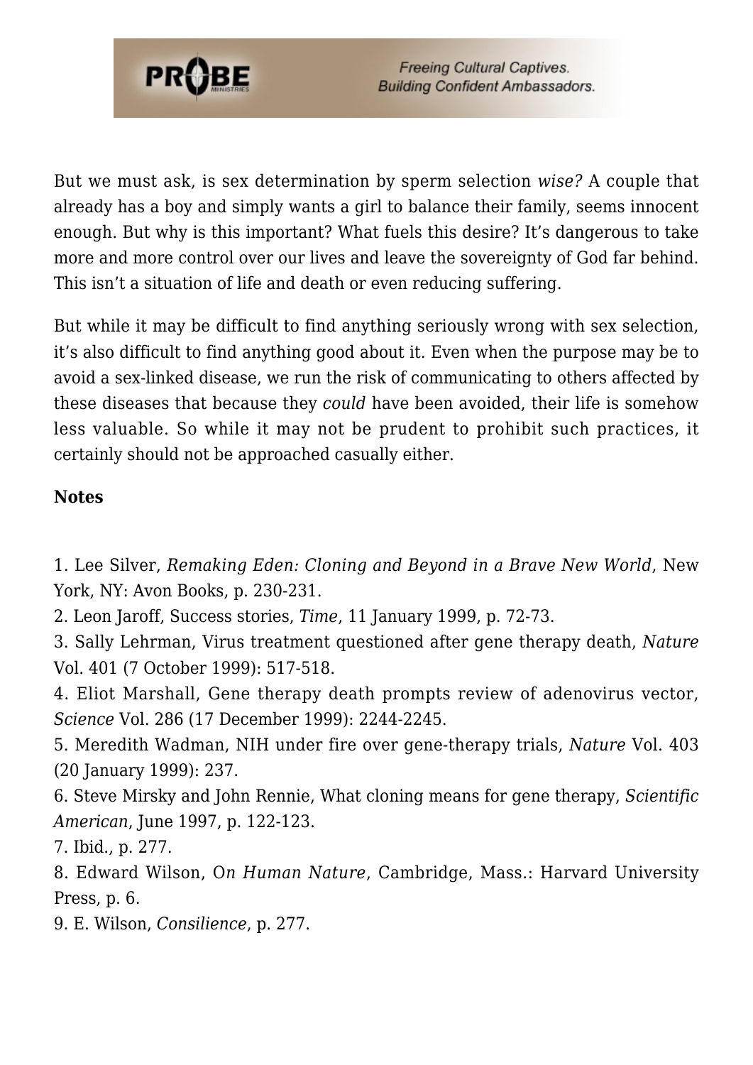But we must ask, is sex determination by sperm selection *wise?* A couple that already has a boy and simply wants a girl to balance their family, seems innocent enough. But why is this important? What fuels this desire? It's dangerous to take more and more control over our lives and leave the sovereignty of God far behind. This isn't a situation of life and death or even reducing suffering.

But while it may be difficult to find anything seriously wrong with sex selection, it's also difficult to find anything good about it. Even when the purpose may be to avoid a sex-linked disease, we run the risk of communicating to others affected by these diseases that because they *could* have been avoided, their life is somehow less valuable. So while it may not be prudent to prohibit such practices, it certainly should not be approached casually either.

**Notes**

1. Lee Silver, *Remaking Eden: Cloning and Beyond in a Brave New World*, New York, NY: Avon Books, p. 230-231.
2. Leon Jaroff, Success stories, *Time*, 11 January 1999, p. 72-73.
3. Sally Lehrman, Virus treatment questioned after gene therapy death, *Nature* Vol. 401 (7 October 1999): 517-518.
4. Eliot Marshall, Gene therapy death prompts review of adenovirus vector, *Science* Vol. 286 (17 December 1999): 2244-2245.
5. Meredith Wadman, NIH under fire over gene-therapy trials, *Nature* Vol. 403 (20 January 1999): 237.
6. Steve Mirsky and John Rennie, What cloning means for gene therapy, *Scientific American*, June 1997, p. 122-123.
7. Ibid., p. 277.
8. Edward Wilson, O*n Human Nature*, Cambridge, Mass.: Harvard University Press, p. 6.
9. E. Wilson, *Consilience*, p. 277.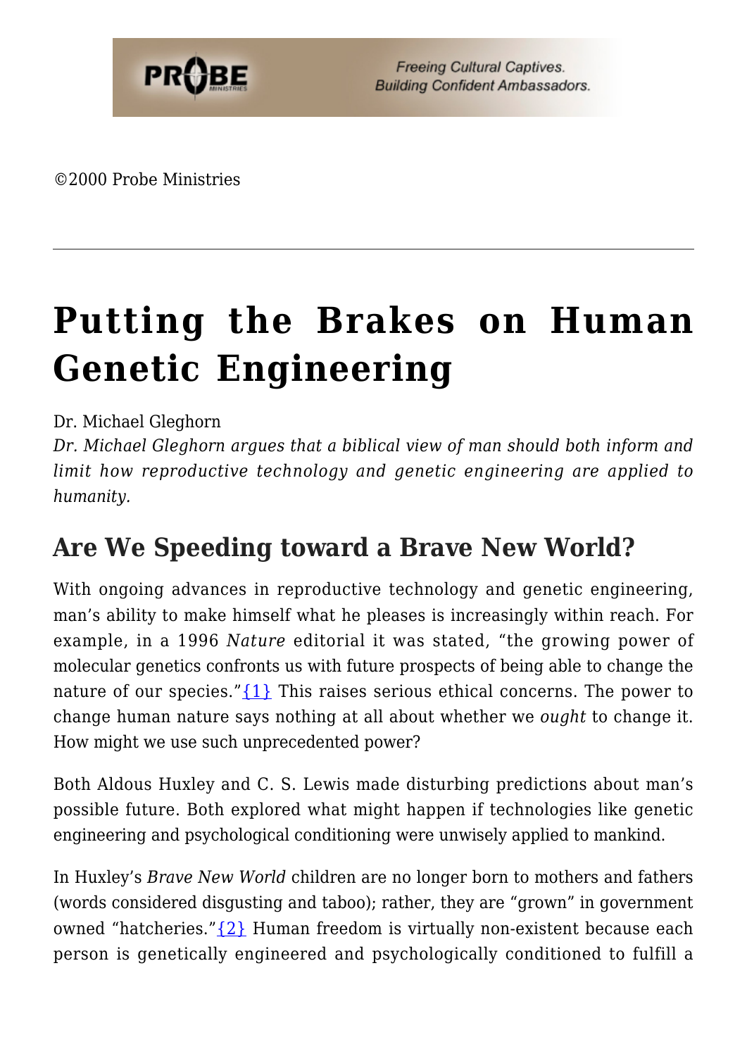©2000 Probe Ministries

---

# Putting the Brakes on Human Genetic Engineering

Dr. Michael Gleghorn

*Dr. Michael Gleghorn argues that a biblical view of man should both inform and limit how reproductive technology and genetic engineering are applied to humanity.*

## Are We Speeding toward a Brave New World?

With ongoing advances in reproductive technology and genetic engineering, man's ability to make himself what he pleases is increasingly within reach. For example, in a 1996 *Nature* editorial it was stated, "the growing power of molecular genetics confronts us with future prospects of being able to change the nature of our species."{1} This raises serious ethical concerns. The power to change human nature says nothing at all about whether we *ought* to change it. How might we use such unprecedented power?

Both Aldous Huxley and C. S. Lewis made disturbing predictions about man's possible future. Both explored what might happen if technologies like genetic engineering and psychological conditioning were unwisely applied to mankind.

In Huxley's *Brave New World* children are no longer born to mothers and fathers (words considered disgusting and taboo); rather, they are "grown" in government owned "hatcheries."{2} Human freedom is virtually non-existent because each person is genetically engineered and psychologically conditioned to fulfill a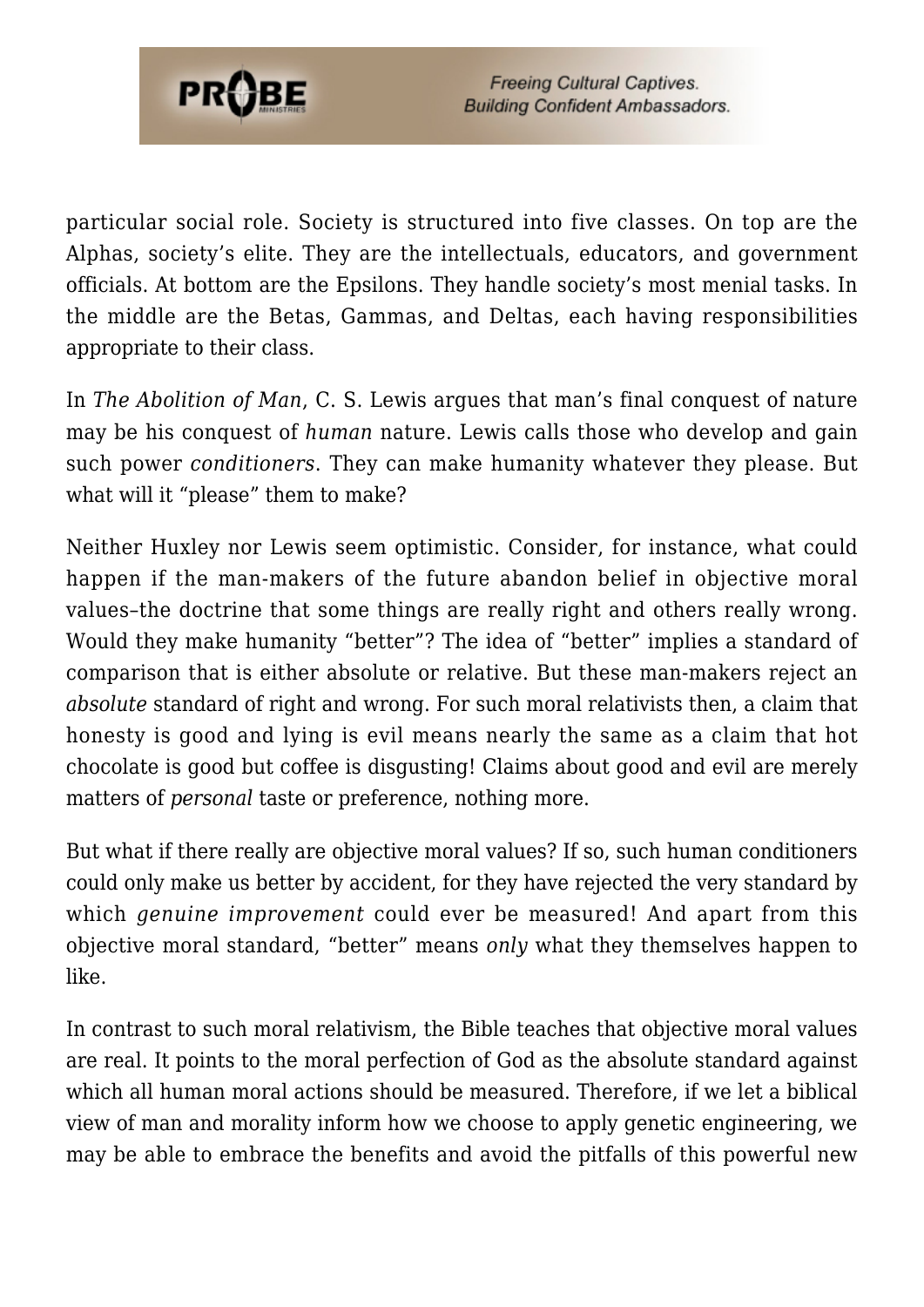particular social role. Society is structured into five classes. On top are the Alphas, society's elite. They are the intellectuals, educators, and government officials. At bottom are the Epsilons. They handle society's most menial tasks. In the middle are the Betas, Gammas, and Deltas, each having responsibilities appropriate to their class.

In *The Abolition of Man*, C. S. Lewis argues that man's final conquest of nature may be his conquest of *human* nature. Lewis calls those who develop and gain such power *conditioners*. They can make humanity whatever they please. But what will it "please" them to make?

Neither Huxley nor Lewis seem optimistic. Consider, for instance, what could happen if the man-makers of the future abandon belief in objective moral values–the doctrine that some things are really right and others really wrong. Would they make humanity "better"? The idea of "better" implies a standard of comparison that is either absolute or relative. But these man-makers reject an *absolute* standard of right and wrong. For such moral relativists then, a claim that honesty is good and lying is evil means nearly the same as a claim that hot chocolate is good but coffee is disgusting! Claims about good and evil are merely matters of *personal* taste or preference, nothing more.

But what if there really are objective moral values? If so, such human conditioners could only make us better by accident, for they have rejected the very standard by which *genuine improvement* could ever be measured! And apart from this objective moral standard, "better" means *only* what they themselves happen to like.

In contrast to such moral relativism, the Bible teaches that objective moral values are real. It points to the moral perfection of God as the absolute standard against which all human moral actions should be measured. Therefore, if we let a biblical view of man and morality inform how we choose to apply genetic engineering, we may be able to embrace the benefits and avoid the pitfalls of this powerful new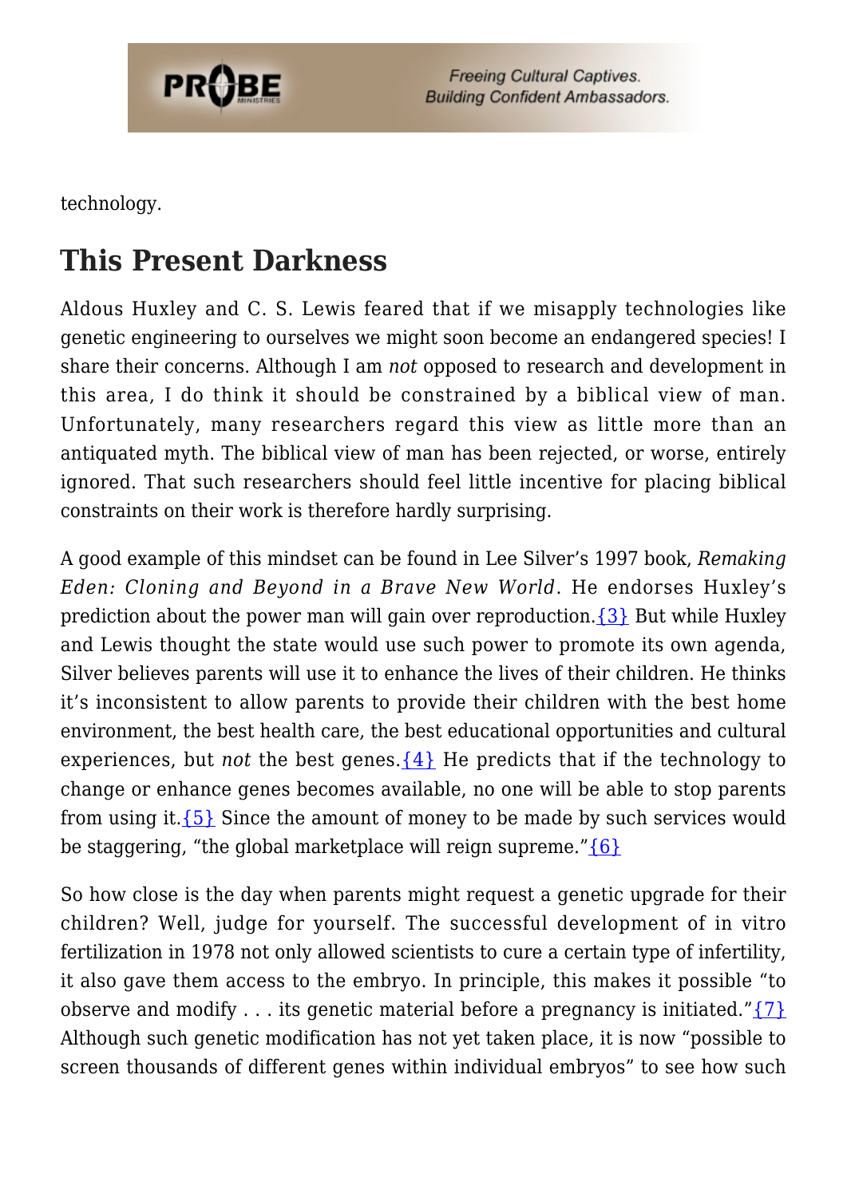technology.

## This Present Darkness

Aldous Huxley and C. S. Lewis feared that if we misapply technologies like genetic engineering to ourselves we might soon become an endangered species! I share their concerns. Although I am *not* opposed to research and development in this area, I do think it should be constrained by a biblical view of man. Unfortunately, many researchers regard this view as little more than an antiquated myth. The biblical view of man has been rejected, or worse, entirely ignored. That such researchers should feel little incentive for placing biblical constraints on their work is therefore hardly surprising.

A good example of this mindset can be found in Lee Silver's 1997 book, *Remaking Eden: Cloning and Beyond in a Brave New World*. He endorses Huxley's prediction about the power man will gain over reproduction.{3} But while Huxley and Lewis thought the state would use such power to promote its own agenda, Silver believes parents will use it to enhance the lives of their children. He thinks it's inconsistent to allow parents to provide their children with the best home environment, the best health care, the best educational opportunities and cultural experiences, but *not* the best genes.{4} He predicts that if the technology to change or enhance genes becomes available, no one will be able to stop parents from using it.{5} Since the amount of money to be made by such services would be staggering, "the global marketplace will reign supreme."{6}

So how close is the day when parents might request a genetic upgrade for their children? Well, judge for yourself. The successful development of in vitro fertilization in 1978 not only allowed scientists to cure a certain type of infertility, it also gave them access to the embryo. In principle, this makes it possible "to observe and modify . . . its genetic material before a pregnancy is initiated."{7} Although such genetic modification has not yet taken place, it is now "possible to screen thousands of different genes within individual embryos" to see how such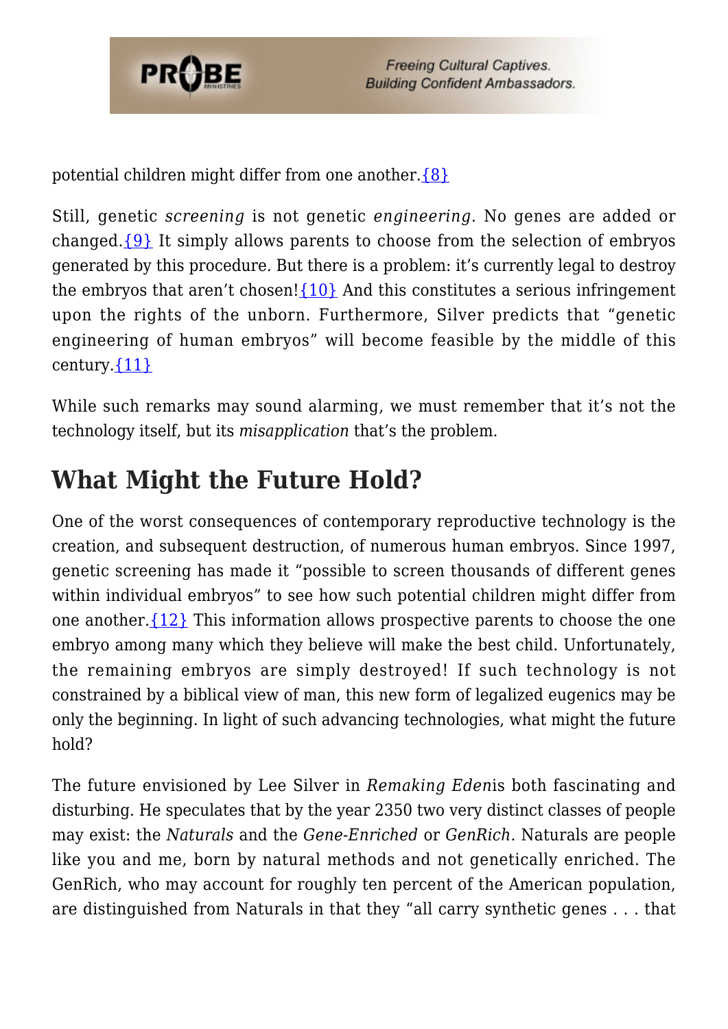potential children might differ from one another.{8}

Still, genetic *screening* is not genetic *engineering*. No genes are added or changed.{9} It simply allows parents to choose from the selection of embryos generated by this procedure. But there is a problem: it's currently legal to destroy the embryos that aren't chosen!{10} And this constitutes a serious infringement upon the rights of the unborn. Furthermore, Silver predicts that "genetic engineering of human embryos" will become feasible by the middle of this century.{11}

While such remarks may sound alarming, we must remember that it's not the technology itself, but its *misapplication* that's the problem.

## What Might the Future Hold?

One of the worst consequences of contemporary reproductive technology is the creation, and subsequent destruction, of numerous human embryos. Since 1997, genetic screening has made it "possible to screen thousands of different genes within individual embryos" to see how such potential children might differ from one another.{12} This information allows prospective parents to choose the one embryo among many which they believe will make the best child. Unfortunately, the remaining embryos are simply destroyed! If such technology is not constrained by a biblical view of man, this new form of legalized eugenics may be only the beginning. In light of such advancing technologies, what might the future hold?

The future envisioned by Lee Silver in *Remaking Eden*is both fascinating and disturbing. He speculates that by the year 2350 two very distinct classes of people may exist: the *Naturals* and the *Gene-Enriched* or *GenRich*. Naturals are people like you and me, born by natural methods and not genetically enriched. The GenRich, who may account for roughly ten percent of the American population, are distinguished from Naturals in that they "all carry synthetic genes . . . that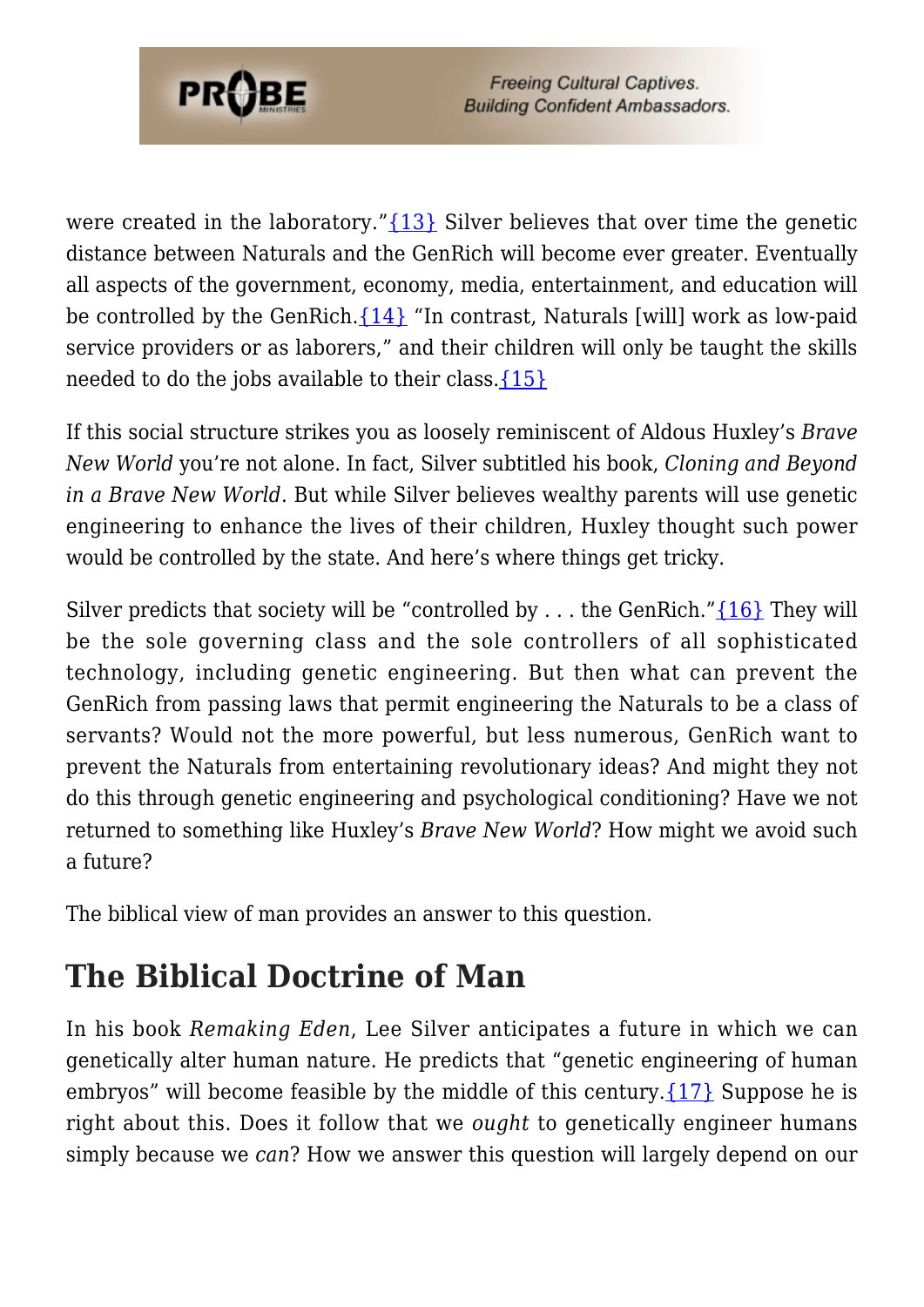were created in the laboratory."{13} Silver believes that over time the genetic distance between Naturals and the GenRich will become ever greater. Eventually all aspects of the government, economy, media, entertainment, and education will be controlled by the GenRich.{14} "In contrast, Naturals [will] work as low-paid service providers or as laborers," and their children will only be taught the skills needed to do the jobs available to their class.{15}

If this social structure strikes you as loosely reminiscent of Aldous Huxley's *Brave New World* you're not alone. In fact, Silver subtitled his book, *Cloning and Beyond in a Brave New World*. But while Silver believes wealthy parents will use genetic engineering to enhance the lives of their children, Huxley thought such power would be controlled by the state. And here's where things get tricky.

Silver predicts that society will be "controlled by . . . the GenRich."{16} They will be the sole governing class and the sole controllers of all sophisticated technology, including genetic engineering. But then what can prevent the GenRich from passing laws that permit engineering the Naturals to be a class of servants? Would not the more powerful, but less numerous, GenRich want to prevent the Naturals from entertaining revolutionary ideas? And might they not do this through genetic engineering and psychological conditioning? Have we not returned to something like Huxley's *Brave New World*? How might we avoid such a future?

The biblical view of man provides an answer to this question.

## The Biblical Doctrine of Man

In his book *Remaking Eden*, Lee Silver anticipates a future in which we can genetically alter human nature. He predicts that "genetic engineering of human embryos" will become feasible by the middle of this century.{17} Suppose he is right about this. Does it follow that we *ought* to genetically engineer humans simply because we *can*? How we answer this question will largely depend on our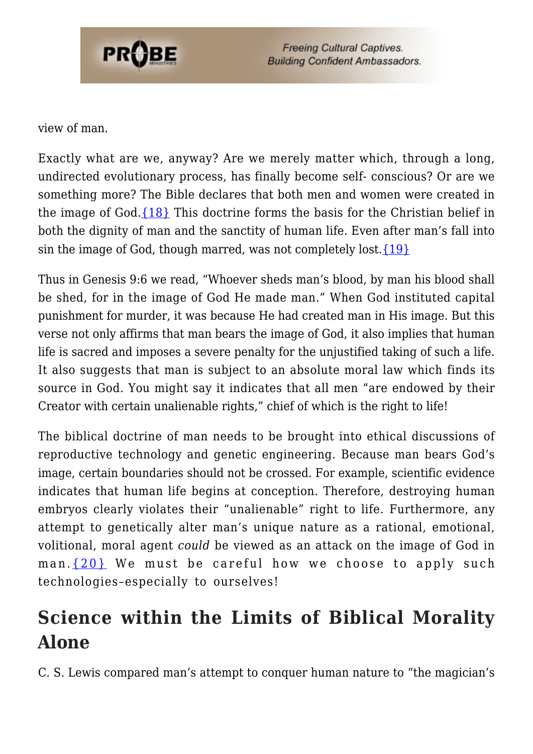view of man.

Exactly what are we, anyway? Are we merely matter which, through a long, undirected evolutionary process, has finally become self- conscious? Or are we something more? The Bible declares that both men and women were created in the image of God.{18} This doctrine forms the basis for the Christian belief in both the dignity of man and the sanctity of human life. Even after man's fall into sin the image of God, though marred, was not completely lost.{19}

Thus in Genesis 9:6 we read, "Whoever sheds man's blood, by man his blood shall be shed, for in the image of God He made man." When God instituted capital punishment for murder, it was because He had created man in His image. But this verse not only affirms that man bears the image of God, it also implies that human life is sacred and imposes a severe penalty for the unjustified taking of such a life. It also suggests that man is subject to an absolute moral law which finds its source in God. You might say it indicates that all men "are endowed by their Creator with certain unalienable rights," chief of which is the right to life!

The biblical doctrine of man needs to be brought into ethical discussions of reproductive technology and genetic engineering. Because man bears God's image, certain boundaries should not be crossed. For example, scientific evidence indicates that human life begins at conception. Therefore, destroying human embryos clearly violates their "unalienable" right to life. Furthermore, any attempt to genetically alter man's unique nature as a rational, emotional, volitional, moral agent *could* be viewed as an attack on the image of God in man.{20} We must be careful how we choose to apply such technologies–especially to ourselves!

## Science within the Limits of Biblical Morality Alone

C. S. Lewis compared man's attempt to conquer human nature to "the magician's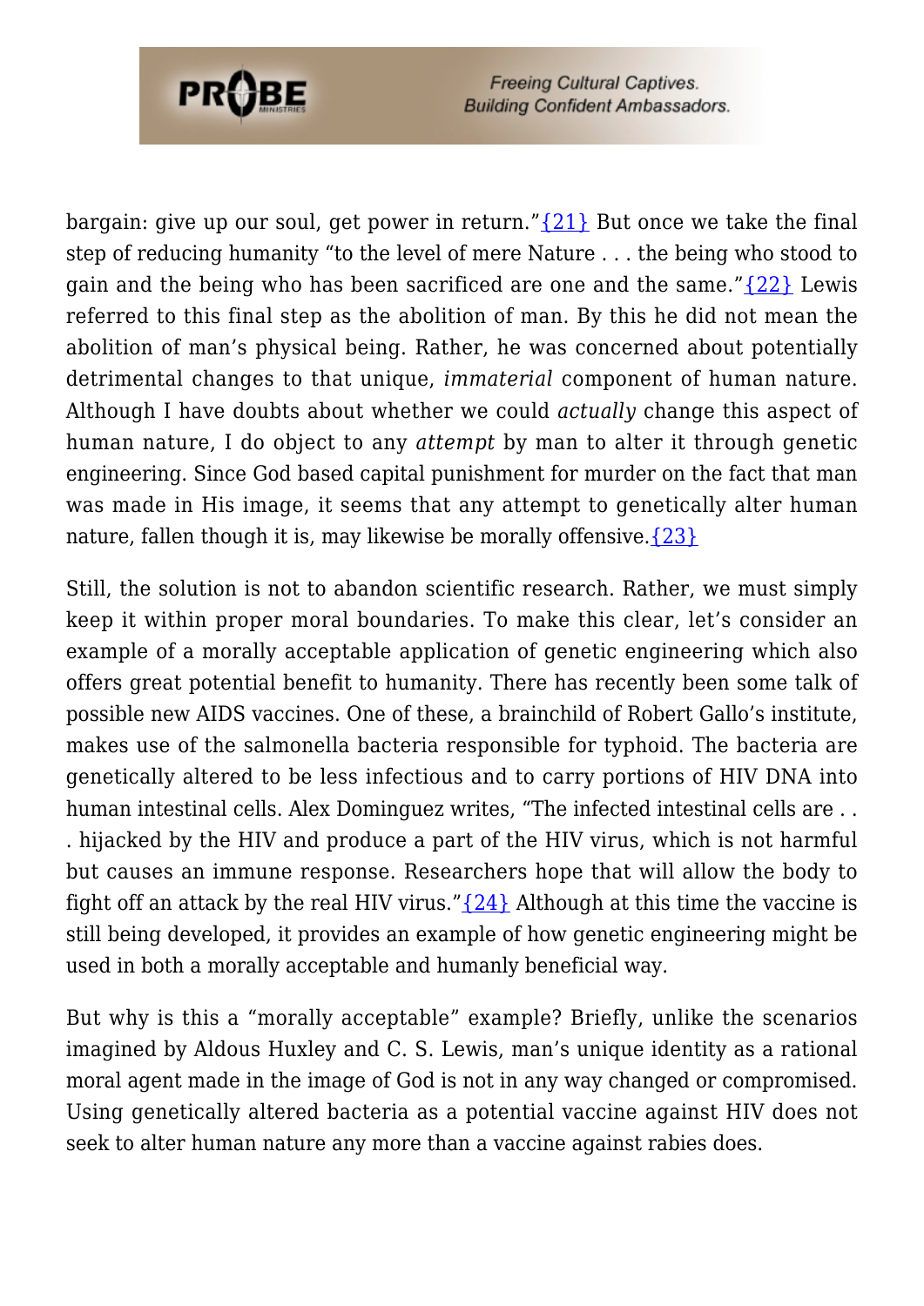bargain: give up our soul, get power in return."{21} But once we take the final step of reducing humanity "to the level of mere Nature . . . the being who stood to gain and the being who has been sacrificed are one and the same."{22} Lewis referred to this final step as the abolition of man. By this he did not mean the abolition of man's physical being. Rather, he was concerned about potentially detrimental changes to that unique, *immaterial* component of human nature. Although I have doubts about whether we could *actually* change this aspect of human nature, I do object to any *attempt* by man to alter it through genetic engineering. Since God based capital punishment for murder on the fact that man was made in His image, it seems that any attempt to genetically alter human nature, fallen though it is, may likewise be morally offensive.{23}

Still, the solution is not to abandon scientific research. Rather, we must simply keep it within proper moral boundaries. To make this clear, let's consider an example of a morally acceptable application of genetic engineering which also offers great potential benefit to humanity. There has recently been some talk of possible new AIDS vaccines. One of these, a brainchild of Robert Gallo's institute, makes use of the salmonella bacteria responsible for typhoid. The bacteria are genetically altered to be less infectious and to carry portions of HIV DNA into human intestinal cells. Alex Dominguez writes, "The infected intestinal cells are . . . hijacked by the HIV and produce a part of the HIV virus, which is not harmful but causes an immune response. Researchers hope that will allow the body to fight off an attack by the real HIV virus."{24} Although at this time the vaccine is still being developed, it provides an example of how genetic engineering might be used in both a morally acceptable and humanly beneficial way.

But why is this a "morally acceptable" example? Briefly, unlike the scenarios imagined by Aldous Huxley and C. S. Lewis, man's unique identity as a rational moral agent made in the image of God is not in any way changed or compromised. Using genetically altered bacteria as a potential vaccine against HIV does not seek to alter human nature any more than a vaccine against rabies does.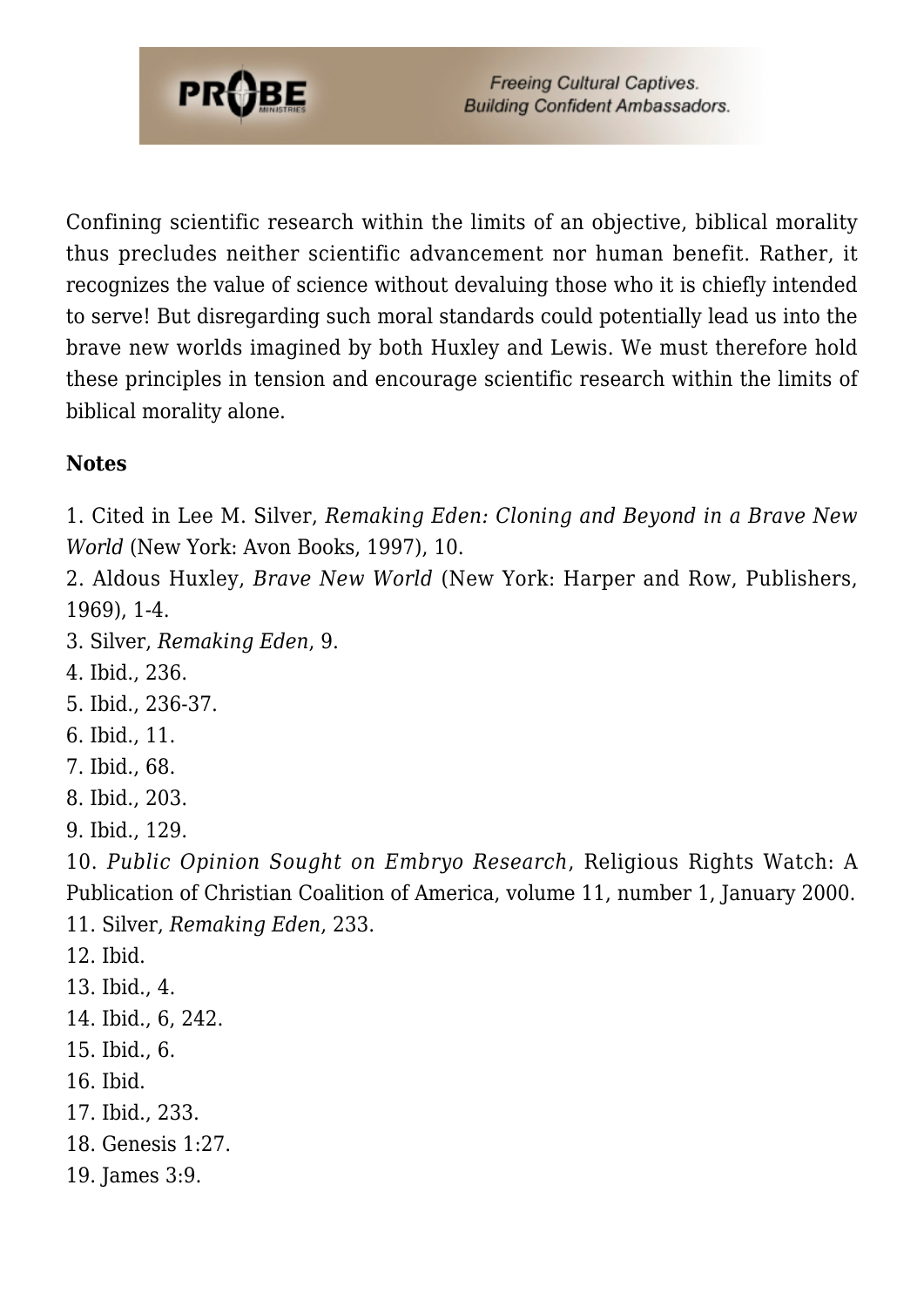Confining scientific research within the limits of an objective, biblical morality thus precludes neither scientific advancement nor human benefit. Rather, it recognizes the value of science without devaluing those who it is chiefly intended to serve! But disregarding such moral standards could potentially lead us into the brave new worlds imagined by both Huxley and Lewis. We must therefore hold these principles in tension and encourage scientific research within the limits of biblical morality alone.

**Notes**

1. Cited in Lee M. Silver, *Remaking Eden: Cloning and Beyond in a Brave New World* (New York: Avon Books, 1997), 10.
2. Aldous Huxley, *Brave New World* (New York: Harper and Row, Publishers, 1969), 1-4.
3. Silver, *Remaking Eden*, 9.
4. Ibid., 236.
5. Ibid., 236-37.
6. Ibid., 11.
7. Ibid., 68.
8. Ibid., 203.
9. Ibid., 129.
10. *Public Opinion Sought on Embryo Research*, Religious Rights Watch: A Publication of Christian Coalition of America, volume 11, number 1, January 2000.
11. Silver, *Remaking Eden*, 233.
12. Ibid.
13. Ibid., 4.
14. Ibid., 6, 242.
15. Ibid., 6.
16. Ibid.
17. Ibid., 233.
18. Genesis 1:27.
19. James 3:9.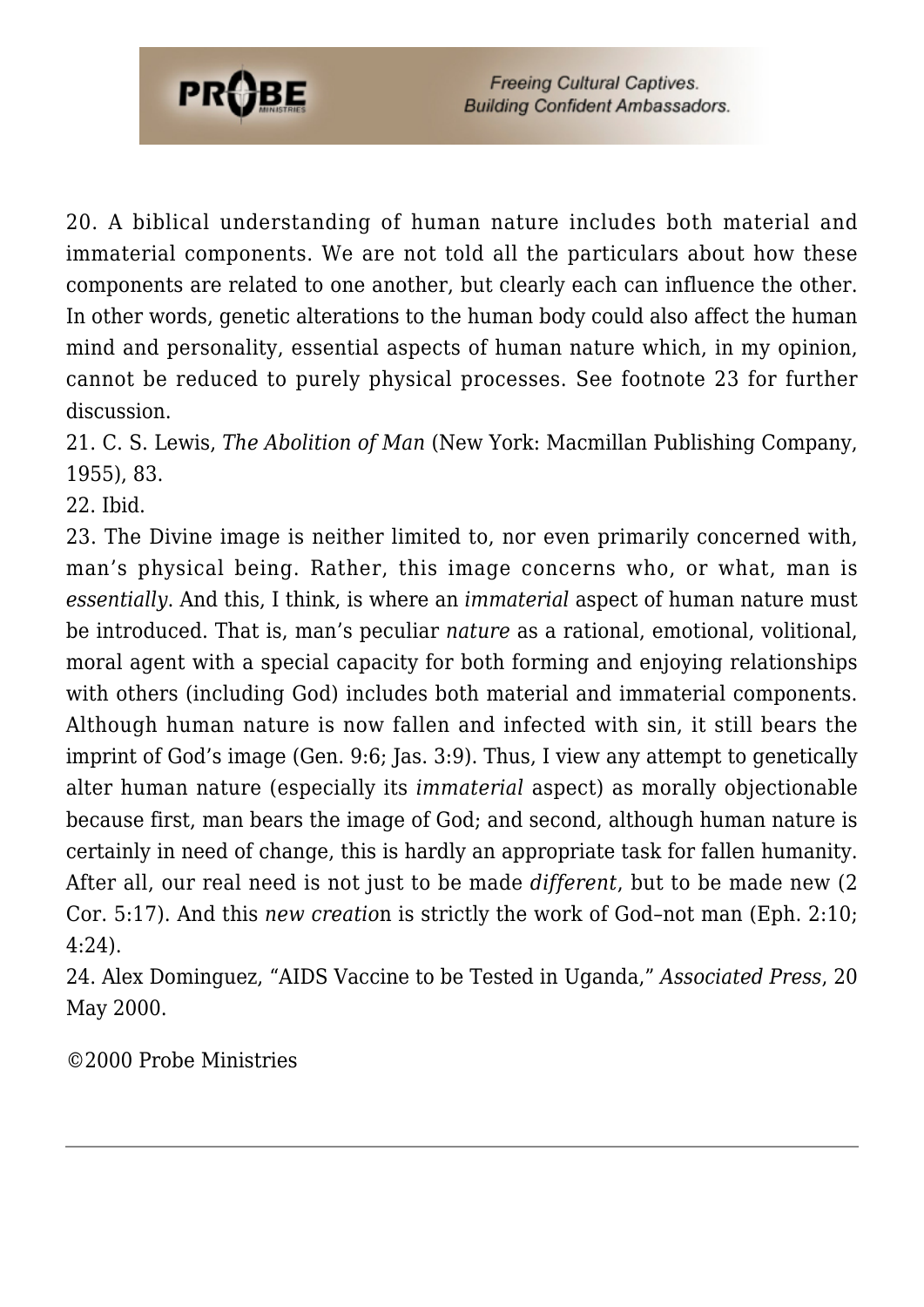20. A biblical understanding of human nature includes both material and immaterial components. We are not told all the particulars about how these components are related to one another, but clearly each can influence the other. In other words, genetic alterations to the human body could also affect the human mind and personality, essential aspects of human nature which, in my opinion, cannot be reduced to purely physical processes. See footnote 23 for further discussion.

21. C. S. Lewis, *The Abolition of Man* (New York: Macmillan Publishing Company, 1955), 83.

22. Ibid.

23. The Divine image is neither limited to, nor even primarily concerned with, man's physical being. Rather, this image concerns who, or what, man is *essentially*. And this, I think, is where an *immaterial* aspect of human nature must be introduced. That is, man's peculiar *nature* as a rational, emotional, volitional, moral agent with a special capacity for both forming and enjoying relationships with others (including God) includes both material and immaterial components. Although human nature is now fallen and infected with sin, it still bears the imprint of God's image (Gen. 9:6; Jas. 3:9). Thus, I view any attempt to genetically alter human nature (especially its *immaterial* aspect) as morally objectionable because first, man bears the image of God; and second, although human nature is certainly in need of change, this is hardly an appropriate task for fallen humanity. After all, our real need is not just to be made *different*, but to be made new (2 Cor. 5:17). And this *new creatio*n is strictly the work of God–not man (Eph. 2:10; 4:24).

24. Alex Dominguez, "AIDS Vaccine to be Tested in Uganda," *Associated Press*, 20 May 2000.

©2000 Probe Ministries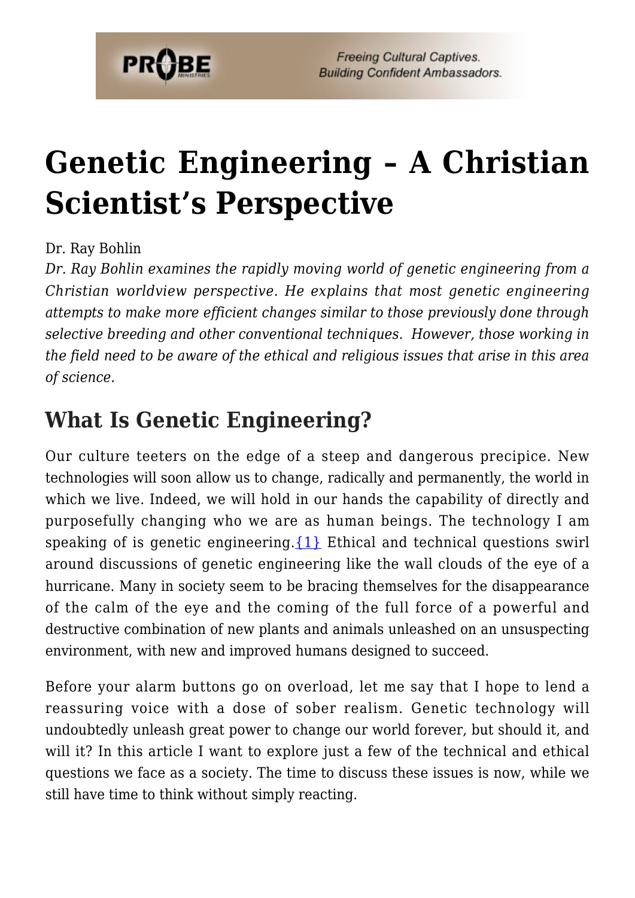# Genetic Engineering – A Christian Scientist's Perspective

Dr. Ray Bohlin

*Dr. Ray Bohlin examines the rapidly moving world of genetic engineering from a Christian worldview perspective. He explains that most genetic engineering attempts to make more efficient changes similar to those previously done through selective breeding and other conventional techniques. However, those working in the field need to be aware of the ethical and religious issues that arise in this area of science.*

## What Is Genetic Engineering?

Our culture teeters on the edge of a steep and dangerous precipice. New technologies will soon allow us to change, radically and permanently, the world in which we live. Indeed, we will hold in our hands the capability of directly and purposefully changing who we are as human beings. The technology I am speaking of is genetic engineering.{1} Ethical and technical questions swirl around discussions of genetic engineering like the wall clouds of the eye of a hurricane. Many in society seem to be bracing themselves for the disappearance of the calm of the eye and the coming of the full force of a powerful and destructive combination of new plants and animals unleashed on an unsuspecting environment, with new and improved humans designed to succeed.

Before your alarm buttons go on overload, let me say that I hope to lend a reassuring voice with a dose of sober realism. Genetic technology will undoubtedly unleash great power to change our world forever, but should it, and will it? In this article I want to explore just a few of the technical and ethical questions we face as a society. The time to discuss these issues is now, while we still have time to think without simply reacting.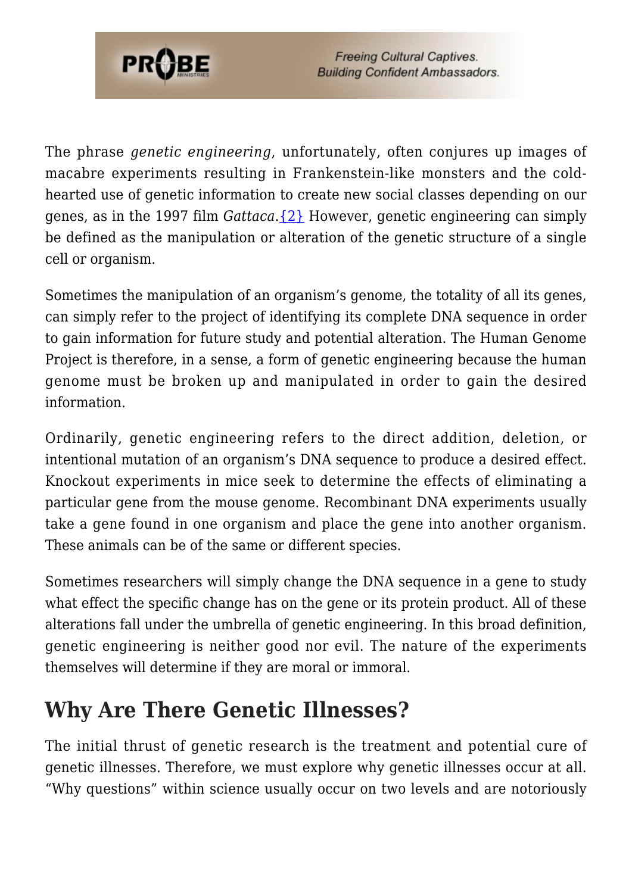The phrase *genetic engineering*, unfortunately, often conjures up images of macabre experiments resulting in Frankenstein-like monsters and the cold-hearted use of genetic information to create new social classes depending on our genes, as in the 1997 film *Gattaca*.{2} However, genetic engineering can simply be defined as the manipulation or alteration of the genetic structure of a single cell or organism.

Sometimes the manipulation of an organism's genome, the totality of all its genes, can simply refer to the project of identifying its complete DNA sequence in order to gain information for future study and potential alteration. The Human Genome Project is therefore, in a sense, a form of genetic engineering because the human genome must be broken up and manipulated in order to gain the desired information.

Ordinarily, genetic engineering refers to the direct addition, deletion, or intentional mutation of an organism's DNA sequence to produce a desired effect. Knockout experiments in mice seek to determine the effects of eliminating a particular gene from the mouse genome. Recombinant DNA experiments usually take a gene found in one organism and place the gene into another organism. These animals can be of the same or different species.

Sometimes researchers will simply change the DNA sequence in a gene to study what effect the specific change has on the gene or its protein product. All of these alterations fall under the umbrella of genetic engineering. In this broad definition, genetic engineering is neither good nor evil. The nature of the experiments themselves will determine if they are moral or immoral.

## Why Are There Genetic Illnesses?

The initial thrust of genetic research is the treatment and potential cure of genetic illnesses. Therefore, we must explore why genetic illnesses occur at all. "Why questions" within science usually occur on two levels and are notoriously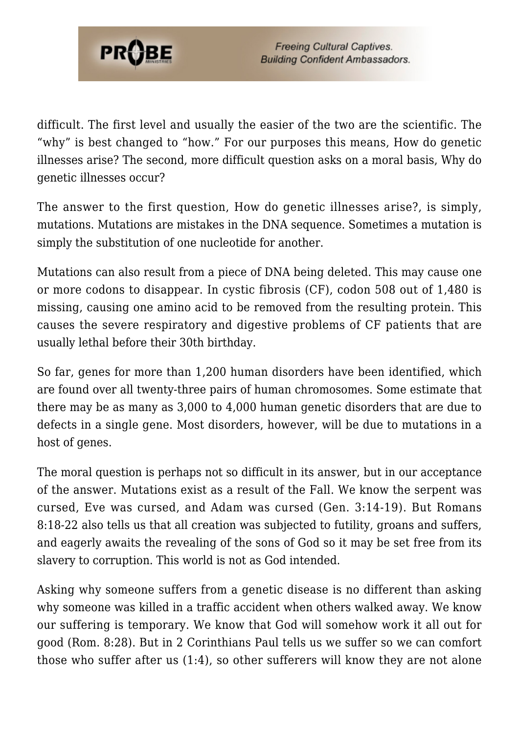difficult. The first level and usually the easier of the two are the scientific. The "why" is best changed to "how." For our purposes this means, How do genetic illnesses arise? The second, more difficult question asks on a moral basis, Why do genetic illnesses occur?

The answer to the first question, How do genetic illnesses arise?, is simply, mutations. Mutations are mistakes in the DNA sequence. Sometimes a mutation is simply the substitution of one nucleotide for another.

Mutations can also result from a piece of DNA being deleted. This may cause one or more codons to disappear. In cystic fibrosis (CF), codon 508 out of 1,480 is missing, causing one amino acid to be removed from the resulting protein. This causes the severe respiratory and digestive problems of CF patients that are usually lethal before their 30th birthday.

So far, genes for more than 1,200 human disorders have been identified, which are found over all twenty-three pairs of human chromosomes. Some estimate that there may be as many as 3,000 to 4,000 human genetic disorders that are due to defects in a single gene. Most disorders, however, will be due to mutations in a host of genes.

The moral question is perhaps not so difficult in its answer, but in our acceptance of the answer. Mutations exist as a result of the Fall. We know the serpent was cursed, Eve was cursed, and Adam was cursed (Gen. 3:14-19). But Romans 8:18-22 also tells us that all creation was subjected to futility, groans and suffers, and eagerly awaits the revealing of the sons of God so it may be set free from its slavery to corruption. This world is not as God intended.

Asking why someone suffers from a genetic disease is no different than asking why someone was killed in a traffic accident when others walked away. We know our suffering is temporary. We know that God will somehow work it all out for good (Rom. 8:28). But in 2 Corinthians Paul tells us we suffer so we can comfort those who suffer after us (1:4), so other sufferers will know they are not alone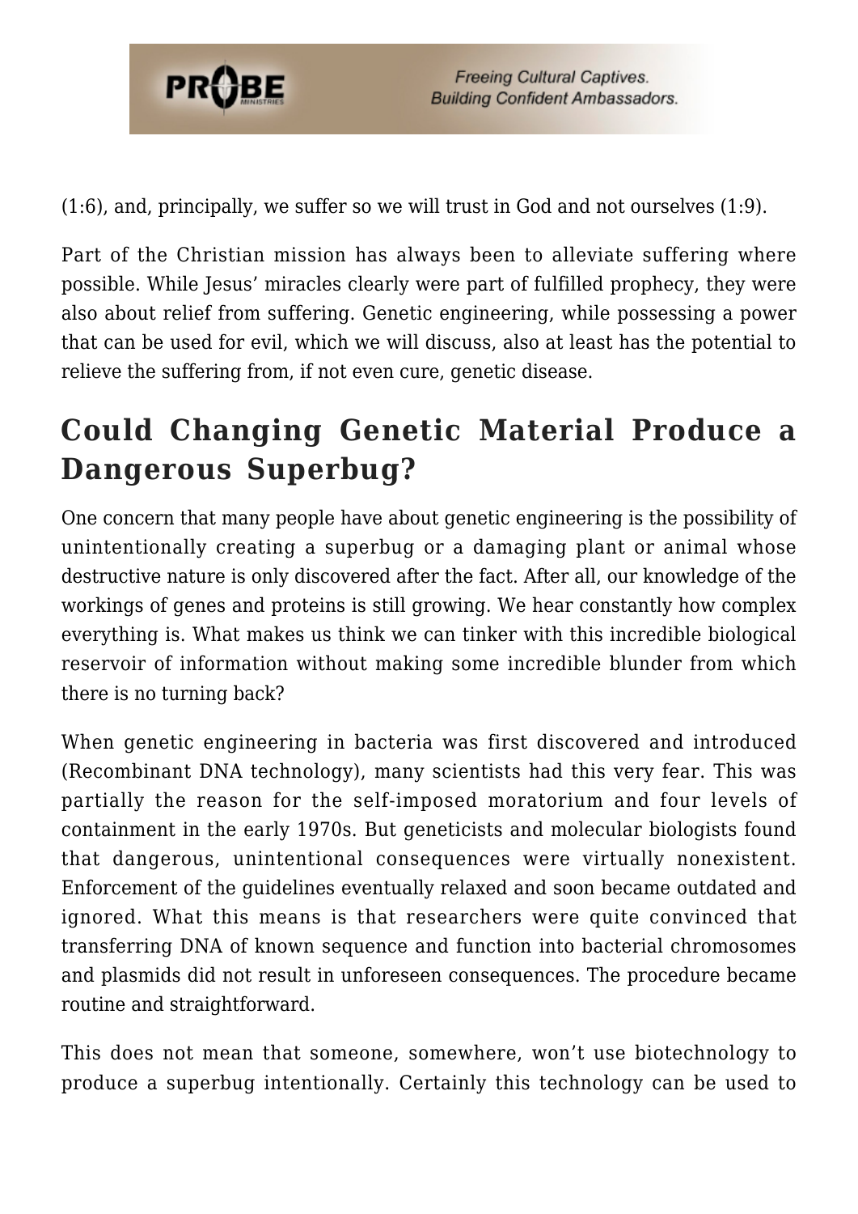(1:6), and, principally, we suffer so we will trust in God and not ourselves (1:9).

Part of the Christian mission has always been to alleviate suffering where possible. While Jesus' miracles clearly were part of fulfilled prophecy, they were also about relief from suffering. Genetic engineering, while possessing a power that can be used for evil, which we will discuss, also at least has the potential to relieve the suffering from, if not even cure, genetic disease.

## Could Changing Genetic Material Produce a Dangerous Superbug?

One concern that many people have about genetic engineering is the possibility of unintentionally creating a superbug or a damaging plant or animal whose destructive nature is only discovered after the fact. After all, our knowledge of the workings of genes and proteins is still growing. We hear constantly how complex everything is. What makes us think we can tinker with this incredible biological reservoir of information without making some incredible blunder from which there is no turning back?

When genetic engineering in bacteria was first discovered and introduced (Recombinant DNA technology), many scientists had this very fear. This was partially the reason for the self-imposed moratorium and four levels of containment in the early 1970s. But geneticists and molecular biologists found that dangerous, unintentional consequences were virtually nonexistent. Enforcement of the guidelines eventually relaxed and soon became outdated and ignored. What this means is that researchers were quite convinced that transferring DNA of known sequence and function into bacterial chromosomes and plasmids did not result in unforeseen consequences. The procedure became routine and straightforward.

This does not mean that someone, somewhere, won't use biotechnology to produce a superbug intentionally. Certainly this technology can be used to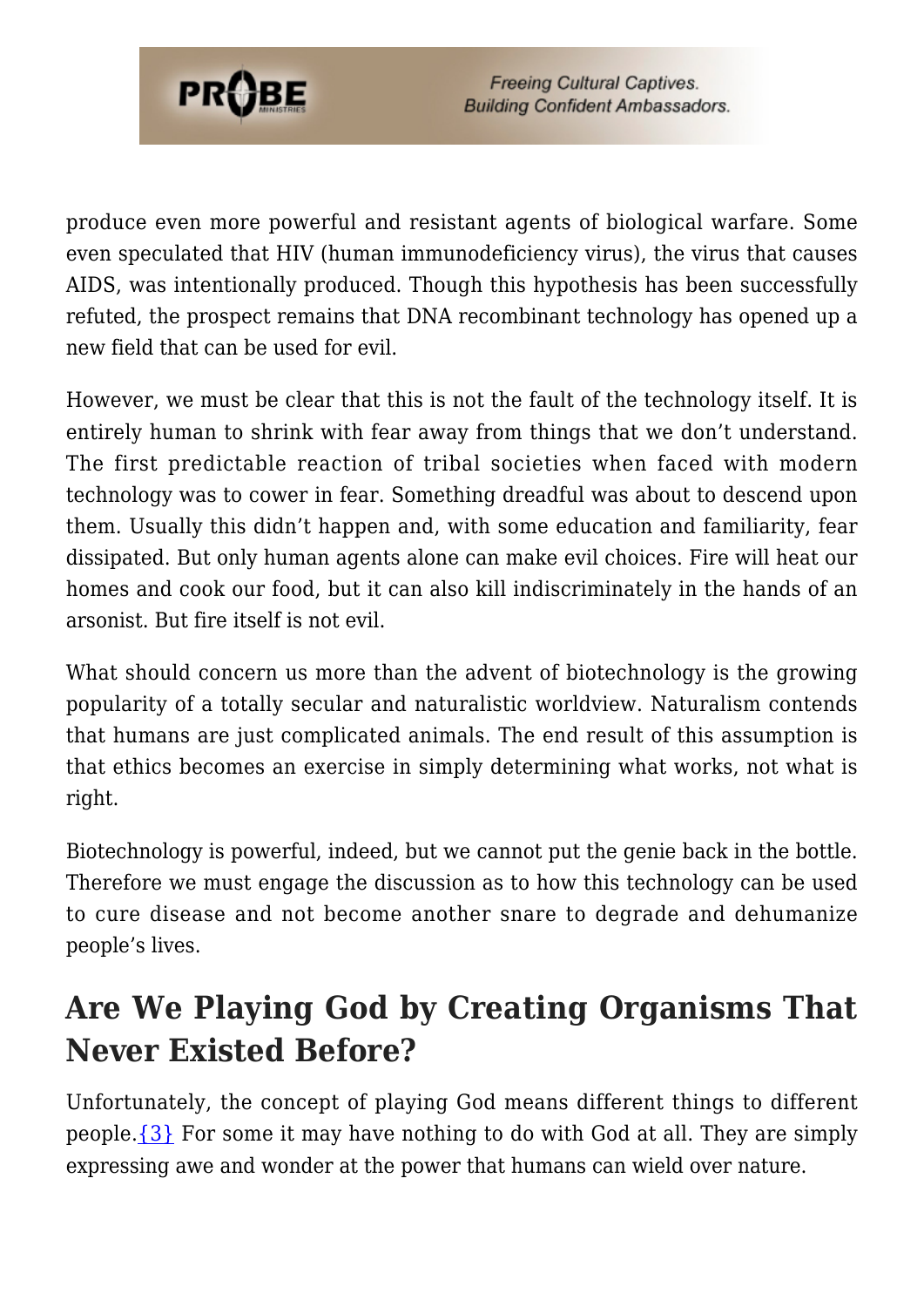produce even more powerful and resistant agents of biological warfare. Some even speculated that HIV (human immunodeficiency virus), the virus that causes AIDS, was intentionally produced. Though this hypothesis has been successfully refuted, the prospect remains that DNA recombinant technology has opened up a new field that can be used for evil.

However, we must be clear that this is not the fault of the technology itself. It is entirely human to shrink with fear away from things that we don't understand. The first predictable reaction of tribal societies when faced with modern technology was to cower in fear. Something dreadful was about to descend upon them. Usually this didn't happen and, with some education and familiarity, fear dissipated. But only human agents alone can make evil choices. Fire will heat our homes and cook our food, but it can also kill indiscriminately in the hands of an arsonist. But fire itself is not evil.

What should concern us more than the advent of biotechnology is the growing popularity of a totally secular and naturalistic worldview. Naturalism contends that humans are just complicated animals. The end result of this assumption is that ethics becomes an exercise in simply determining what works, not what is right.

Biotechnology is powerful, indeed, but we cannot put the genie back in the bottle. Therefore we must engage the discussion as to how this technology can be used to cure disease and not become another snare to degrade and dehumanize people's lives.

## Are We Playing God by Creating Organisms That Never Existed Before?

Unfortunately, the concept of playing God means different things to different people.{3} For some it may have nothing to do with God at all. They are simply expressing awe and wonder at the power that humans can wield over nature.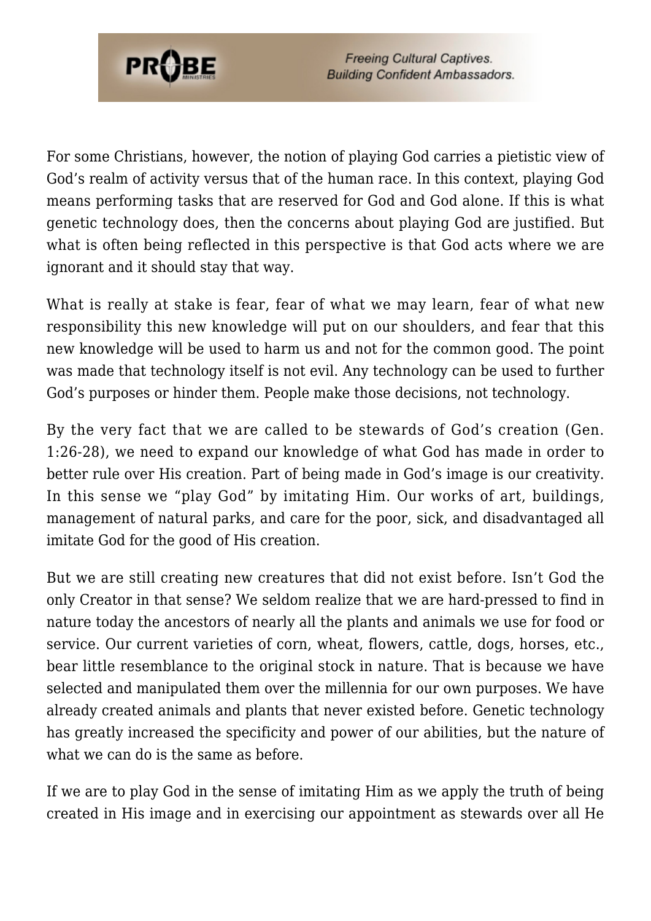For some Christians, however, the notion of playing God carries a pietistic view of God's realm of activity versus that of the human race. In this context, playing God means performing tasks that are reserved for God and God alone. If this is what genetic technology does, then the concerns about playing God are justified. But what is often being reflected in this perspective is that God acts where we are ignorant and it should stay that way.

What is really at stake is fear, fear of what we may learn, fear of what new responsibility this new knowledge will put on our shoulders, and fear that this new knowledge will be used to harm us and not for the common good. The point was made that technology itself is not evil. Any technology can be used to further God's purposes or hinder them. People make those decisions, not technology.

By the very fact that we are called to be stewards of God's creation (Gen. 1:26-28), we need to expand our knowledge of what God has made in order to better rule over His creation. Part of being made in God's image is our creativity. In this sense we "play God" by imitating Him. Our works of art, buildings, management of natural parks, and care for the poor, sick, and disadvantaged all imitate God for the good of His creation.

But we are still creating new creatures that did not exist before. Isn't God the only Creator in that sense? We seldom realize that we are hard-pressed to find in nature today the ancestors of nearly all the plants and animals we use for food or service. Our current varieties of corn, wheat, flowers, cattle, dogs, horses, etc., bear little resemblance to the original stock in nature. That is because we have selected and manipulated them over the millennia for our own purposes. We have already created animals and plants that never existed before. Genetic technology has greatly increased the specificity and power of our abilities, but the nature of what we can do is the same as before.

If we are to play God in the sense of imitating Him as we apply the truth of being created in His image and in exercising our appointment as stewards over all He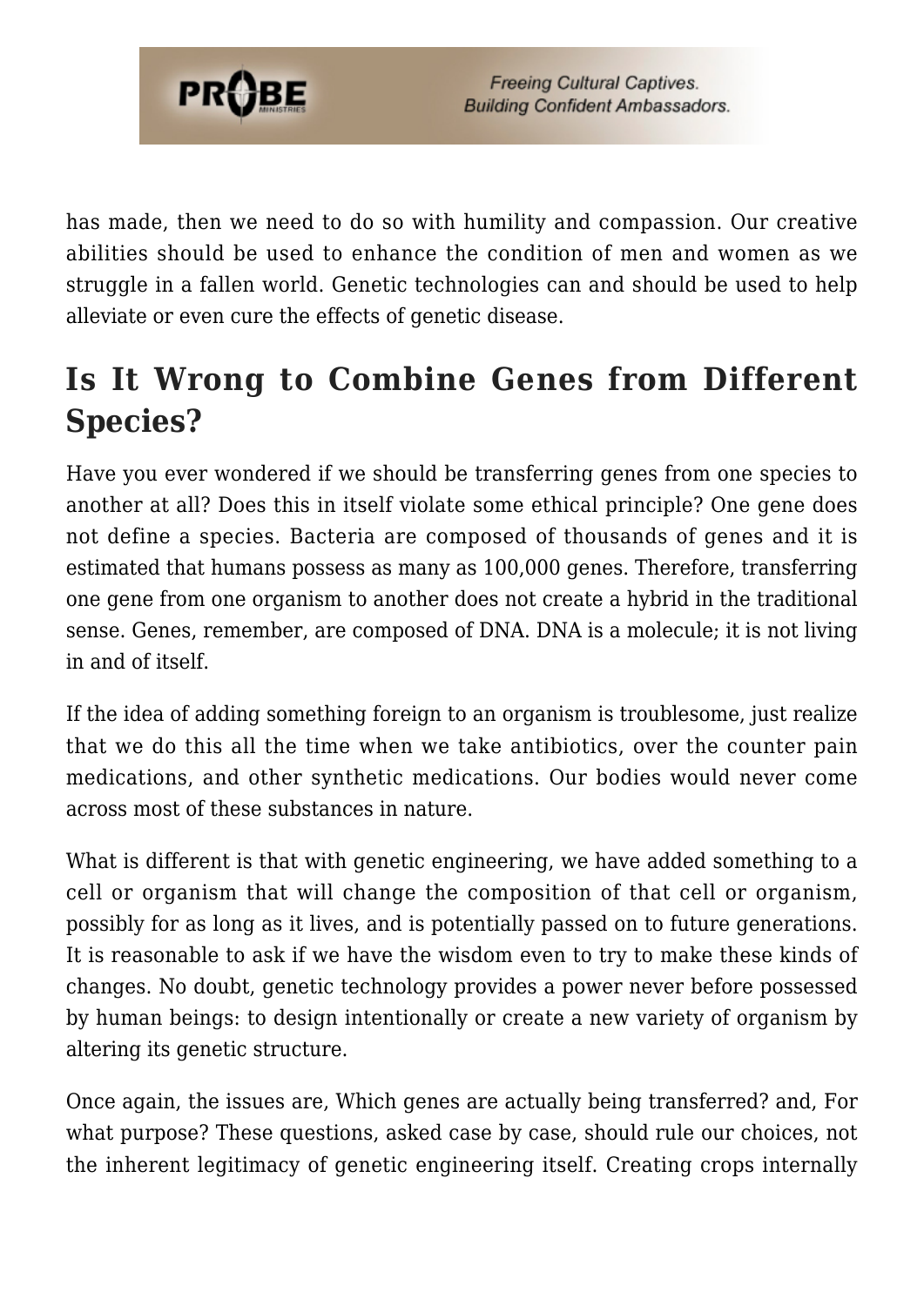has made, then we need to do so with humility and compassion. Our creative abilities should be used to enhance the condition of men and women as we struggle in a fallen world. Genetic technologies can and should be used to help alleviate or even cure the effects of genetic disease.

## Is It Wrong to Combine Genes from Different Species?

Have you ever wondered if we should be transferring genes from one species to another at all? Does this in itself violate some ethical principle? One gene does not define a species. Bacteria are composed of thousands of genes and it is estimated that humans possess as many as 100,000 genes. Therefore, transferring one gene from one organism to another does not create a hybrid in the traditional sense. Genes, remember, are composed of DNA. DNA is a molecule; it is not living in and of itself.

If the idea of adding something foreign to an organism is troublesome, just realize that we do this all the time when we take antibiotics, over the counter pain medications, and other synthetic medications. Our bodies would never come across most of these substances in nature.

What is different is that with genetic engineering, we have added something to a cell or organism that will change the composition of that cell or organism, possibly for as long as it lives, and is potentially passed on to future generations. It is reasonable to ask if we have the wisdom even to try to make these kinds of changes. No doubt, genetic technology provides a power never before possessed by human beings: to design intentionally or create a new variety of organism by altering its genetic structure.

Once again, the issues are, Which genes are actually being transferred? and, For what purpose? These questions, asked case by case, should rule our choices, not the inherent legitimacy of genetic engineering itself. Creating crops internally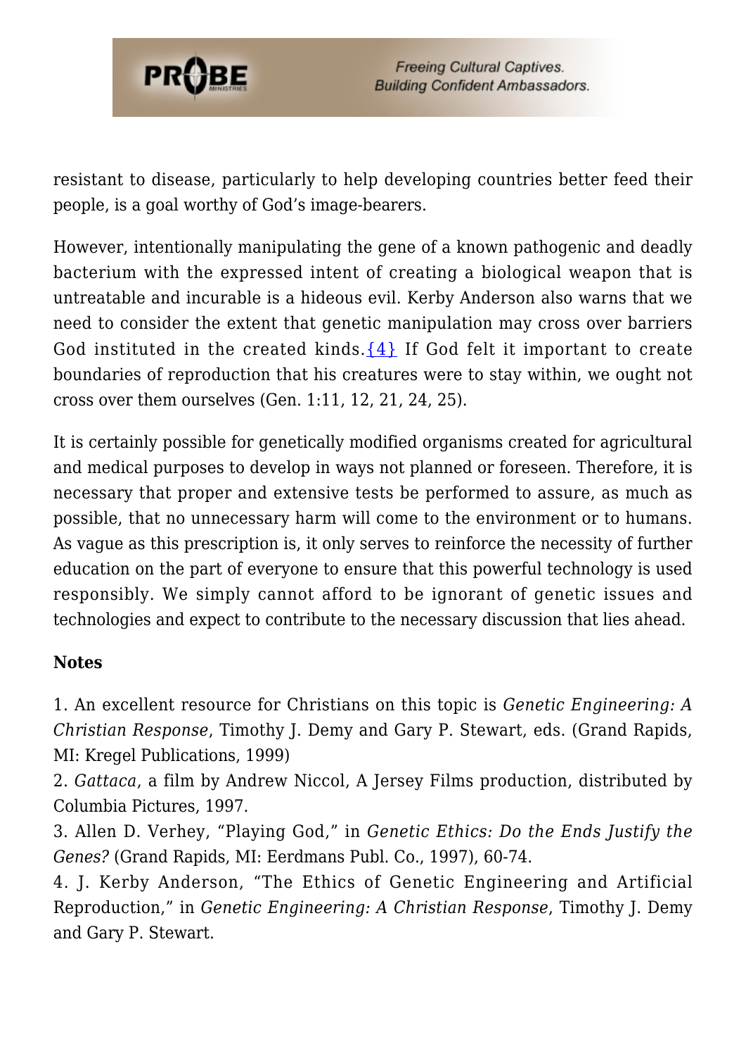resistant to disease, particularly to help developing countries better feed their people, is a goal worthy of God's image-bearers.

However, intentionally manipulating the gene of a known pathogenic and deadly bacterium with the expressed intent of creating a biological weapon that is untreatable and incurable is a hideous evil. Kerby Anderson also warns that we need to consider the extent that genetic manipulation may cross over barriers God instituted in the created kinds.{4} If God felt it important to create boundaries of reproduction that his creatures were to stay within, we ought not cross over them ourselves (Gen. 1:11, 12, 21, 24, 25).

It is certainly possible for genetically modified organisms created for agricultural and medical purposes to develop in ways not planned or foreseen. Therefore, it is necessary that proper and extensive tests be performed to assure, as much as possible, that no unnecessary harm will come to the environment or to humans. As vague as this prescription is, it only serves to reinforce the necessity of further education on the part of everyone to ensure that this powerful technology is used responsibly. We simply cannot afford to be ignorant of genetic issues and technologies and expect to contribute to the necessary discussion that lies ahead.

**Notes**

1. An excellent resource for Christians on this topic is *Genetic Engineering: A Christian Response*, Timothy J. Demy and Gary P. Stewart, eds. (Grand Rapids, MI: Kregel Publications, 1999)
2. *Gattaca*, a film by Andrew Niccol, A Jersey Films production, distributed by Columbia Pictures, 1997.
3. Allen D. Verhey, "Playing God," in *Genetic Ethics: Do the Ends Justify the Genes?* (Grand Rapids, MI: Eerdmans Publ. Co., 1997), 60-74.
4. J. Kerby Anderson, "The Ethics of Genetic Engineering and Artificial Reproduction," in *Genetic Engineering: A Christian Response*, Timothy J. Demy and Gary P. Stewart.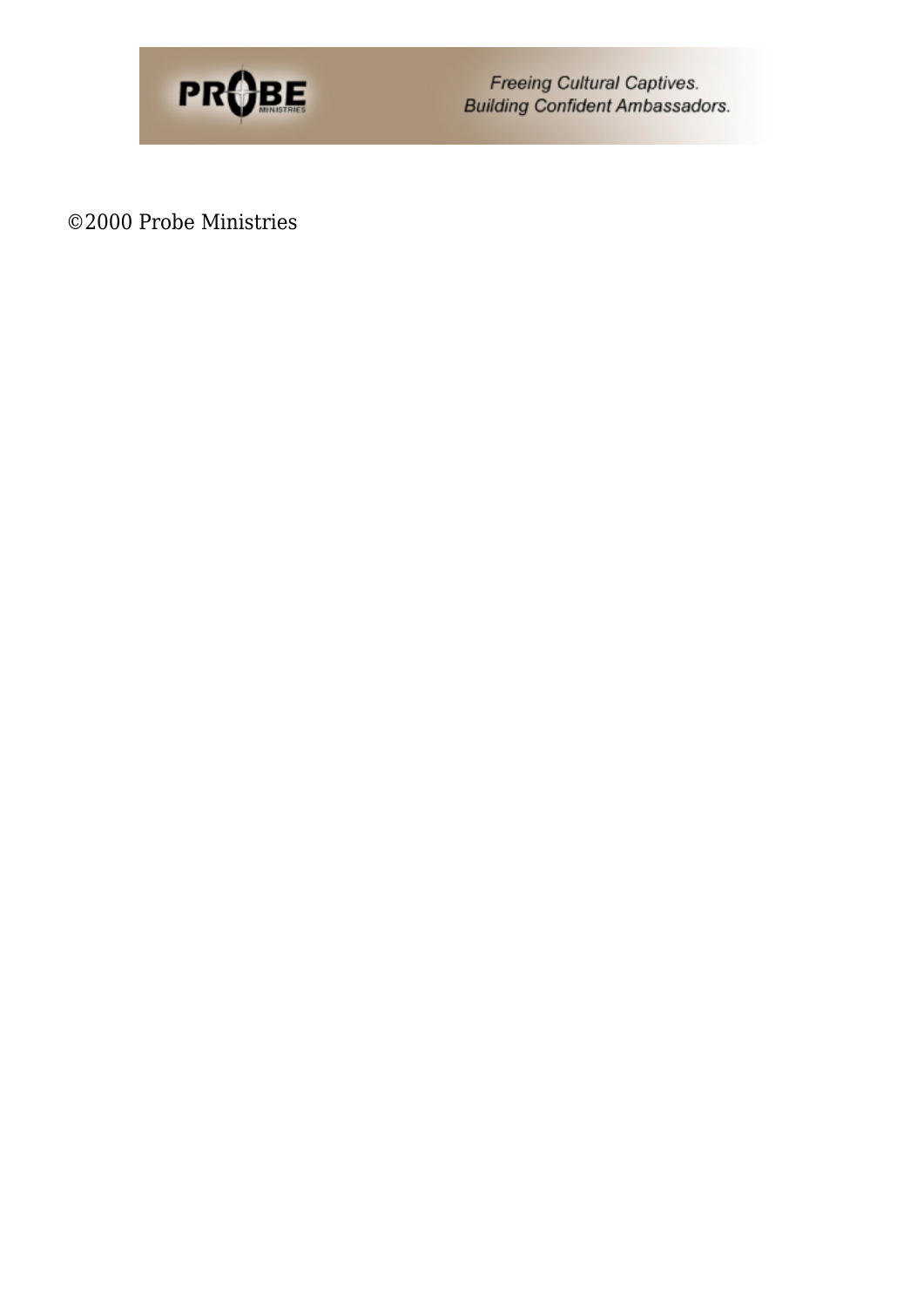©2000 Probe Ministries